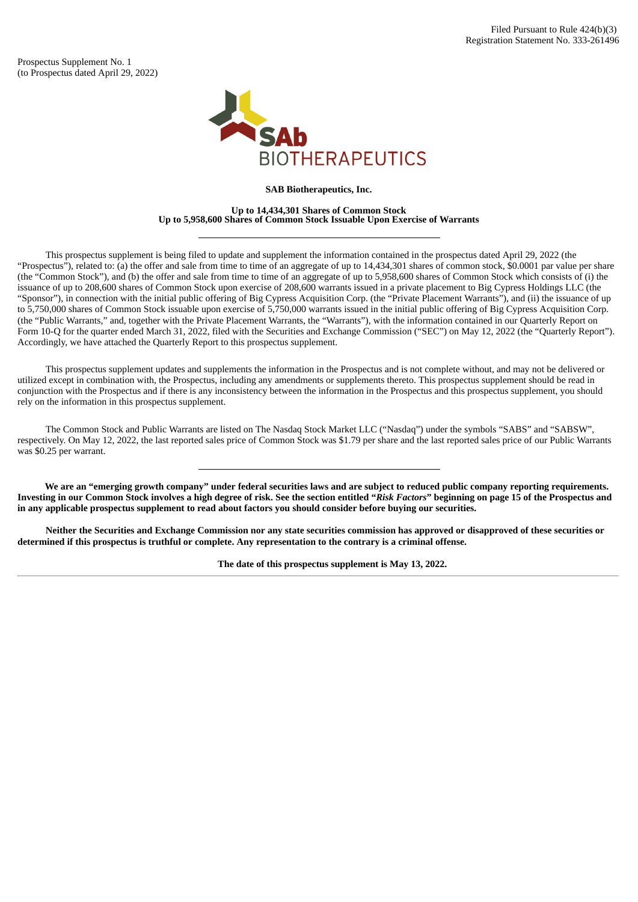Filed Pursuant to Rule 424(b)(3)
Registration Statement No. 333-261496

Prospectus Supplement No. 1
(to Prospectus dated April 29, 2022)

SAb BIOTHERAPEUTICS

**SAB Biotherapeutics, Inc.**

**Up to 14,434,301 Shares of Common Stock**
**Up to 5,958,600 Shares of Common Stock Issuable Upon Exercise of Warrants**

---

This prospectus supplement is being filed to update and supplement the information contained in the prospectus dated April 29, 2022 (the "Prospectus"), related to: (a) the offer and sale from time to time of an aggregate of up to 14,434,301 shares of common stock, $0.0001 par value per share (the "Common Stock"), and (b) the offer and sale from time to time of an aggregate of up to 5,958,600 shares of Common Stock which consists of (i) the issuance of up to 208,600 shares of Common Stock upon exercise of 208,600 warrants issued in a private placement to Big Cypress Holdings LLC (the "Sponsor"), in connection with the initial public offering of Big Cypress Acquisition Corp. (the "Private Placement Warrants"), and (ii) the issuance of up to 5,750,000 shares of Common Stock issuable upon exercise of 5,750,000 warrants issued in the initial public offering of Big Cypress Acquisition Corp. (the "Public Warrants," and, together with the Private Placement Warrants, the "Warrants"), with the information contained in our Quarterly Report on Form 10-Q for the quarter ended March 31, 2022, filed with the Securities and Exchange Commission ("SEC") on May 12, 2022 (the "Quarterly Report"). Accordingly, we have attached the Quarterly Report to this prospectus supplement.

This prospectus supplement updates and supplements the information in the Prospectus and is not complete without, and may not be delivered or utilized except in combination with, the Prospectus, including any amendments or supplements thereto. This prospectus supplement should be read in conjunction with the Prospectus and if there is any inconsistency between the information in the Prospectus and this prospectus supplement, you should rely on the information in this prospectus supplement.

The Common Stock and Public Warrants are listed on The Nasdaq Stock Market LLC ("Nasdaq") under the symbols "SABS" and "SABSW", respectively. On May 12, 2022, the last reported sales price of Common Stock was $1.79 per share and the last reported sales price of our Public Warrants was $0.25 per warrant.

---

**We are an "emerging growth company" under federal securities laws and are subject to reduced public company reporting requirements. Investing in our Common Stock involves a high degree of risk. See the section entitled "*Risk Factors*" beginning on page 15 of the Prospectus and in any applicable prospectus supplement to read about factors you should consider before buying our securities.**

**Neither the Securities and Exchange Commission nor any state securities commission has approved or disapproved of these securities or determined if this prospectus is truthful or complete. Any representation to the contrary is a criminal offense.**

**The date of this prospectus supplement is May 13, 2022.**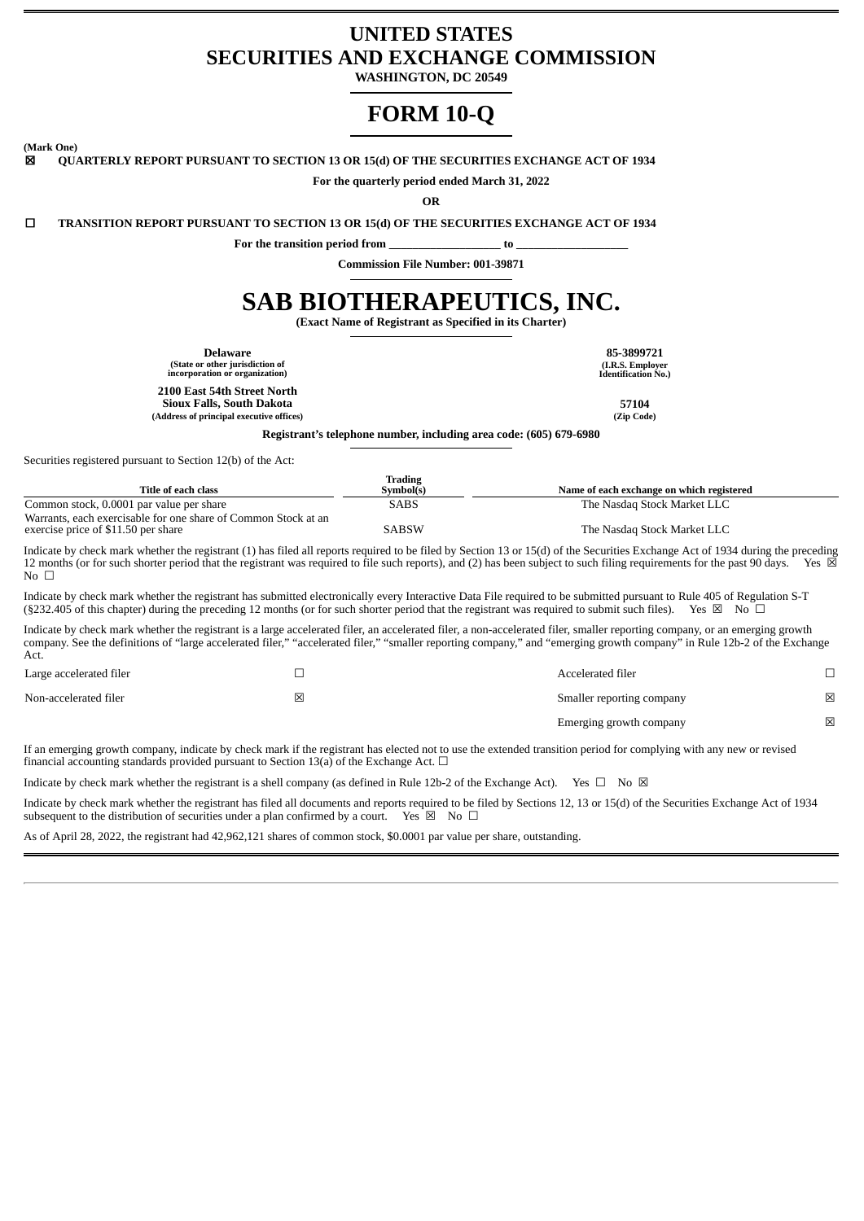# UNITED STATES
# SECURITIES AND EXCHANGE COMMISSION

**WASHINGTON, DC 20549**

# FORM 10-Q

**(Mark One)**

☒ **QUARTERLY REPORT PURSUANT TO SECTION 13 OR 15(d) OF THE SECURITIES EXCHANGE ACT OF 1934**

**For the quarterly period ended March 31, 2022**

**OR**

☐ **TRANSITION REPORT PURSUANT TO SECTION 13 OR 15(d) OF THE SECURITIES EXCHANGE ACT OF 1934**

**For the transition period from __________________ to __________________**

**Commission File Number: 001-39871**

# SAB BIOTHERAPEUTICS, INC.

**(Exact Name of Registrant as Specified in its Charter)**

| | |
|---|---|
| **Delaware**<br>**(State or other jurisdiction of incorporation or organization)** | **85-3899721**<br>**(I.R.S. Employer Identification No.)** |
| **2100 East 54th Street North**<br>**Sioux Falls, South Dakota**<br>**(Address of principal executive offices)** | **57104**<br>**(Zip Code)** |

**Registrant's telephone number, including area code: (605) 679-6980**

Securities registered pursuant to Section 12(b) of the Act:

| Title of each class | Trading Symbol(s) | Name of each exchange on which registered |
|---|---|---|
| Common stock, 0.0001 par value per share | SABS | The Nasdaq Stock Market LLC |
| Warrants, each exercisable for one share of Common Stock at an exercise price of $11.50 per share | SABSW | The Nasdaq Stock Market LLC |

Indicate by check mark whether the registrant (1) has filed all reports required to be filed by Section 13 or 15(d) of the Securities Exchange Act of 1934 during the preceding 12 months (or for such shorter period that the registrant was required to file such reports), and (2) has been subject to such filing requirements for the past 90 days. Yes ☒ No ☐

Indicate by check mark whether the registrant has submitted electronically every Interactive Data File required to be submitted pursuant to Rule 405 of Regulation S-T (§232.405 of this chapter) during the preceding 12 months (or for such shorter period that the registrant was required to submit such files). Yes ☒ No ☐

Indicate by check mark whether the registrant is a large accelerated filer, an accelerated filer, a non-accelerated filer, smaller reporting company, or an emerging growth company. See the definitions of "large accelerated filer," "accelerated filer," "smaller reporting company," and "emerging growth company" in Rule 12b-2 of the Exchange Act.

| | | | |
|---|---|---|---|
| Large accelerated filer | ☐ | Accelerated filer | ☐ |
| Non-accelerated filer | ☒ | Smaller reporting company | ☒ |
| | | Emerging growth company | ☒ |

If an emerging growth company, indicate by check mark if the registrant has elected not to use the extended transition period for complying with any new or revised financial accounting standards provided pursuant to Section 13(a) of the Exchange Act. ☐

Indicate by check mark whether the registrant is a shell company (as defined in Rule 12b-2 of the Exchange Act). Yes ☐ No ☒

Indicate by check mark whether the registrant has filed all documents and reports required to be filed by Sections 12, 13 or 15(d) of the Securities Exchange Act of 1934 subsequent to the distribution of securities under a plan confirmed by a court. Yes ☒ No ☐

As of April 28, 2022, the registrant had 42,962,121 shares of common stock, $0.0001 par value per share, outstanding.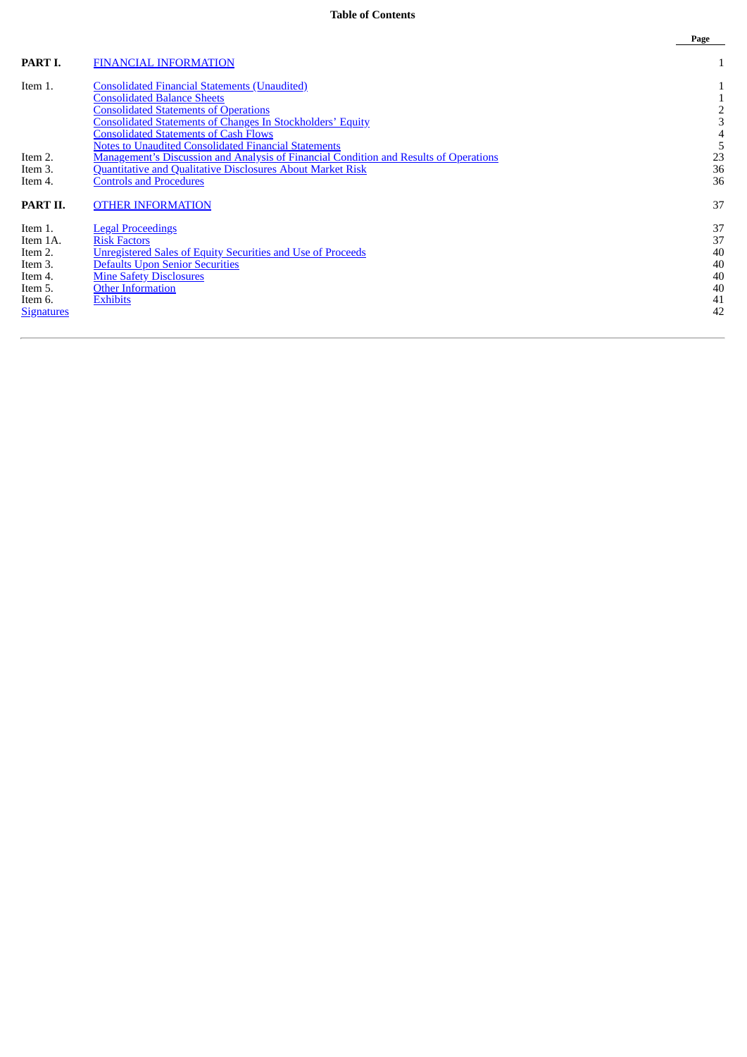# Table of Contents

| | | Page |
|---|---|---|
| **PART I.** | FINANCIAL INFORMATION | 1 |
| Item 1. | Consolidated Financial Statements (Unaudited) | 1 |
| | Consolidated Balance Sheets | 1 |
| | Consolidated Statements of Operations | 2 |
| | Consolidated Statements of Changes In Stockholders' Equity | 3 |
| | Consolidated Statements of Cash Flows | 4 |
| | Notes to Unaudited Consolidated Financial Statements | 5 |
| Item 2. | Management's Discussion and Analysis of Financial Condition and Results of Operations | 23 |
| Item 3. | Quantitative and Qualitative Disclosures About Market Risk | 36 |
| Item 4. | Controls and Procedures | 36 |
| **PART II.** | OTHER INFORMATION | 37 |
| Item 1. | Legal Proceedings | 37 |
| Item 1A. | Risk Factors | 37 |
| Item 2. | Unregistered Sales of Equity Securities and Use of Proceeds | 40 |
| Item 3. | Defaults Upon Senior Securities | 40 |
| Item 4. | Mine Safety Disclosures | 40 |
| Item 5. | Other Information | 40 |
| Item 6. | Exhibits | 41 |
| Signatures | | 42 |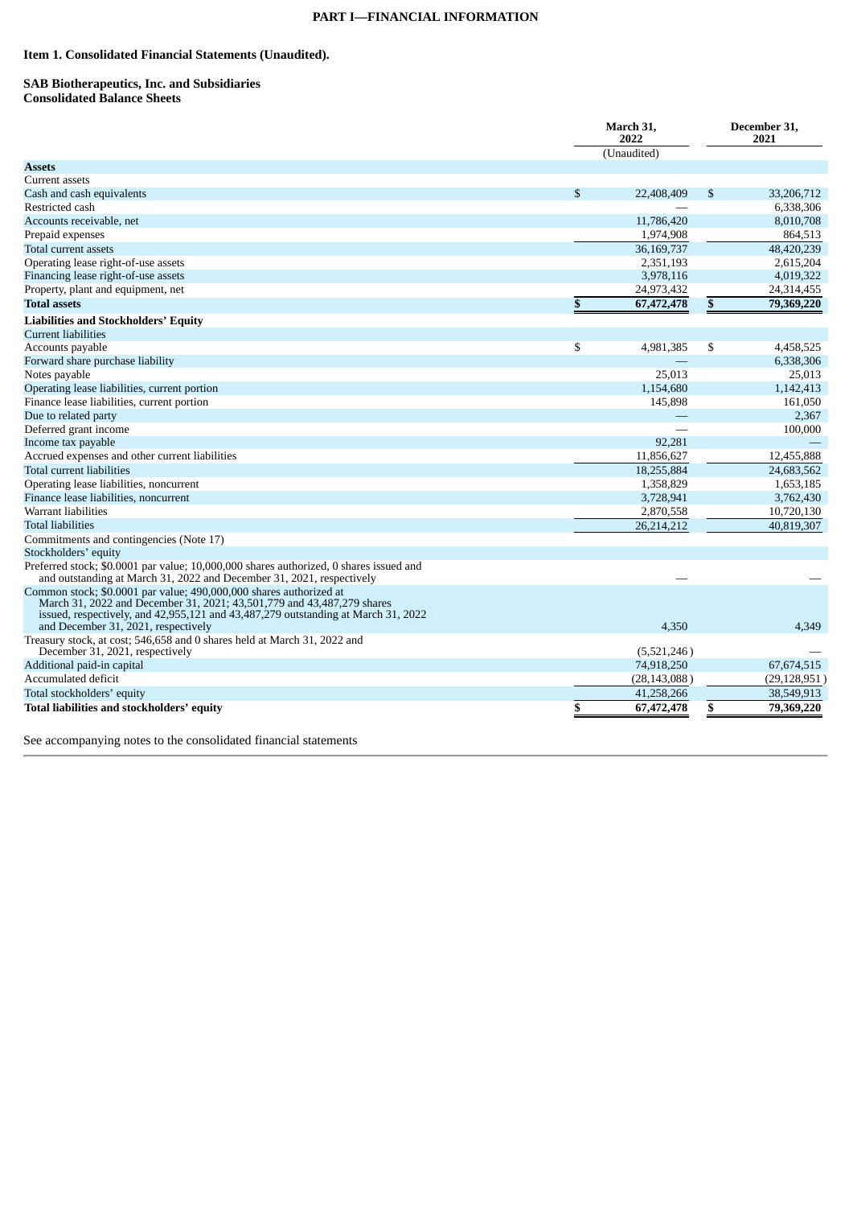# PART I—FINANCIAL INFORMATION

## Item 1. Consolidated Financial Statements (Unaudited).

**SAB Biotherapeutics, Inc. and Subsidiaries**
**Consolidated Balance Sheets**

| | March 31, 2022 (Unaudited) | December 31, 2021 |
|---|---|---|
| **Assets** | | |
| Current assets | | |
| Cash and cash equivalents | $ 22,408,409 | $ 33,206,712 |
| Restricted cash | — | 6,338,306 |
| Accounts receivable, net | 11,786,420 | 8,010,708 |
| Prepaid expenses | 1,974,908 | 864,513 |
| Total current assets | 36,169,737 | 48,420,239 |
| Operating lease right-of-use assets | 2,351,193 | 2,615,204 |
| Financing lease right-of-use assets | 3,978,116 | 4,019,322 |
| Property, plant and equipment, net | 24,973,432 | 24,314,455 |
| **Total assets** | **$ 67,472,478** | **$ 79,369,220** |
| **Liabilities and Stockholders' Equity** | | |
| Current liabilities | | |
| Accounts payable | $ 4,981,385 | $ 4,458,525 |
| Forward share purchase liability | — | 6,338,306 |
| Notes payable | 25,013 | 25,013 |
| Operating lease liabilities, current portion | 1,154,680 | 1,142,413 |
| Finance lease liabilities, current portion | 145,898 | 161,050 |
| Due to related party | — | 2,367 |
| Deferred grant income | — | 100,000 |
| Income tax payable | 92,281 | — |
| Accrued expenses and other current liabilities | 11,856,627 | 12,455,888 |
| Total current liabilities | 18,255,884 | 24,683,562 |
| Operating lease liabilities, noncurrent | 1,358,829 | 1,653,185 |
| Finance lease liabilities, noncurrent | 3,728,941 | 3,762,430 |
| Warrant liabilities | 2,870,558 | 10,720,130 |
| Total liabilities | 26,214,212 | 40,819,307 |
| Commitments and contingencies (Note 17) | | |
| Stockholders' equity | | |
| Preferred stock; $0.0001 par value; 10,000,000 shares authorized, 0 shares issued and and outstanding at March 31, 2022 and December 31, 2021, respectively | — | — |
| Common stock; $0.0001 par value; 490,000,000 shares authorized at March 31, 2022 and December 31, 2021; 43,501,779 and 43,487,279 shares issued, respectively, and 42,955,121 and 43,487,279 outstanding at March 31, 2022 and December 31, 2021, respectively | 4,350 | 4,349 |
| Treasury stock, at cost; 546,658 and 0 shares held at March 31, 2022 and December 31, 2021, respectively | (5,521,246) | — |
| Additional paid-in capital | 74,918,250 | 67,674,515 |
| Accumulated deficit | (28,143,088) | (29,128,951) |
| Total stockholders' equity | 41,258,266 | 38,549,913 |
| **Total liabilities and stockholders' equity** | **$ 67,472,478** | **$ 79,369,220** |

See accompanying notes to the consolidated financial statements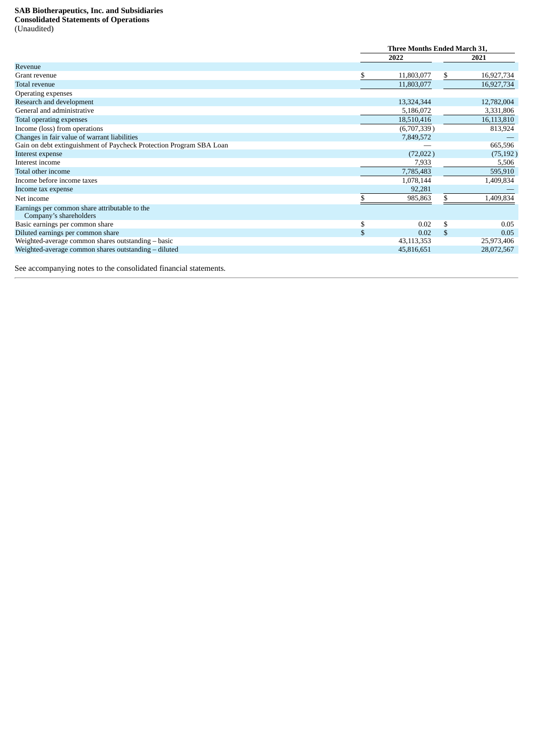**SAB Biotherapeutics, Inc. and Subsidiaries**
**Consolidated Statements of Operations**
(Unaudited)

| | Three Months Ended March 31, | |
|---|---|---|
| | 2022 | 2021 |
| Revenue | | |
| Grant revenue | $ 11,803,077 | $ 16,927,734 |
| Total revenue | 11,803,077 | 16,927,734 |
| Operating expenses | | |
| Research and development | 13,324,344 | 12,782,004 |
| General and administrative | 5,186,072 | 3,331,806 |
| Total operating expenses | 18,510,416 | 16,113,810 |
| Income (loss) from operations | (6,707,339 ) | 813,924 |
| Changes in fair value of warrant liabilities | 7,849,572 | — |
| Gain on debt extinguishment of Paycheck Protection Program SBA Loan | — | 665,596 |
| Interest expense | (72,022 ) | (75,192 ) |
| Interest income | 7,933 | 5,506 |
| Total other income | 7,785,483 | 595,910 |
| Income before income taxes | 1,078,144 | 1,409,834 |
| Income tax expense | 92,281 | — |
| Net income | $ 985,863 | $ 1,409,834 |
| Earnings per common share attributable to the Company's shareholders | | |
| Basic earnings per common share | $ 0.02 | $ 0.05 |
| Diluted earnings per common share | $ 0.02 | $ 0.05 |
| Weighted-average common shares outstanding – basic | 43,113,353 | 25,973,406 |
| Weighted-average common shares outstanding – diluted | 45,816,651 | 28,072,567 |

See accompanying notes to the consolidated financial statements.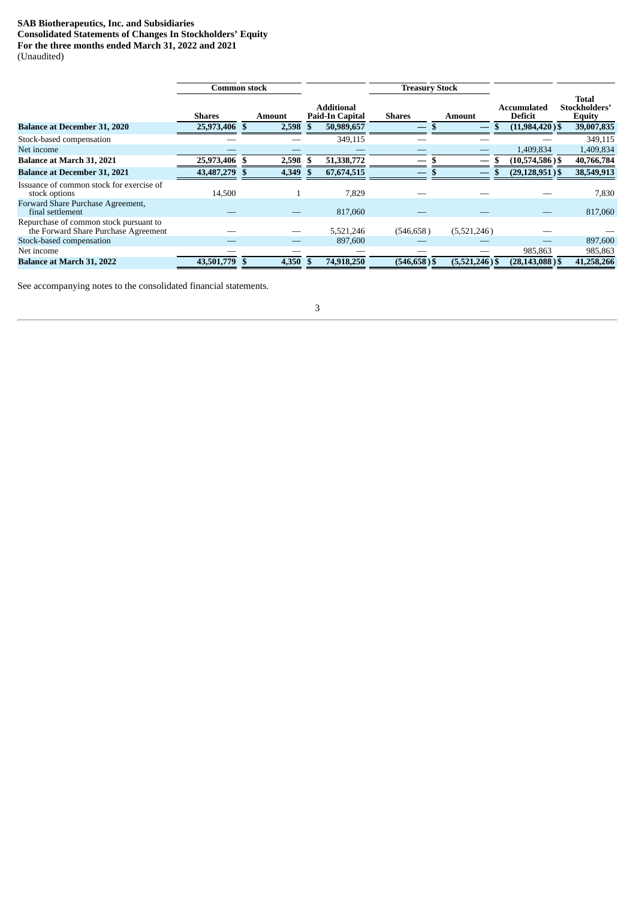**SAB Biotherapeutics, Inc. and Subsidiaries**
**Consolidated Statements of Changes In Stockholders' Equity**
**For the three months ended March 31, 2022 and 2021**
(Unaudited)

| | Common stock | | | Treasury Stock | | | |
|---|---|---|---|---|---|---|---|
| | Shares | Amount | Additional Paid-In Capital | Shares | Amount | Accumulated Deficit | Total Stockholders' Equity |
| **Balance at December 31, 2020** | **25,973,406** | **$ 2,598** | **$ 50,989,657** | **—** | **$ —** | **$ (11,984,420)** | **$ 39,007,835** |
| Stock-based compensation | — | — | 349,115 | — | — | — | 349,115 |
| Net income | — | — | — | — | — | 1,409,834 | 1,409,834 |
| **Balance at March 31, 2021** | **25,973,406** | **$ 2,598** | **$ 51,338,772** | **—** | **$ —** | **$ (10,574,586)** | **$ 40,766,784** |
| **Balance at December 31, 2021** | **43,487,279** | **$ 4,349** | **$ 67,674,515** | **—** | **$ —** | **$ (29,128,951)** | **$ 38,549,913** |
| Issuance of common stock for exercise of stock options | 14,500 | 1 | 7,829 | — | — | — | 7,830 |
| Forward Share Purchase Agreement, final settlement | — | — | 817,060 | — | — | — | 817,060 |
| Repurchase of common stock pursuant to the Forward Share Purchase Agreement | — | — | 5,521,246 | (546,658) | (5,521,246) | — | — |
| Stock-based compensation | — | — | 897,600 | — | — | — | 897,600 |
| Net income | — | — | — | — | — | 985,863 | 985,863 |
| **Balance at March 31, 2022** | **43,501,779** | **$ 4,350** | **$ 74,918,250** | **(546,658)** | **$ (5,521,246)** | **$ (28,143,088)** | **$ 41,258,266** |

See accompanying notes to the consolidated financial statements.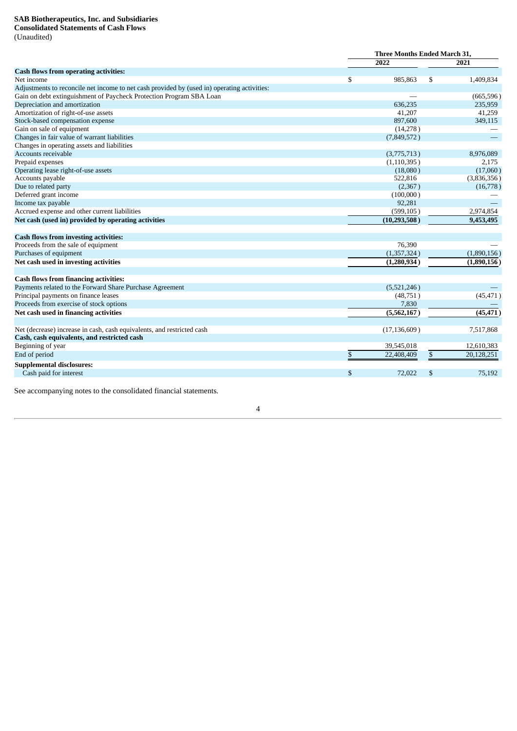**SAB Biotherapeutics, Inc. and Subsidiaries**
**Consolidated Statements of Cash Flows**
(Unaudited)

| | Three Months Ended March 31, | |
|---|---|---|
| | 2022 | 2021 |
| **Cash flows from operating activities:** | | |
| Net income | $ 985,863 | $ 1,409,834 |
| Adjustments to reconcile net income to net cash provided by (used in) operating activities: | | |
| Gain on debt extinguishment of Paycheck Protection Program SBA Loan | — | (665,596) |
| Depreciation and amortization | 636,235 | 235,959 |
| Amortization of right-of-use assets | 41,207 | 41,259 |
| Stock-based compensation expense | 897,600 | 349,115 |
| Gain on sale of equipment | (14,278) | — |
| Changes in fair value of warrant liabilities | (7,849,572) | — |
| Changes in operating assets and liabilities | | |
| Accounts receivable | (3,775,713) | 8,976,089 |
| Prepaid expenses | (1,110,395) | 2,175 |
| Operating lease right-of-use assets | (18,080) | (17,060) |
| Accounts payable | 522,816 | (3,836,356) |
| Due to related party | (2,367) | (16,778) |
| Deferred grant income | (100,000) | — |
| Income tax payable | 92,281 | — |
| Accrued expense and other current liabilities | (599,105) | 2,974,854 |
| **Net cash (used in) provided by operating activities** | **(10,293,508)** | **9,453,495** |
| **Cash flows from investing activities:** | | |
| Proceeds from the sale of equipment | 76,390 | — |
| Purchases of equipment | (1,357,324) | (1,890,156) |
| **Net cash used in investing activities** | **(1,280,934)** | **(1,890,156)** |
| **Cash flows from financing activities:** | | |
| Payments related to the Forward Share Purchase Agreement | (5,521,246) | — |
| Principal payments on finance leases | (48,751) | (45,471) |
| Proceeds from exercise of stock options | 7,830 | — |
| **Net cash used in financing activities** | **(5,562,167)** | **(45,471)** |
| Net (decrease) increase in cash, cash equivalents, and restricted cash | (17,136,609) | 7,517,868 |
| **Cash, cash equivalents, and restricted cash** | | |
| Beginning of year | 39,545,018 | 12,610,383 |
| End of period | $ 22,408,409 | $ 20,128,251 |
| **Supplemental disclosures:** | | |
| Cash paid for interest | $ 72,022 | $ 75,192 |

See accompanying notes to the consolidated financial statements.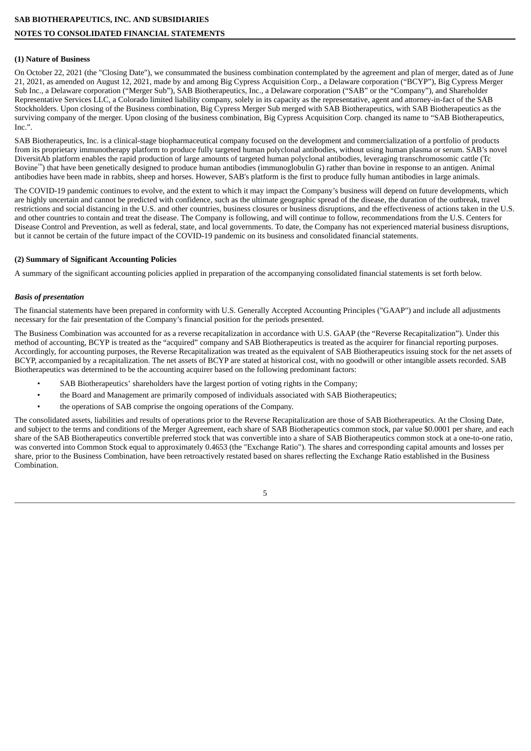**SAB BIOTHERAPEUTICS, INC. AND SUBSIDIARIES**

**NOTES TO CONSOLIDATED FINANCIAL STATEMENTS**

**(1) Nature of Business**

On October 22, 2021 (the "Closing Date"), we consummated the business combination contemplated by the agreement and plan of merger, dated as of June 21, 2021, as amended on August 12, 2021, made by and among Big Cypress Acquisition Corp., a Delaware corporation ("BCYP"), Big Cypress Merger Sub Inc., a Delaware corporation ("Merger Sub"), SAB Biotherapeutics, Inc., a Delaware corporation ("SAB" or the "Company"), and Shareholder Representative Services LLC, a Colorado limited liability company, solely in its capacity as the representative, agent and attorney-in-fact of the SAB Stockholders. Upon closing of the Business combination, Big Cypress Merger Sub merged with SAB Biotherapeutics, with SAB Biotherapeutics as the surviving company of the merger. Upon closing of the business combination, Big Cypress Acquisition Corp. changed its name to "SAB Biotherapeutics, Inc.".

SAB Biotherapeutics, Inc. is a clinical-stage biopharmaceutical company focused on the development and commercialization of a portfolio of products from its proprietary immunotherapy platform to produce fully targeted human polyclonal antibodies, without using human plasma or serum. SAB's novel DiversitAb platform enables the rapid production of large amounts of targeted human polyclonal antibodies, leveraging transchromosomic cattle (Tc Bovine™) that have been genetically designed to produce human antibodies (immunoglobulin G) rather than bovine in response to an antigen. Animal antibodies have been made in rabbits, sheep and horses. However, SAB's platform is the first to produce fully human antibodies in large animals.

The COVID-19 pandemic continues to evolve, and the extent to which it may impact the Company's business will depend on future developments, which are highly uncertain and cannot be predicted with confidence, such as the ultimate geographic spread of the disease, the duration of the outbreak, travel restrictions and social distancing in the U.S. and other countries, business closures or business disruptions, and the effectiveness of actions taken in the U.S. and other countries to contain and treat the disease. The Company is following, and will continue to follow, recommendations from the U.S. Centers for Disease Control and Prevention, as well as federal, state, and local governments. To date, the Company has not experienced material business disruptions, but it cannot be certain of the future impact of the COVID-19 pandemic on its business and consolidated financial statements.

**(2) Summary of Significant Accounting Policies**

A summary of the significant accounting policies applied in preparation of the accompanying consolidated financial statements is set forth below.

***Basis of presentation***

The financial statements have been prepared in conformity with U.S. Generally Accepted Accounting Principles ("GAAP") and include all adjustments necessary for the fair presentation of the Company's financial position for the periods presented.

The Business Combination was accounted for as a reverse recapitalization in accordance with U.S. GAAP (the "Reverse Recapitalization"). Under this method of accounting, BCYP is treated as the "acquired" company and SAB Biotherapeutics is treated as the acquirer for financial reporting purposes. Accordingly, for accounting purposes, the Reverse Recapitalization was treated as the equivalent of SAB Biotherapeutics issuing stock for the net assets of BCYP, accompanied by a recapitalization. The net assets of BCYP are stated at historical cost, with no goodwill or other intangible assets recorded. SAB Biotherapeutics was determined to be the accounting acquirer based on the following predominant factors:

- SAB Biotherapeutics' shareholders have the largest portion of voting rights in the Company;
- the Board and Management are primarily composed of individuals associated with SAB Biotherapeutics;
- the operations of SAB comprise the ongoing operations of the Company.

The consolidated assets, liabilities and results of operations prior to the Reverse Recapitalization are those of SAB Biotherapeutics. At the Closing Date, and subject to the terms and conditions of the Merger Agreement, each share of SAB Biotherapeutics common stock, par value $0.0001 per share, and each share of the SAB Biotherapeutics convertible preferred stock that was convertible into a share of SAB Biotherapeutics common stock at a one-to-one ratio, was converted into Common Stock equal to approximately 0.4653 (the "Exchange Ratio"). The shares and corresponding capital amounts and losses per share, prior to the Business Combination, have been retroactively restated based on shares reflecting the Exchange Ratio established in the Business Combination.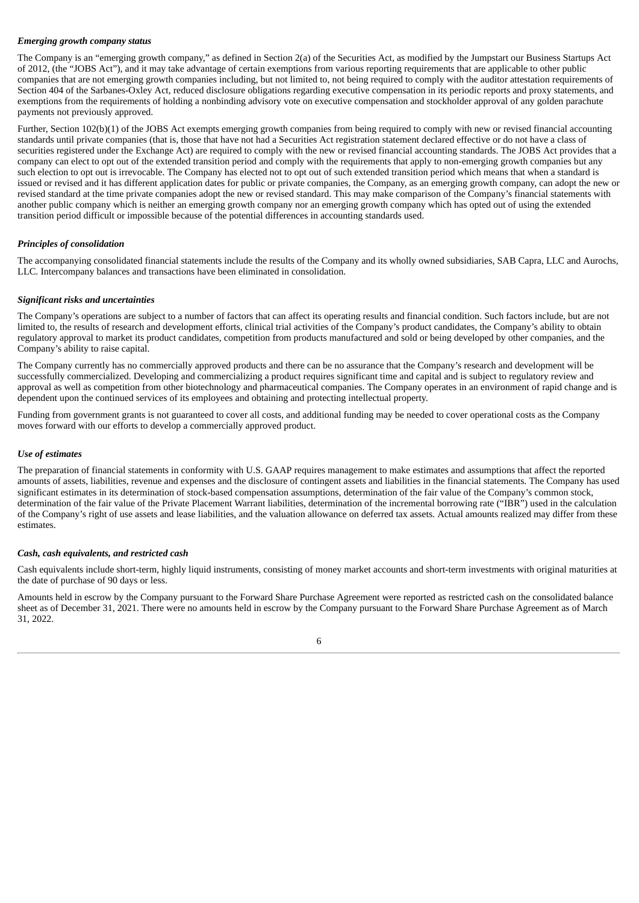***Emerging growth company status***

The Company is an "emerging growth company," as defined in Section 2(a) of the Securities Act, as modified by the Jumpstart our Business Startups Act of 2012, (the "JOBS Act"), and it may take advantage of certain exemptions from various reporting requirements that are applicable to other public companies that are not emerging growth companies including, but not limited to, not being required to comply with the auditor attestation requirements of Section 404 of the Sarbanes-Oxley Act, reduced disclosure obligations regarding executive compensation in its periodic reports and proxy statements, and exemptions from the requirements of holding a nonbinding advisory vote on executive compensation and stockholder approval of any golden parachute payments not previously approved.

Further, Section 102(b)(1) of the JOBS Act exempts emerging growth companies from being required to comply with new or revised financial accounting standards until private companies (that is, those that have not had a Securities Act registration statement declared effective or do not have a class of securities registered under the Exchange Act) are required to comply with the new or revised financial accounting standards. The JOBS Act provides that a company can elect to opt out of the extended transition period and comply with the requirements that apply to non-emerging growth companies but any such election to opt out is irrevocable. The Company has elected not to opt out of such extended transition period which means that when a standard is issued or revised and it has different application dates for public or private companies, the Company, as an emerging growth company, can adopt the new or revised standard at the time private companies adopt the new or revised standard. This may make comparison of the Company's financial statements with another public company which is neither an emerging growth company nor an emerging growth company which has opted out of using the extended transition period difficult or impossible because of the potential differences in accounting standards used.

***Principles of consolidation***

The accompanying consolidated financial statements include the results of the Company and its wholly owned subsidiaries, SAB Capra, LLC and Aurochs, LLC. Intercompany balances and transactions have been eliminated in consolidation.

***Significant risks and uncertainties***

The Company's operations are subject to a number of factors that can affect its operating results and financial condition. Such factors include, but are not limited to, the results of research and development efforts, clinical trial activities of the Company's product candidates, the Company's ability to obtain regulatory approval to market its product candidates, competition from products manufactured and sold or being developed by other companies, and the Company's ability to raise capital.

The Company currently has no commercially approved products and there can be no assurance that the Company's research and development will be successfully commercialized. Developing and commercializing a product requires significant time and capital and is subject to regulatory review and approval as well as competition from other biotechnology and pharmaceutical companies. The Company operates in an environment of rapid change and is dependent upon the continued services of its employees and obtaining and protecting intellectual property.

Funding from government grants is not guaranteed to cover all costs, and additional funding may be needed to cover operational costs as the Company moves forward with our efforts to develop a commercially approved product.

***Use of estimates***

The preparation of financial statements in conformity with U.S. GAAP requires management to make estimates and assumptions that affect the reported amounts of assets, liabilities, revenue and expenses and the disclosure of contingent assets and liabilities in the financial statements. The Company has used significant estimates in its determination of stock-based compensation assumptions, determination of the fair value of the Company's common stock, determination of the fair value of the Private Placement Warrant liabilities, determination of the incremental borrowing rate ("IBR") used in the calculation of the Company's right of use assets and lease liabilities, and the valuation allowance on deferred tax assets. Actual amounts realized may differ from these estimates.

***Cash, cash equivalents, and restricted cash***

Cash equivalents include short-term, highly liquid instruments, consisting of money market accounts and short-term investments with original maturities at the date of purchase of 90 days or less.

Amounts held in escrow by the Company pursuant to the Forward Share Purchase Agreement were reported as restricted cash on the consolidated balance sheet as of December 31, 2021. There were no amounts held in escrow by the Company pursuant to the Forward Share Purchase Agreement as of March 31, 2022.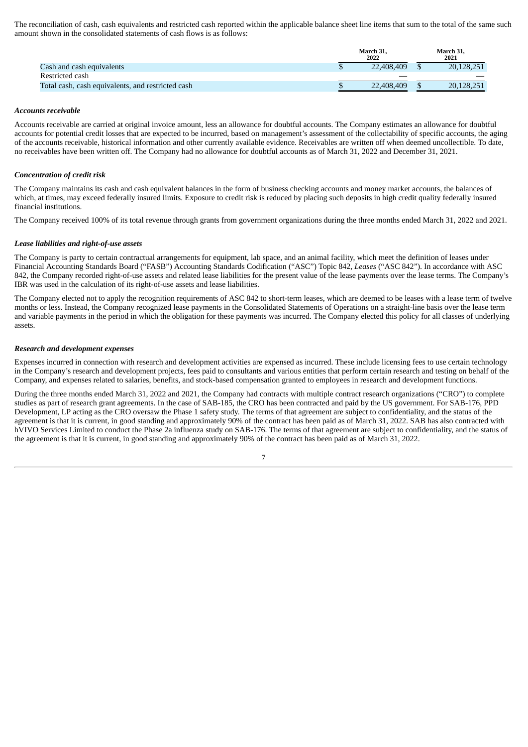The reconciliation of cash, cash equivalents and restricted cash reported within the applicable balance sheet line items that sum to the total of the same such amount shown in the consolidated statements of cash flows is as follows:

| | March 31, 2022 | March 31, 2021 |
|---|---|---|
| Cash and cash equivalents | $ 22,408,409 | $ 20,128,251 |
| Restricted cash | — | — |
| Total cash, cash equivalents, and restricted cash | $ 22,408,409 | $ 20,128,251 |

***Accounts receivable***

Accounts receivable are carried at original invoice amount, less an allowance for doubtful accounts. The Company estimates an allowance for doubtful accounts for potential credit losses that are expected to be incurred, based on management's assessment of the collectability of specific accounts, the aging of the accounts receivable, historical information and other currently available evidence. Receivables are written off when deemed uncollectible. To date, no receivables have been written off. The Company had no allowance for doubtful accounts as of March 31, 2022 and December 31, 2021.

***Concentration of credit risk***

The Company maintains its cash and cash equivalent balances in the form of business checking accounts and money market accounts, the balances of which, at times, may exceed federally insured limits. Exposure to credit risk is reduced by placing such deposits in high credit quality federally insured financial institutions.

The Company received 100% of its total revenue through grants from government organizations during the three months ended March 31, 2022 and 2021.

***Lease liabilities and right-of-use assets***

The Company is party to certain contractual arrangements for equipment, lab space, and an animal facility, which meet the definition of leases under Financial Accounting Standards Board ("FASB") Accounting Standards Codification ("ASC") Topic 842, *Leases* ("ASC 842"). In accordance with ASC 842, the Company recorded right-of-use assets and related lease liabilities for the present value of the lease payments over the lease terms. The Company's IBR was used in the calculation of its right-of-use assets and lease liabilities.

The Company elected not to apply the recognition requirements of ASC 842 to short-term leases, which are deemed to be leases with a lease term of twelve months or less. Instead, the Company recognized lease payments in the Consolidated Statements of Operations on a straight-line basis over the lease term and variable payments in the period in which the obligation for these payments was incurred. The Company elected this policy for all classes of underlying assets.

***Research and development expenses***

Expenses incurred in connection with research and development activities are expensed as incurred. These include licensing fees to use certain technology in the Company's research and development projects, fees paid to consultants and various entities that perform certain research and testing on behalf of the Company, and expenses related to salaries, benefits, and stock-based compensation granted to employees in research and development functions.

During the three months ended March 31, 2022 and 2021, the Company had contracts with multiple contract research organizations ("CRO") to complete studies as part of research grant agreements. In the case of SAB-185, the CRO has been contracted and paid by the US government. For SAB-176, PPD Development, LP acting as the CRO oversaw the Phase 1 safety study. The terms of that agreement are subject to confidentiality, and the status of the agreement is that it is current, in good standing and approximately 90% of the contract has been paid as of March 31, 2022. SAB has also contracted with hVIVO Services Limited to conduct the Phase 2a influenza study on SAB-176. The terms of that agreement are subject to confidentiality, and the status of the agreement is that it is current, in good standing and approximately 90% of the contract has been paid as of March 31, 2022.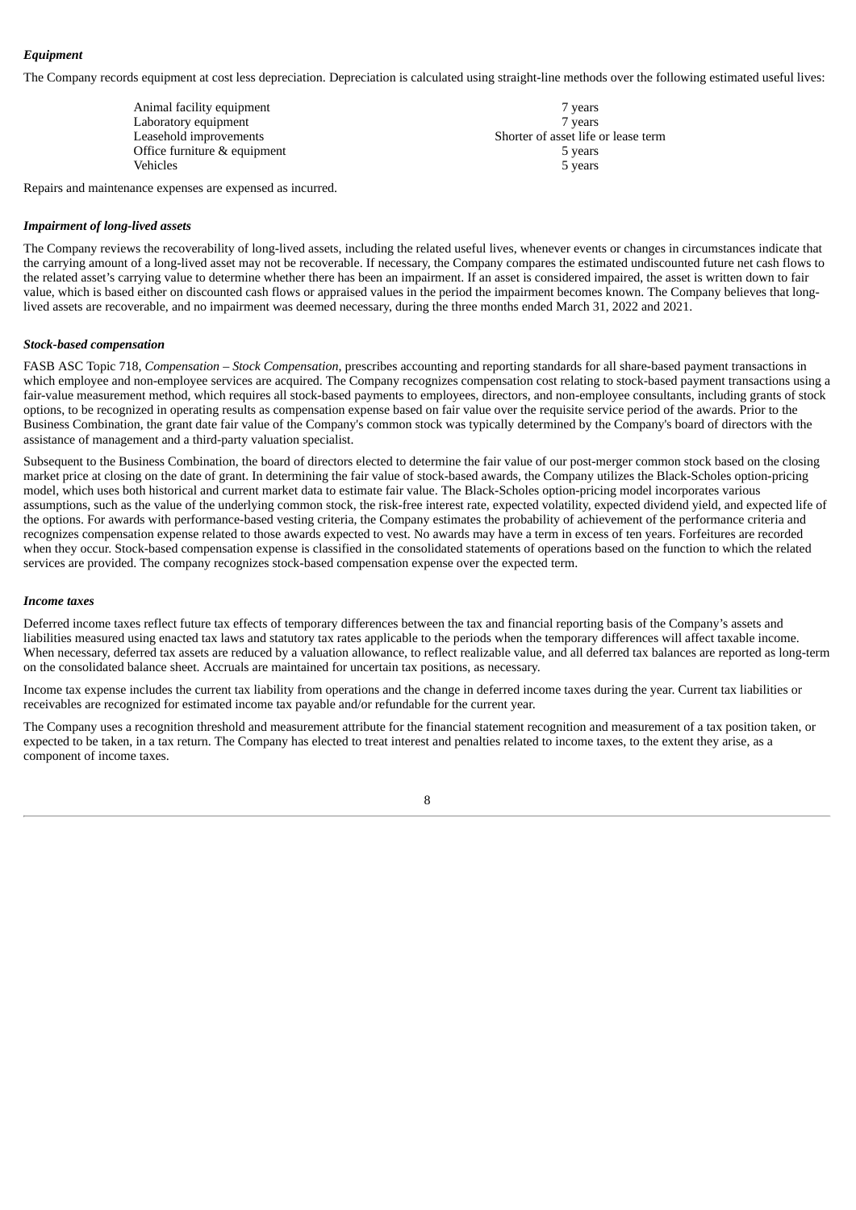### *Equipment*

The Company records equipment at cost less depreciation. Depreciation is calculated using straight-line methods over the following estimated useful lives:

| | |
|---|---|
| Animal facility equipment | 7 years |
| Laboratory equipment | 7 years |
| Leasehold improvements | Shorter of asset life or lease term |
| Office furniture & equipment | 5 years |
| Vehicles | 5 years |

Repairs and maintenance expenses are expensed as incurred.

### *Impairment of long-lived assets*

The Company reviews the recoverability of long-lived assets, including the related useful lives, whenever events or changes in circumstances indicate that the carrying amount of a long-lived asset may not be recoverable. If necessary, the Company compares the estimated undiscounted future net cash flows to the related asset's carrying value to determine whether there has been an impairment. If an asset is considered impaired, the asset is written down to fair value, which is based either on discounted cash flows or appraised values in the period the impairment becomes known. The Company believes that long-lived assets are recoverable, and no impairment was deemed necessary, during the three months ended March 31, 2022 and 2021.

### *Stock-based compensation*

FASB ASC Topic 718, *Compensation – Stock Compensation*, prescribes accounting and reporting standards for all share-based payment transactions in which employee and non-employee services are acquired. The Company recognizes compensation cost relating to stock-based payment transactions using a fair-value measurement method, which requires all stock-based payments to employees, directors, and non-employee consultants, including grants of stock options, to be recognized in operating results as compensation expense based on fair value over the requisite service period of the awards. Prior to the Business Combination, the grant date fair value of the Company's common stock was typically determined by the Company's board of directors with the assistance of management and a third-party valuation specialist.

Subsequent to the Business Combination, the board of directors elected to determine the fair value of our post-merger common stock based on the closing market price at closing on the date of grant. In determining the fair value of stock-based awards, the Company utilizes the Black-Scholes option-pricing model, which uses both historical and current market data to estimate fair value. The Black-Scholes option-pricing model incorporates various assumptions, such as the value of the underlying common stock, the risk-free interest rate, expected volatility, expected dividend yield, and expected life of the options. For awards with performance-based vesting criteria, the Company estimates the probability of achievement of the performance criteria and recognizes compensation expense related to those awards expected to vest. No awards may have a term in excess of ten years. Forfeitures are recorded when they occur. Stock-based compensation expense is classified in the consolidated statements of operations based on the function to which the related services are provided. The company recognizes stock-based compensation expense over the expected term.

### *Income taxes*

Deferred income taxes reflect future tax effects of temporary differences between the tax and financial reporting basis of the Company's assets and liabilities measured using enacted tax laws and statutory tax rates applicable to the periods when the temporary differences will affect taxable income. When necessary, deferred tax assets are reduced by a valuation allowance, to reflect realizable value, and all deferred tax balances are reported as long-term on the consolidated balance sheet. Accruals are maintained for uncertain tax positions, as necessary.

Income tax expense includes the current tax liability from operations and the change in deferred income taxes during the year. Current tax liabilities or receivables are recognized for estimated income tax payable and/or refundable for the current year.

The Company uses a recognition threshold and measurement attribute for the financial statement recognition and measurement of a tax position taken, or expected to be taken, in a tax return. The Company has elected to treat interest and penalties related to income taxes, to the extent they arise, as a component of income taxes.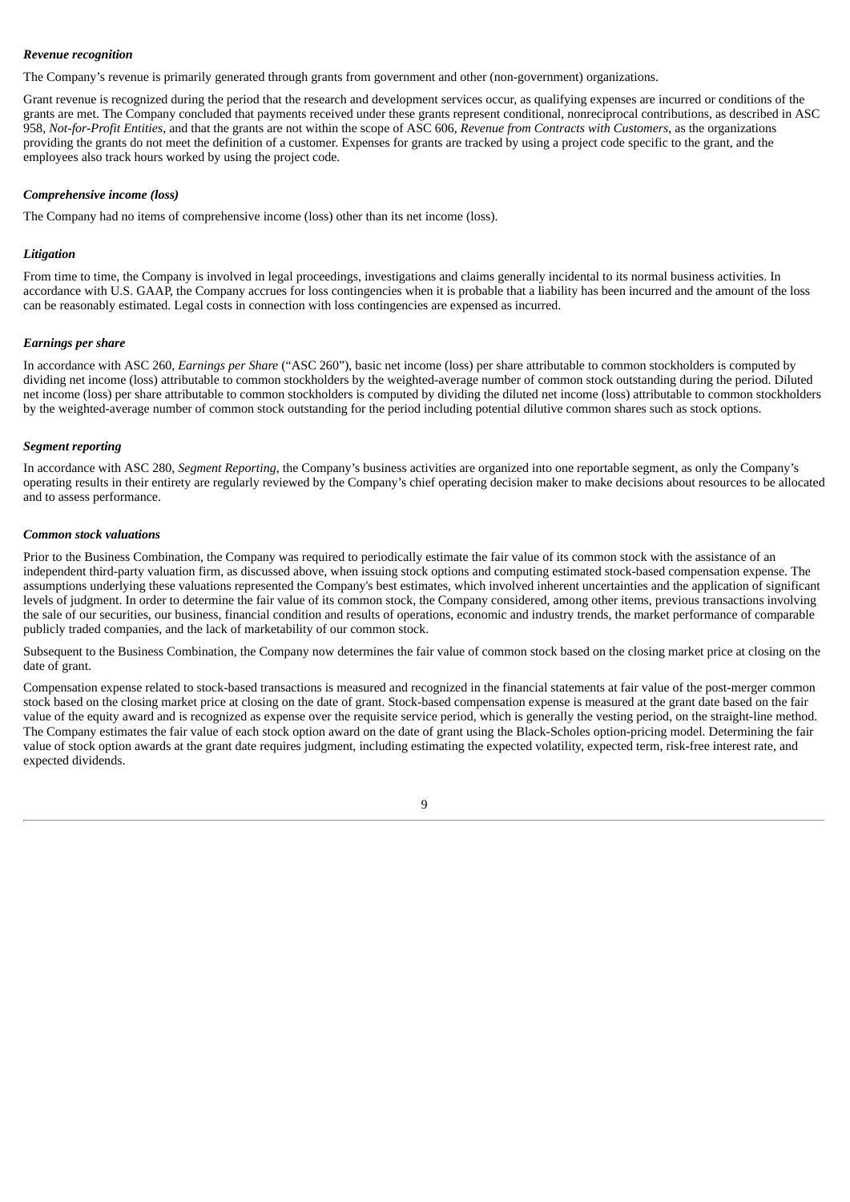***Revenue recognition***

The Company's revenue is primarily generated through grants from government and other (non-government) organizations.

Grant revenue is recognized during the period that the research and development services occur, as qualifying expenses are incurred or conditions of the grants are met. The Company concluded that payments received under these grants represent conditional, nonreciprocal contributions, as described in ASC 958, *Not-for-Profit Entities*, and that the grants are not within the scope of ASC 606, *Revenue from Contracts with Customers*, as the organizations providing the grants do not meet the definition of a customer. Expenses for grants are tracked by using a project code specific to the grant, and the employees also track hours worked by using the project code.

***Comprehensive income (loss)***

The Company had no items of comprehensive income (loss) other than its net income (loss).

***Litigation***

From time to time, the Company is involved in legal proceedings, investigations and claims generally incidental to its normal business activities. In accordance with U.S. GAAP, the Company accrues for loss contingencies when it is probable that a liability has been incurred and the amount of the loss can be reasonably estimated. Legal costs in connection with loss contingencies are expensed as incurred.

***Earnings per share***

In accordance with ASC 260, *Earnings per Share* ("ASC 260"), basic net income (loss) per share attributable to common stockholders is computed by dividing net income (loss) attributable to common stockholders by the weighted-average number of common stock outstanding during the period. Diluted net income (loss) per share attributable to common stockholders is computed by dividing the diluted net income (loss) attributable to common stockholders by the weighted-average number of common stock outstanding for the period including potential dilutive common shares such as stock options.

***Segment reporting***

In accordance with ASC 280, *Segment Reporting*, the Company's business activities are organized into one reportable segment, as only the Company's operating results in their entirety are regularly reviewed by the Company's chief operating decision maker to make decisions about resources to be allocated and to assess performance.

***Common stock valuations***

Prior to the Business Combination, the Company was required to periodically estimate the fair value of its common stock with the assistance of an independent third-party valuation firm, as discussed above, when issuing stock options and computing estimated stock-based compensation expense. The assumptions underlying these valuations represented the Company's best estimates, which involved inherent uncertainties and the application of significant levels of judgment. In order to determine the fair value of its common stock, the Company considered, among other items, previous transactions involving the sale of our securities, our business, financial condition and results of operations, economic and industry trends, the market performance of comparable publicly traded companies, and the lack of marketability of our common stock.

Subsequent to the Business Combination, the Company now determines the fair value of common stock based on the closing market price at closing on the date of grant.

Compensation expense related to stock-based transactions is measured and recognized in the financial statements at fair value of the post-merger common stock based on the closing market price at closing on the date of grant. Stock-based compensation expense is measured at the grant date based on the fair value of the equity award and is recognized as expense over the requisite service period, which is generally the vesting period, on the straight-line method. The Company estimates the fair value of each stock option award on the date of grant using the Black-Scholes option-pricing model. Determining the fair value of stock option awards at the grant date requires judgment, including estimating the expected volatility, expected term, risk-free interest rate, and expected dividends.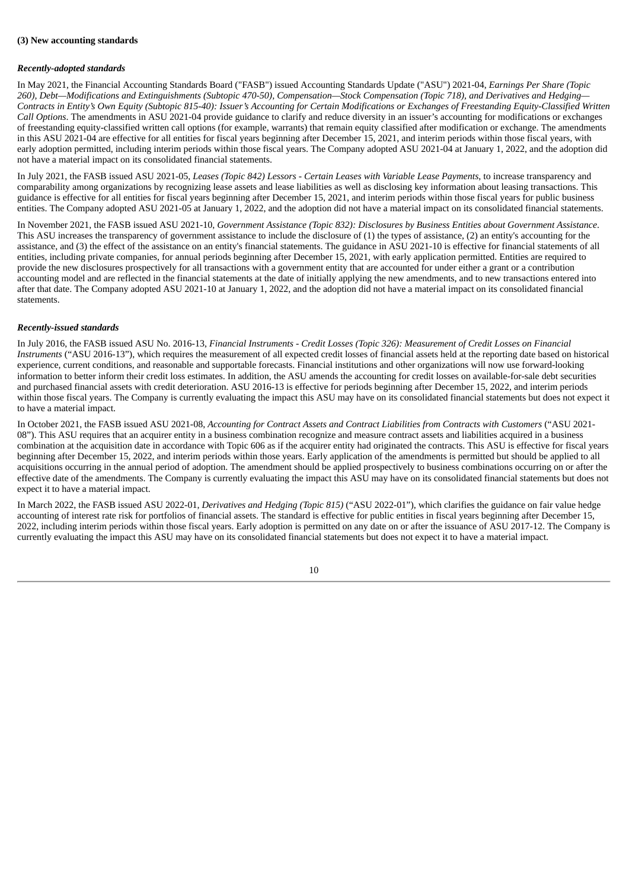**(3) New accounting standards**

***Recently-adopted standards***

In May 2021, the Financial Accounting Standards Board ("FASB") issued Accounting Standards Update ("ASU") 2021-04, *Earnings Per Share (Topic 260), Debt—Modifications and Extinguishments (Subtopic 470-50), Compensation—Stock Compensation (Topic 718), and Derivatives and Hedging—Contracts in Entity's Own Equity (Subtopic 815-40): Issuer's Accounting for Certain Modifications or Exchanges of Freestanding Equity-Classified Written Call Options*. The amendments in ASU 2021-04 provide guidance to clarify and reduce diversity in an issuer's accounting for modifications or exchanges of freestanding equity-classified written call options (for example, warrants) that remain equity classified after modification or exchange. The amendments in this ASU 2021-04 are effective for all entities for fiscal years beginning after December 15, 2021, and interim periods within those fiscal years, with early adoption permitted, including interim periods within those fiscal years. The Company adopted ASU 2021-04 at January 1, 2022, and the adoption did not have a material impact on its consolidated financial statements.

In July 2021, the FASB issued ASU 2021-05, *Leases (Topic 842) Lessors - Certain Leases with Variable Lease Payments*, to increase transparency and comparability among organizations by recognizing lease assets and lease liabilities as well as disclosing key information about leasing transactions. This guidance is effective for all entities for fiscal years beginning after December 15, 2021, and interim periods within those fiscal years for public business entities. The Company adopted ASU 2021-05 at January 1, 2022, and the adoption did not have a material impact on its consolidated financial statements.

In November 2021, the FASB issued ASU 2021-10, *Government Assistance (Topic 832): Disclosures by Business Entities about Government Assistance*. This ASU increases the transparency of government assistance to include the disclosure of (1) the types of assistance, (2) an entity's accounting for the assistance, and (3) the effect of the assistance on an entity's financial statements. The guidance in ASU 2021-10 is effective for financial statements of all entities, including private companies, for annual periods beginning after December 15, 2021, with early application permitted. Entities are required to provide the new disclosures prospectively for all transactions with a government entity that are accounted for under either a grant or a contribution accounting model and are reflected in the financial statements at the date of initially applying the new amendments, and to new transactions entered into after that date. The Company adopted ASU 2021-10 at January 1, 2022, and the adoption did not have a material impact on its consolidated financial statements.

***Recently-issued standards***

In July 2016, the FASB issued ASU No. 2016-13, *Financial Instruments - Credit Losses (Topic 326): Measurement of Credit Losses on Financial Instruments* ("ASU 2016-13"), which requires the measurement of all expected credit losses of financial assets held at the reporting date based on historical experience, current conditions, and reasonable and supportable forecasts. Financial institutions and other organizations will now use forward-looking information to better inform their credit loss estimates. In addition, the ASU amends the accounting for credit losses on available-for-sale debt securities and purchased financial assets with credit deterioration. ASU 2016-13 is effective for periods beginning after December 15, 2022, and interim periods within those fiscal years. The Company is currently evaluating the impact this ASU may have on its consolidated financial statements but does not expect it to have a material impact.

In October 2021, the FASB issued ASU 2021-08, *Accounting for Contract Assets and Contract Liabilities from Contracts with Customers* ("ASU 2021-08"). This ASU requires that an acquirer entity in a business combination recognize and measure contract assets and liabilities acquired in a business combination at the acquisition date in accordance with Topic 606 as if the acquirer entity had originated the contracts. This ASU is effective for fiscal years beginning after December 15, 2022, and interim periods within those years. Early application of the amendments is permitted but should be applied to all acquisitions occurring in the annual period of adoption. The amendment should be applied prospectively to business combinations occurring on or after the effective date of the amendments. The Company is currently evaluating the impact this ASU may have on its consolidated financial statements but does not expect it to have a material impact.

In March 2022, the FASB issued ASU 2022-01, *Derivatives and Hedging (Topic 815)* ("ASU 2022-01"), which clarifies the guidance on fair value hedge accounting of interest rate risk for portfolios of financial assets. The standard is effective for public entities in fiscal years beginning after December 15, 2022, including interim periods within those fiscal years. Early adoption is permitted on any date on or after the issuance of ASU 2017-12. The Company is currently evaluating the impact this ASU may have on its consolidated financial statements but does not expect it to have a material impact.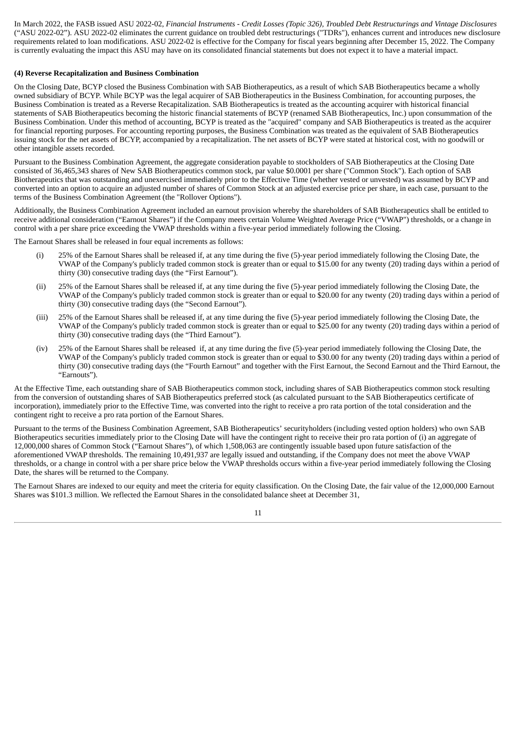In March 2022, the FASB issued ASU 2022-02, *Financial Instruments - Credit Losses (Topic 326), Troubled Debt Restructurings and Vintage Disclosures* ("ASU 2022-02"). ASU 2022-02 eliminates the current guidance on troubled debt restructurings ("TDRs"), enhances current and introduces new disclosure requirements related to loan modifications. ASU 2022-02 is effective for the Company for fiscal years beginning after December 15, 2022. The Company is currently evaluating the impact this ASU may have on its consolidated financial statements but does not expect it to have a material impact.

**(4) Reverse Recapitalization and Business Combination**

On the Closing Date, BCYP closed the Business Combination with SAB Biotherapeutics, as a result of which SAB Biotherapeutics became a wholly owned subsidiary of BCYP. While BCYP was the legal acquirer of SAB Biotherapeutics in the Business Combination, for accounting purposes, the Business Combination is treated as a Reverse Recapitalization. SAB Biotherapeutics is treated as the accounting acquirer with historical financial statements of SAB Biotherapeutics becoming the historic financial statements of BCYP (renamed SAB Biotherapeutics, Inc.) upon consummation of the Business Combination. Under this method of accounting, BCYP is treated as the "acquired" company and SAB Biotherapeutics is treated as the acquirer for financial reporting purposes. For accounting reporting purposes, the Business Combination was treated as the equivalent of SAB Biotherapeutics issuing stock for the net assets of BCYP, accompanied by a recapitalization. The net assets of BCYP were stated at historical cost, with no goodwill or other intangible assets recorded.

Pursuant to the Business Combination Agreement, the aggregate consideration payable to stockholders of SAB Biotherapeutics at the Closing Date consisted of 36,465,343 shares of New SAB Biotherapeutics common stock, par value $0.0001 per share ("Common Stock"). Each option of SAB Biotherapeutics that was outstanding and unexercised immediately prior to the Effective Time (whether vested or unvested) was assumed by BCYP and converted into an option to acquire an adjusted number of shares of Common Stock at an adjusted exercise price per share, in each case, pursuant to the terms of the Business Combination Agreement (the "Rollover Options").

Additionally, the Business Combination Agreement included an earnout provision whereby the shareholders of SAB Biotherapeutics shall be entitled to receive additional consideration ("Earnout Shares") if the Company meets certain Volume Weighted Average Price ("VWAP") thresholds, or a change in control with a per share price exceeding the VWAP thresholds within a five-year period immediately following the Closing.

The Earnout Shares shall be released in four equal increments as follows:

(i) 25% of the Earnout Shares shall be released if, at any time during the five (5)-year period immediately following the Closing Date, the VWAP of the Company's publicly traded common stock is greater than or equal to $15.00 for any twenty (20) trading days within a period of thirty (30) consecutive trading days (the "First Earnout").

(ii) 25% of the Earnout Shares shall be released if, at any time during the five (5)-year period immediately following the Closing Date, the VWAP of the Company's publicly traded common stock is greater than or equal to $20.00 for any twenty (20) trading days within a period of thirty (30) consecutive trading days (the "Second Earnout").

(iii) 25% of the Earnout Shares shall be released if, at any time during the five (5)-year period immediately following the Closing Date, the VWAP of the Company's publicly traded common stock is greater than or equal to $25.00 for any twenty (20) trading days within a period of thirty (30) consecutive trading days (the "Third Earnout").

(iv) 25% of the Earnout Shares shall be released if, at any time during the five (5)-year period immediately following the Closing Date, the VWAP of the Company's publicly traded common stock is greater than or equal to $30.00 for any twenty (20) trading days within a period of thirty (30) consecutive trading days (the "Fourth Earnout" and together with the First Earnout, the Second Earnout and the Third Earnout, the "Earnouts").

At the Effective Time, each outstanding share of SAB Biotherapeutics common stock, including shares of SAB Biotherapeutics common stock resulting from the conversion of outstanding shares of SAB Biotherapeutics preferred stock (as calculated pursuant to the SAB Biotherapeutics certificate of incorporation), immediately prior to the Effective Time, was converted into the right to receive a pro rata portion of the total consideration and the contingent right to receive a pro rata portion of the Earnout Shares.

Pursuant to the terms of the Business Combination Agreement, SAB Biotherapeutics' securityholders (including vested option holders) who own SAB Biotherapeutics securities immediately prior to the Closing Date will have the contingent right to receive their pro rata portion of (i) an aggregate of 12,000,000 shares of Common Stock ("Earnout Shares"), of which 1,508,063 are contingently issuable based upon future satisfaction of the aforementioned VWAP thresholds. The remaining 10,491,937 are legally issued and outstanding, if the Company does not meet the above VWAP thresholds, or a change in control with a per share price below the VWAP thresholds occurs within a five-year period immediately following the Closing Date, the shares will be returned to the Company.

The Earnout Shares are indexed to our equity and meet the criteria for equity classification. On the Closing Date, the fair value of the 12,000,000 Earnout Shares was $101.3 million. We reflected the Earnout Shares in the consolidated balance sheet at December 31,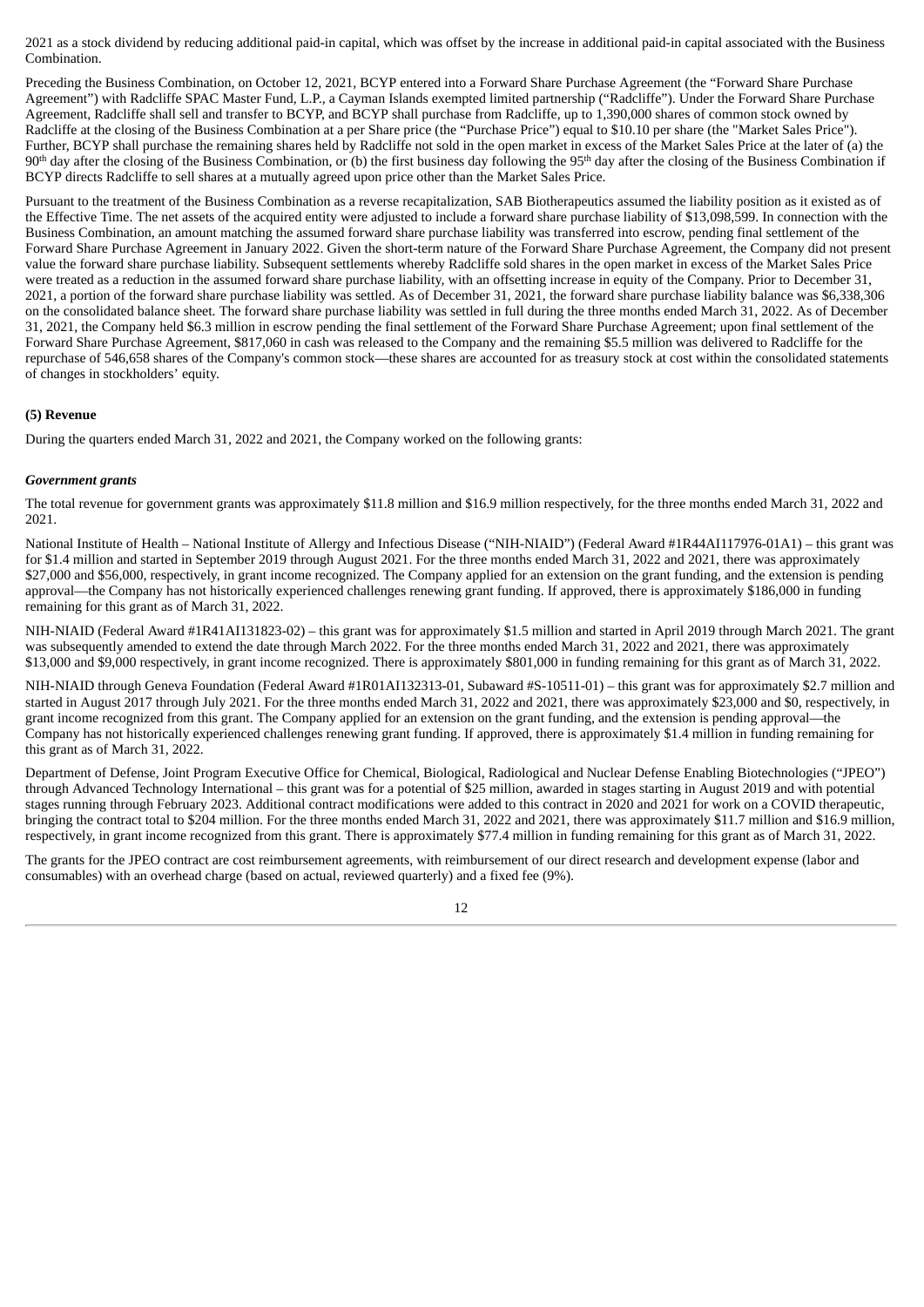2021 as a stock dividend by reducing additional paid-in capital, which was offset by the increase in additional paid-in capital associated with the Business Combination.

Preceding the Business Combination, on October 12, 2021, BCYP entered into a Forward Share Purchase Agreement (the "Forward Share Purchase Agreement") with Radcliffe SPAC Master Fund, L.P., a Cayman Islands exempted limited partnership ("Radcliffe"). Under the Forward Share Purchase Agreement, Radcliffe shall sell and transfer to BCYP, and BCYP shall purchase from Radcliffe, up to 1,390,000 shares of common stock owned by Radcliffe at the closing of the Business Combination at a per Share price (the "Purchase Price") equal to $10.10 per share (the "Market Sales Price"). Further, BCYP shall purchase the remaining shares held by Radcliffe not sold in the open market in excess of the Market Sales Price at the later of (a) the 90th day after the closing of the Business Combination, or (b) the first business day following the 95th day after the closing of the Business Combination if BCYP directs Radcliffe to sell shares at a mutually agreed upon price other than the Market Sales Price.

Pursuant to the treatment of the Business Combination as a reverse recapitalization, SAB Biotherapeutics assumed the liability position as it existed as of the Effective Time. The net assets of the acquired entity were adjusted to include a forward share purchase liability of $13,098,599. In connection with the Business Combination, an amount matching the assumed forward share purchase liability was transferred into escrow, pending final settlement of the Forward Share Purchase Agreement in January 2022. Given the short-term nature of the Forward Share Purchase Agreement, the Company did not present value the forward share purchase liability. Subsequent settlements whereby Radcliffe sold shares in the open market in excess of the Market Sales Price were treated as a reduction in the assumed forward share purchase liability, with an offsetting increase in equity of the Company. Prior to December 31, 2021, a portion of the forward share purchase liability was settled. As of December 31, 2021, the forward share purchase liability balance was $6,338,306 on the consolidated balance sheet. The forward share purchase liability was settled in full during the three months ended March 31, 2022. As of December 31, 2021, the Company held $6.3 million in escrow pending the final settlement of the Forward Share Purchase Agreement; upon final settlement of the Forward Share Purchase Agreement, $817,060 in cash was released to the Company and the remaining $5.5 million was delivered to Radcliffe for the repurchase of 546,658 shares of the Company's common stock—these shares are accounted for as treasury stock at cost within the consolidated statements of changes in stockholders' equity.

**(5) Revenue**

During the quarters ended March 31, 2022 and 2021, the Company worked on the following grants:

***Government grants***

The total revenue for government grants was approximately $11.8 million and $16.9 million respectively, for the three months ended March 31, 2022 and 2021.

National Institute of Health – National Institute of Allergy and Infectious Disease ("NIH-NIAID") (Federal Award #1R44AI117976-01A1) – this grant was for $1.4 million and started in September 2019 through August 2021. For the three months ended March 31, 2022 and 2021, there was approximately $27,000 and $56,000, respectively, in grant income recognized. The Company applied for an extension on the grant funding, and the extension is pending approval—the Company has not historically experienced challenges renewing grant funding. If approved, there is approximately $186,000 in funding remaining for this grant as of March 31, 2022.

NIH-NIAID (Federal Award #1R41AI131823-02) – this grant was for approximately $1.5 million and started in April 2019 through March 2021. The grant was subsequently amended to extend the date through March 2022. For the three months ended March 31, 2022 and 2021, there was approximately $13,000 and $9,000 respectively, in grant income recognized. There is approximately $801,000 in funding remaining for this grant as of March 31, 2022.

NIH-NIAID through Geneva Foundation (Federal Award #1R01AI132313-01, Subaward #S-10511-01) – this grant was for approximately $2.7 million and started in August 2017 through July 2021. For the three months ended March 31, 2022 and 2021, there was approximately $23,000 and $0, respectively, in grant income recognized from this grant. The Company applied for an extension on the grant funding, and the extension is pending approval—the Company has not historically experienced challenges renewing grant funding. If approved, there is approximately $1.4 million in funding remaining for this grant as of March 31, 2022.

Department of Defense, Joint Program Executive Office for Chemical, Biological, Radiological and Nuclear Defense Enabling Biotechnologies ("JPEO") through Advanced Technology International – this grant was for a potential of $25 million, awarded in stages starting in August 2019 and with potential stages running through February 2023. Additional contract modifications were added to this contract in 2020 and 2021 for work on a COVID therapeutic, bringing the contract total to $204 million. For the three months ended March 31, 2022 and 2021, there was approximately $11.7 million and $16.9 million, respectively, in grant income recognized from this grant. There is approximately $77.4 million in funding remaining for this grant as of March 31, 2022.

The grants for the JPEO contract are cost reimbursement agreements, with reimbursement of our direct research and development expense (labor and consumables) with an overhead charge (based on actual, reviewed quarterly) and a fixed fee (9%).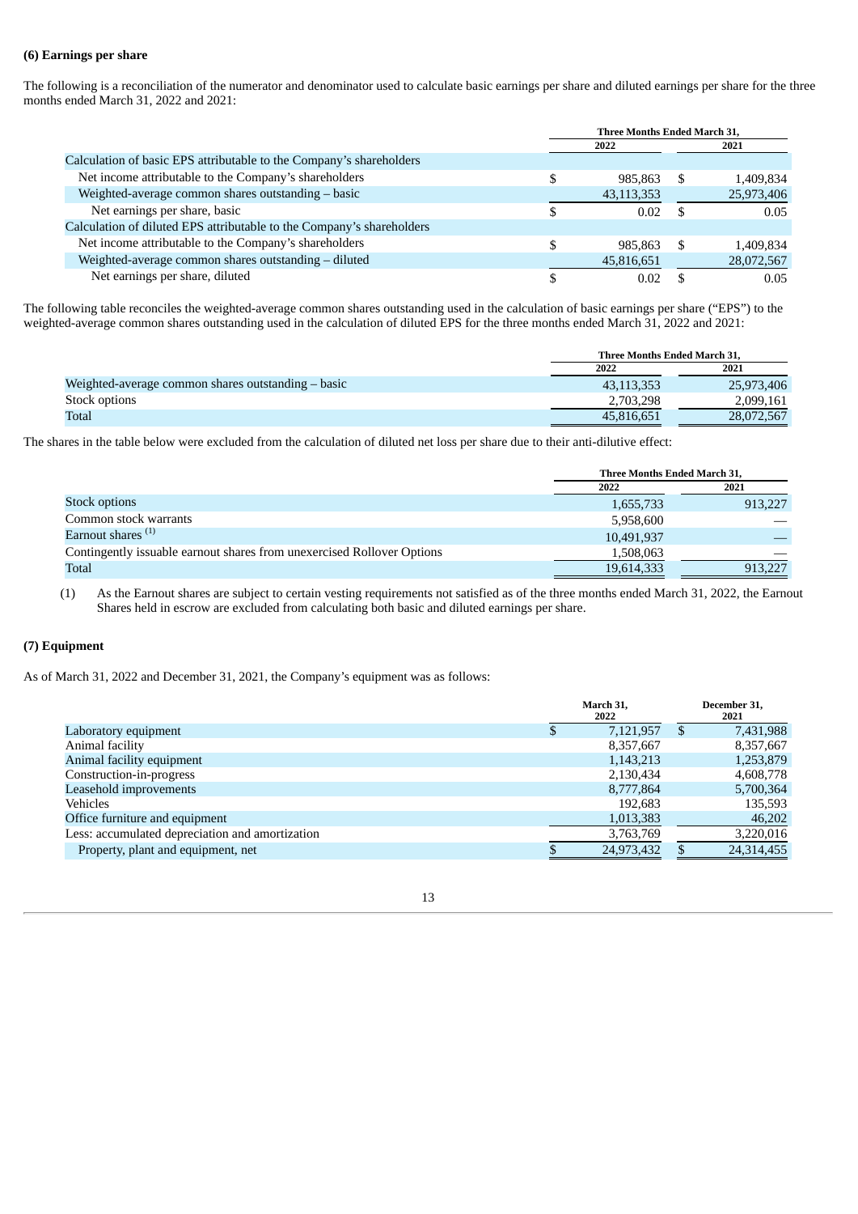**(6) Earnings per share**

The following is a reconciliation of the numerator and denominator used to calculate basic earnings per share and diluted earnings per share for the three months ended March 31, 2022 and 2021:

| | Three Months Ended March 31, | |
|---|---|---|
| | 2022 | 2021 |
| Calculation of basic EPS attributable to the Company's shareholders | | |
| Net income attributable to the Company's shareholders | $ 985,863 | $ 1,409,834 |
| Weighted-average common shares outstanding – basic | 43,113,353 | 25,973,406 |
| Net earnings per share, basic | $ 0.02 | $ 0.05 |
| Calculation of diluted EPS attributable to the Company's shareholders | | |
| Net income attributable to the Company's shareholders | $ 985,863 | $ 1,409,834 |
| Weighted-average common shares outstanding – diluted | 45,816,651 | 28,072,567 |
| Net earnings per share, diluted | $ 0.02 | $ 0.05 |

The following table reconciles the weighted-average common shares outstanding used in the calculation of basic earnings per share ("EPS") to the weighted-average common shares outstanding used in the calculation of diluted EPS for the three months ended March 31, 2022 and 2021:

| | Three Months Ended March 31, | |
|---|---|---|
| | 2022 | 2021 |
| Weighted-average common shares outstanding – basic | 43,113,353 | 25,973,406 |
| Stock options | 2,703,298 | 2,099,161 |
| Total | 45,816,651 | 28,072,567 |

The shares in the table below were excluded from the calculation of diluted net loss per share due to their anti-dilutive effect:

| | Three Months Ended March 31, | |
|---|---|---|
| | 2022 | 2021 |
| Stock options | 1,655,733 | 913,227 |
| Common stock warrants | 5,958,600 | — |
| Earnout shares [1] | 10,491,937 | — |
| Contingently issuable earnout shares from unexercised Rollover Options | 1,508,063 | — |
| Total | 19,614,333 | 913,227 |

(1) As the Earnout shares are subject to certain vesting requirements not satisfied as of the three months ended March 31, 2022, the Earnout Shares held in escrow are excluded from calculating both basic and diluted earnings per share.

**(7) Equipment**

As of March 31, 2022 and December 31, 2021, the Company's equipment was as follows:

| | March 31, 2022 | December 31, 2021 |
|---|---|---|
| Laboratory equipment | $ 7,121,957 | $ 7,431,988 |
| Animal facility | 8,357,667 | 8,357,667 |
| Animal facility equipment | 1,143,213 | 1,253,879 |
| Construction-in-progress | 2,130,434 | 4,608,778 |
| Leasehold improvements | 8,777,864 | 5,700,364 |
| Vehicles | 192,683 | 135,593 |
| Office furniture and equipment | 1,013,383 | 46,202 |
| Less: accumulated depreciation and amortization | 3,763,769 | 3,220,016 |
| Property, plant and equipment, net | $ 24,973,432 | $ 24,314,455 |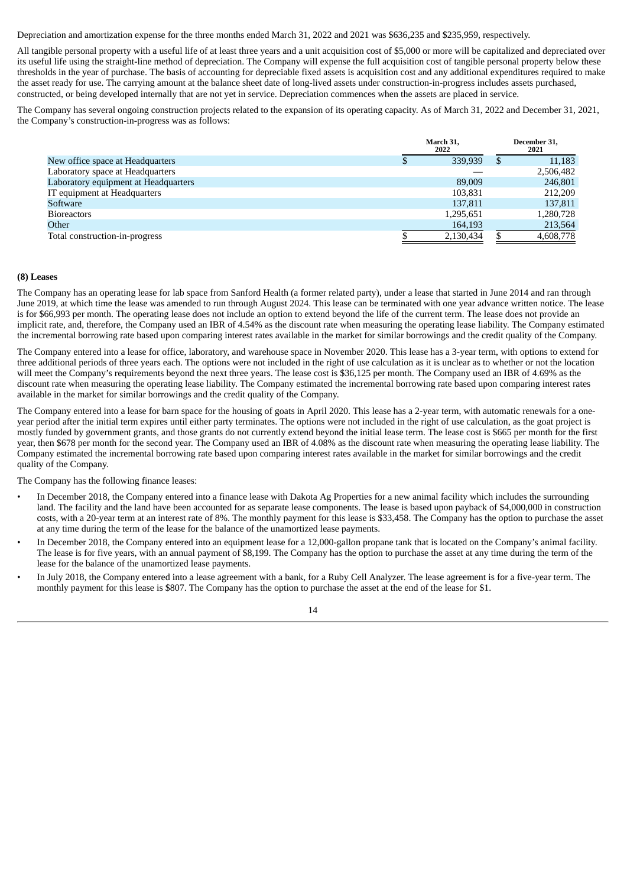Depreciation and amortization expense for the three months ended March 31, 2022 and 2021 was $636,235 and $235,959, respectively.

All tangible personal property with a useful life of at least three years and a unit acquisition cost of $5,000 or more will be capitalized and depreciated over its useful life using the straight-line method of depreciation. The Company will expense the full acquisition cost of tangible personal property below these thresholds in the year of purchase. The basis of accounting for depreciable fixed assets is acquisition cost and any additional expenditures required to make the asset ready for use. The carrying amount at the balance sheet date of long-lived assets under construction-in-progress includes assets purchased, constructed, or being developed internally that are not yet in service. Depreciation commences when the assets are placed in service.

The Company has several ongoing construction projects related to the expansion of its operating capacity. As of March 31, 2022 and December 31, 2021, the Company's construction-in-progress was as follows:

| | March 31, 2022 | December 31, 2021 |
|---|---|---|
| New office space at Headquarters | $ 339,939 | $ 11,183 |
| Laboratory space at Headquarters | — | 2,506,482 |
| Laboratory equipment at Headquarters | 89,009 | 246,801 |
| IT equipment at Headquarters | 103,831 | 212,209 |
| Software | 137,811 | 137,811 |
| Bioreactors | 1,295,651 | 1,280,728 |
| Other | 164,193 | 213,564 |
| Total construction-in-progress | $ 2,130,434 | $ 4,608,778 |

**(8) Leases**

The Company has an operating lease for lab space from Sanford Health (a former related party), under a lease that started in June 2014 and ran through June 2019, at which time the lease was amended to run through August 2024. This lease can be terminated with one year advance written notice. The lease is for $66,993 per month. The operating lease does not include an option to extend beyond the life of the current term. The lease does not provide an implicit rate, and, therefore, the Company used an IBR of 4.54% as the discount rate when measuring the operating lease liability. The Company estimated the incremental borrowing rate based upon comparing interest rates available in the market for similar borrowings and the credit quality of the Company.

The Company entered into a lease for office, laboratory, and warehouse space in November 2020. This lease has a 3-year term, with options to extend for three additional periods of three years each. The options were not included in the right of use calculation as it is unclear as to whether or not the location will meet the Company's requirements beyond the next three years. The lease cost is $36,125 per month. The Company used an IBR of 4.69% as the discount rate when measuring the operating lease liability. The Company estimated the incremental borrowing rate based upon comparing interest rates available in the market for similar borrowings and the credit quality of the Company.

The Company entered into a lease for barn space for the housing of goats in April 2020. This lease has a 2-year term, with automatic renewals for a one-year period after the initial term expires until either party terminates. The options were not included in the right of use calculation, as the goat project is mostly funded by government grants, and those grants do not currently extend beyond the initial lease term. The lease cost is $665 per month for the first year, then $678 per month for the second year. The Company used an IBR of 4.08% as the discount rate when measuring the operating lease liability. The Company estimated the incremental borrowing rate based upon comparing interest rates available in the market for similar borrowings and the credit quality of the Company.

The Company has the following finance leases:

- In December 2018, the Company entered into a finance lease with Dakota Ag Properties for a new animal facility which includes the surrounding land. The facility and the land have been accounted for as separate lease components. The lease is based upon payback of $4,000,000 in construction costs, with a 20-year term at an interest rate of 8%. The monthly payment for this lease is $33,458. The Company has the option to purchase the asset at any time during the term of the lease for the balance of the unamortized lease payments.
- In December 2018, the Company entered into an equipment lease for a 12,000-gallon propane tank that is located on the Company's animal facility. The lease is for five years, with an annual payment of $8,199. The Company has the option to purchase the asset at any time during the term of the lease for the balance of the unamortized lease payments.
- In July 2018, the Company entered into a lease agreement with a bank, for a Ruby Cell Analyzer. The lease agreement is for a five-year term. The monthly payment for this lease is $807. The Company has the option to purchase the asset at the end of the lease for $1.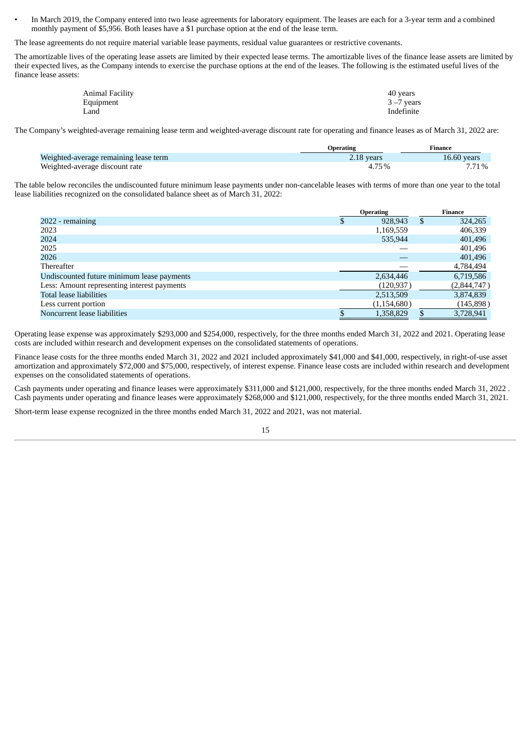- In March 2019, the Company entered into two lease agreements for laboratory equipment. The leases are each for a 3-year term and a combined monthly payment of $5,956. Both leases have a $1 purchase option at the end of the lease term.

The lease agreements do not require material variable lease payments, residual value guarantees or restrictive covenants.

The amortizable lives of the operating lease assets are limited by their expected lease terms. The amortizable lives of the finance lease assets are limited by their expected lives, as the Company intends to exercise the purchase options at the end of the leases. The following is the estimated useful lives of the finance lease assets:

| | |
|---|---|
| Animal Facility | 40 years |
| Equipment | 3 –7 years |
| Land | Indefinite |

The Company's weighted-average remaining lease term and weighted-average discount rate for operating and finance leases as of March 31, 2022 are:

| | Operating | Finance |
|---|---|---|
| Weighted-average remaining lease term | 2.18 years | 16.60 years |
| Weighted-average discount rate | 4.75% | 7.71% |

The table below reconciles the undiscounted future minimum lease payments under non-cancelable leases with terms of more than one year to the total lease liabilities recognized on the consolidated balance sheet as of March 31, 2022:

| | Operating | Finance |
|---|---|---|
| 2022 - remaining | $ 928,943 | $ 324,265 |
| 2023 | 1,169,559 | 406,339 |
| 2024 | 535,944 | 401,496 |
| 2025 | — | 401,496 |
| 2026 | — | 401,496 |
| Thereafter | — | 4,784,494 |
| Undiscounted future minimum lease payments | 2,634,446 | 6,719,586 |
| Less: Amount representing interest payments | (120,937) | (2,844,747) |
| Total lease liabilities | 2,513,509 | 3,874,839 |
| Less current portion | (1,154,680) | (145,898) |
| Noncurrent lease liabilities | $ 1,358,829 | $ 3,728,941 |

Operating lease expense was approximately $293,000 and $254,000, respectively, for the three months ended March 31, 2022 and 2021. Operating lease costs are included within research and development expenses on the consolidated statements of operations.

Finance lease costs for the three months ended March 31, 2022 and 2021 included approximately $41,000 and $41,000, respectively, in right-of-use asset amortization and approximately $72,000 and $75,000, respectively, of interest expense. Finance lease costs are included within research and development expenses on the consolidated statements of operations.

Cash payments under operating and finance leases were approximately $311,000 and $121,000, respectively, for the three months ended March 31, 2022 . Cash payments under operating and finance leases were approximately $268,000 and $121,000, respectively, for the three months ended March 31, 2021.

Short-term lease expense recognized in the three months ended March 31, 2022 and 2021, was not material.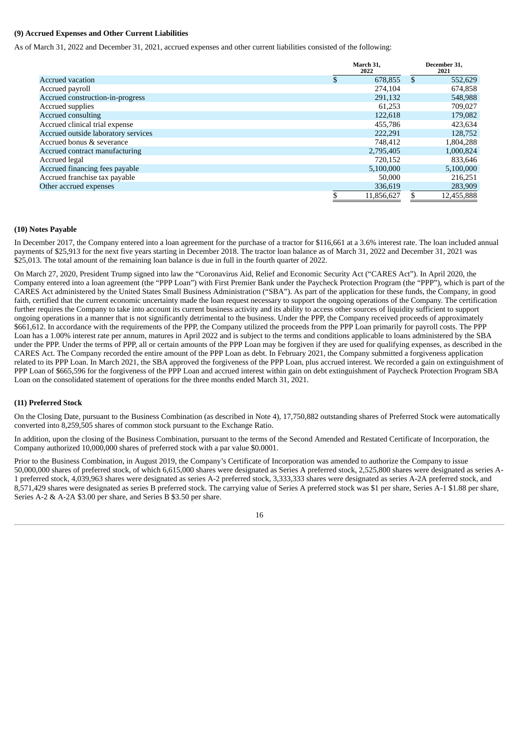### (9) Accrued Expenses and Other Current Liabilities

As of March 31, 2022 and December 31, 2021, accrued expenses and other current liabilities consisted of the following:

| | March 31, 2022 | December 31, 2021 |
|---|---|---|
| Accrued vacation | $ 678,855 | $ 552,629 |
| Accrued payroll | 274,104 | 674,858 |
| Accrued construction-in-progress | 291,132 | 548,988 |
| Accrued supplies | 61,253 | 709,027 |
| Accrued consulting | 122,618 | 179,082 |
| Accrued clinical trial expense | 455,786 | 423,634 |
| Accrued outside laboratory services | 222,291 | 128,752 |
| Accrued bonus & severance | 748,412 | 1,804,288 |
| Accrued contract manufacturing | 2,795,405 | 1,000,824 |
| Accrued legal | 720,152 | 833,646 |
| Accrued financing fees payable | 5,100,000 | 5,100,000 |
| Accrued franchise tax payable | 50,000 | 216,251 |
| Other accrued expenses | 336,619 | 283,909 |
| | $ 11,856,627 | $ 12,455,888 |

### (10) Notes Payable

In December 2017, the Company entered into a loan agreement for the purchase of a tractor for $116,661 at a 3.6% interest rate. The loan included annual payments of $25,913 for the next five years starting in December 2018. The tractor loan balance as of March 31, 2022 and December 31, 2021 was $25,013. The total amount of the remaining loan balance is due in full in the fourth quarter of 2022.

On March 27, 2020, President Trump signed into law the "Coronavirus Aid, Relief and Economic Security Act ("CARES Act"). In April 2020, the Company entered into a loan agreement (the "PPP Loan") with First Premier Bank under the Paycheck Protection Program (the "PPP"), which is part of the CARES Act administered by the United States Small Business Administration ("SBA"). As part of the application for these funds, the Company, in good faith, certified that the current economic uncertainty made the loan request necessary to support the ongoing operations of the Company. The certification further requires the Company to take into account its current business activity and its ability to access other sources of liquidity sufficient to support ongoing operations in a manner that is not significantly detrimental to the business. Under the PPP, the Company received proceeds of approximately $661,612. In accordance with the requirements of the PPP, the Company utilized the proceeds from the PPP Loan primarily for payroll costs. The PPP Loan has a 1.00% interest rate per annum, matures in April 2022 and is subject to the terms and conditions applicable to loans administered by the SBA under the PPP. Under the terms of PPP, all or certain amounts of the PPP Loan may be forgiven if they are used for qualifying expenses, as described in the CARES Act. The Company recorded the entire amount of the PPP Loan as debt. In February 2021, the Company submitted a forgiveness application related to its PPP Loan. In March 2021, the SBA approved the forgiveness of the PPP Loan, plus accrued interest. We recorded a gain on extinguishment of PPP Loan of $665,596 for the forgiveness of the PPP Loan and accrued interest within gain on debt extinguishment of Paycheck Protection Program SBA Loan on the consolidated statement of operations for the three months ended March 31, 2021.

### (11) Preferred Stock

On the Closing Date, pursuant to the Business Combination (as described in Note 4), 17,750,882 outstanding shares of Preferred Stock were automatically converted into 8,259,505 shares of common stock pursuant to the Exchange Ratio.

In addition, upon the closing of the Business Combination, pursuant to the terms of the Second Amended and Restated Certificate of Incorporation, the Company authorized 10,000,000 shares of preferred stock with a par value $0.0001.

Prior to the Business Combination, in August 2019, the Company's Certificate of Incorporation was amended to authorize the Company to issue 50,000,000 shares of preferred stock, of which 6,615,000 shares were designated as Series A preferred stock, 2,525,800 shares were designated as series A-1 preferred stock, 4,039,963 shares were designated as series A-2 preferred stock, 3,333,333 shares were designated as series A-2A preferred stock, and 8,571,429 shares were designated as series B preferred stock. The carrying value of Series A preferred stock was $1 per share, Series A-1 $1.88 per share, Series A-2 & A-2A $3.00 per share, and Series B $3.50 per share.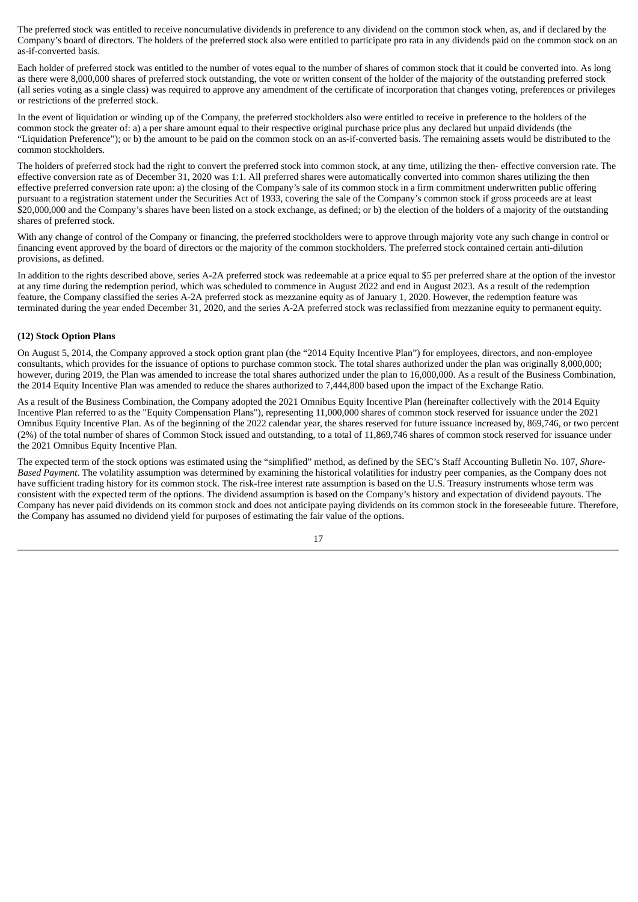The preferred stock was entitled to receive noncumulative dividends in preference to any dividend on the common stock when, as, and if declared by the Company's board of directors. The holders of the preferred stock also were entitled to participate pro rata in any dividends paid on the common stock on an as-if-converted basis.

Each holder of preferred stock was entitled to the number of votes equal to the number of shares of common stock that it could be converted into. As long as there were 8,000,000 shares of preferred stock outstanding, the vote or written consent of the holder of the majority of the outstanding preferred stock (all series voting as a single class) was required to approve any amendment of the certificate of incorporation that changes voting, preferences or privileges or restrictions of the preferred stock.

In the event of liquidation or winding up of the Company, the preferred stockholders also were entitled to receive in preference to the holders of the common stock the greater of: a) a per share amount equal to their respective original purchase price plus any declared but unpaid dividends (the "Liquidation Preference"); or b) the amount to be paid on the common stock on an as-if-converted basis. The remaining assets would be distributed to the common stockholders.

The holders of preferred stock had the right to convert the preferred stock into common stock, at any time, utilizing the then- effective conversion rate. The effective conversion rate as of December 31, 2020 was 1:1. All preferred shares were automatically converted into common shares utilizing the then effective preferred conversion rate upon: a) the closing of the Company's sale of its common stock in a firm commitment underwritten public offering pursuant to a registration statement under the Securities Act of 1933, covering the sale of the Company's common stock if gross proceeds are at least $20,000,000 and the Company's shares have been listed on a stock exchange, as defined; or b) the election of the holders of a majority of the outstanding shares of preferred stock.

With any change of control of the Company or financing, the preferred stockholders were to approve through majority vote any such change in control or financing event approved by the board of directors or the majority of the common stockholders. The preferred stock contained certain anti-dilution provisions, as defined.

In addition to the rights described above, series A-2A preferred stock was redeemable at a price equal to $5 per preferred share at the option of the investor at any time during the redemption period, which was scheduled to commence in August 2022 and end in August 2023. As a result of the redemption feature, the Company classified the series A-2A preferred stock as mezzanine equity as of January 1, 2020. However, the redemption feature was terminated during the year ended December 31, 2020, and the series A-2A preferred stock was reclassified from mezzanine equity to permanent equity.

**(12) Stock Option Plans**

On August 5, 2014, the Company approved a stock option grant plan (the "2014 Equity Incentive Plan") for employees, directors, and non-employee consultants, which provides for the issuance of options to purchase common stock. The total shares authorized under the plan was originally 8,000,000; however, during 2019, the Plan was amended to increase the total shares authorized under the plan to 16,000,000. As a result of the Business Combination, the 2014 Equity Incentive Plan was amended to reduce the shares authorized to 7,444,800 based upon the impact of the Exchange Ratio.

As a result of the Business Combination, the Company adopted the 2021 Omnibus Equity Incentive Plan (hereinafter collectively with the 2014 Equity Incentive Plan referred to as the "Equity Compensation Plans"), representing 11,000,000 shares of common stock reserved for issuance under the 2021 Omnibus Equity Incentive Plan. As of the beginning of the 2022 calendar year, the shares reserved for future issuance increased by, 869,746, or two percent (2%) of the total number of shares of Common Stock issued and outstanding, to a total of 11,869,746 shares of common stock reserved for issuance under the 2021 Omnibus Equity Incentive Plan.

The expected term of the stock options was estimated using the "simplified" method, as defined by the SEC's Staff Accounting Bulletin No. 107, *Share-Based Payment*. The volatility assumption was determined by examining the historical volatilities for industry peer companies, as the Company does not have sufficient trading history for its common stock. The risk-free interest rate assumption is based on the U.S. Treasury instruments whose term was consistent with the expected term of the options. The dividend assumption is based on the Company's history and expectation of dividend payouts. The Company has never paid dividends on its common stock and does not anticipate paying dividends on its common stock in the foreseeable future. Therefore, the Company has assumed no dividend yield for purposes of estimating the fair value of the options.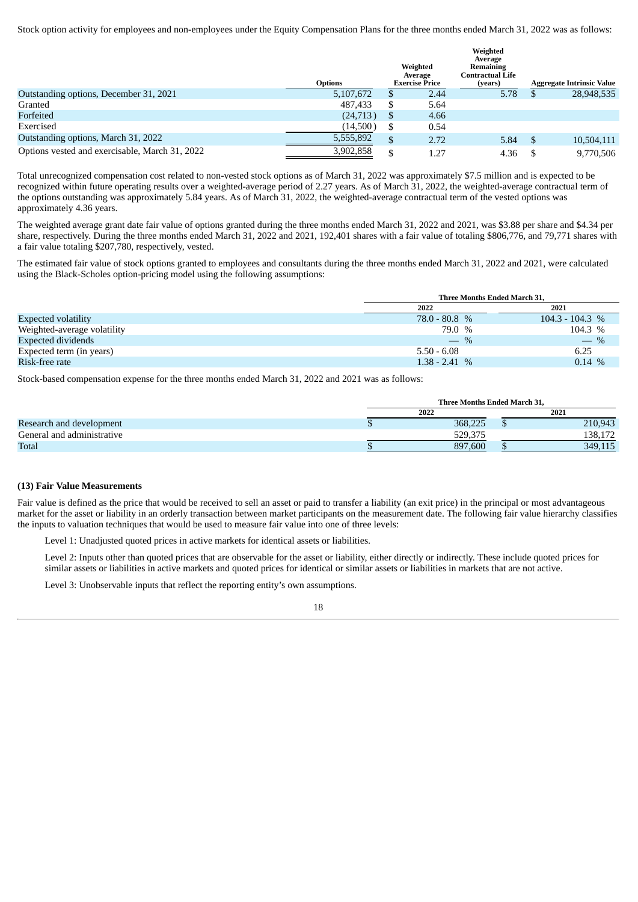Stock option activity for employees and non-employees under the Equity Compensation Plans for the three months ended March 31, 2022 was as follows:

| | Options | Weighted Average Exercise Price | Weighted Average Remaining Contractual Life (years) | Aggregate Intrinsic Value |
|---|---|---|---|---|
| Outstanding options, December 31, 2021 | 5,107,672 | $ 2.44 | 5.78 | $ 28,948,535 |
| Granted | 487,433 | $ 5.64 | | |
| Forfeited | (24,713) | $ 4.66 | | |
| Exercised | (14,500) | $ 0.54 | | |
| Outstanding options, March 31, 2022 | 5,555,892 | $ 2.72 | 5.84 | $ 10,504,111 |
| Options vested and exercisable, March 31, 2022 | 3,902,858 | $ 1.27 | 4.36 | $ 9,770,506 |

Total unrecognized compensation cost related to non-vested stock options as of March 31, 2022 was approximately $7.5 million and is expected to be recognized within future operating results over a weighted-average period of 2.27 years. As of March 31, 2022, the weighted-average contractual term of the options outstanding was approximately 5.84 years. As of March 31, 2022, the weighted-average contractual term of the vested options was approximately 4.36 years.

The weighted average grant date fair value of options granted during the three months ended March 31, 2022 and 2021, was $3.88 per share and $4.34 per share, respectively. During the three months ended March 31, 2022 and 2021, 192,401 shares with a fair value of totaling $806,776, and 79,771 shares with a fair value totaling $207,780, respectively, vested.

The estimated fair value of stock options granted to employees and consultants during the three months ended March 31, 2022 and 2021, were calculated using the Black-Scholes option-pricing model using the following assumptions:

| | Three Months Ended March 31, | |
|---|---|---|
| | 2022 | 2021 |
| Expected volatility | 78.0 - 80.8 % | 104.3 - 104.3 % |
| Weighted-average volatility | 79.0 % | 104.3 % |
| Expected dividends | — % | — % |
| Expected term (in years) | 5.50 - 6.08 | 6.25 |
| Risk-free rate | 1.38 - 2.41 % | 0.14 % |

Stock-based compensation expense for the three months ended March 31, 2022 and 2021 was as follows:

| | Three Months Ended March 31, | |
|---|---|---|
| | 2022 | 2021 |
| Research and development | $ 368,225 | $ 210,943 |
| General and administrative | 529,375 | 138,172 |
| Total | $ 897,600 | $ 349,115 |

**(13) Fair Value Measurements**

Fair value is defined as the price that would be received to sell an asset or paid to transfer a liability (an exit price) in the principal or most advantageous market for the asset or liability in an orderly transaction between market participants on the measurement date. The following fair value hierarchy classifies the inputs to valuation techniques that would be used to measure fair value into one of three levels:

Level 1: Unadjusted quoted prices in active markets for identical assets or liabilities.

Level 2: Inputs other than quoted prices that are observable for the asset or liability, either directly or indirectly. These include quoted prices for similar assets or liabilities in active markets and quoted prices for identical or similar assets or liabilities in markets that are not active.

Level 3: Unobservable inputs that reflect the reporting entity's own assumptions.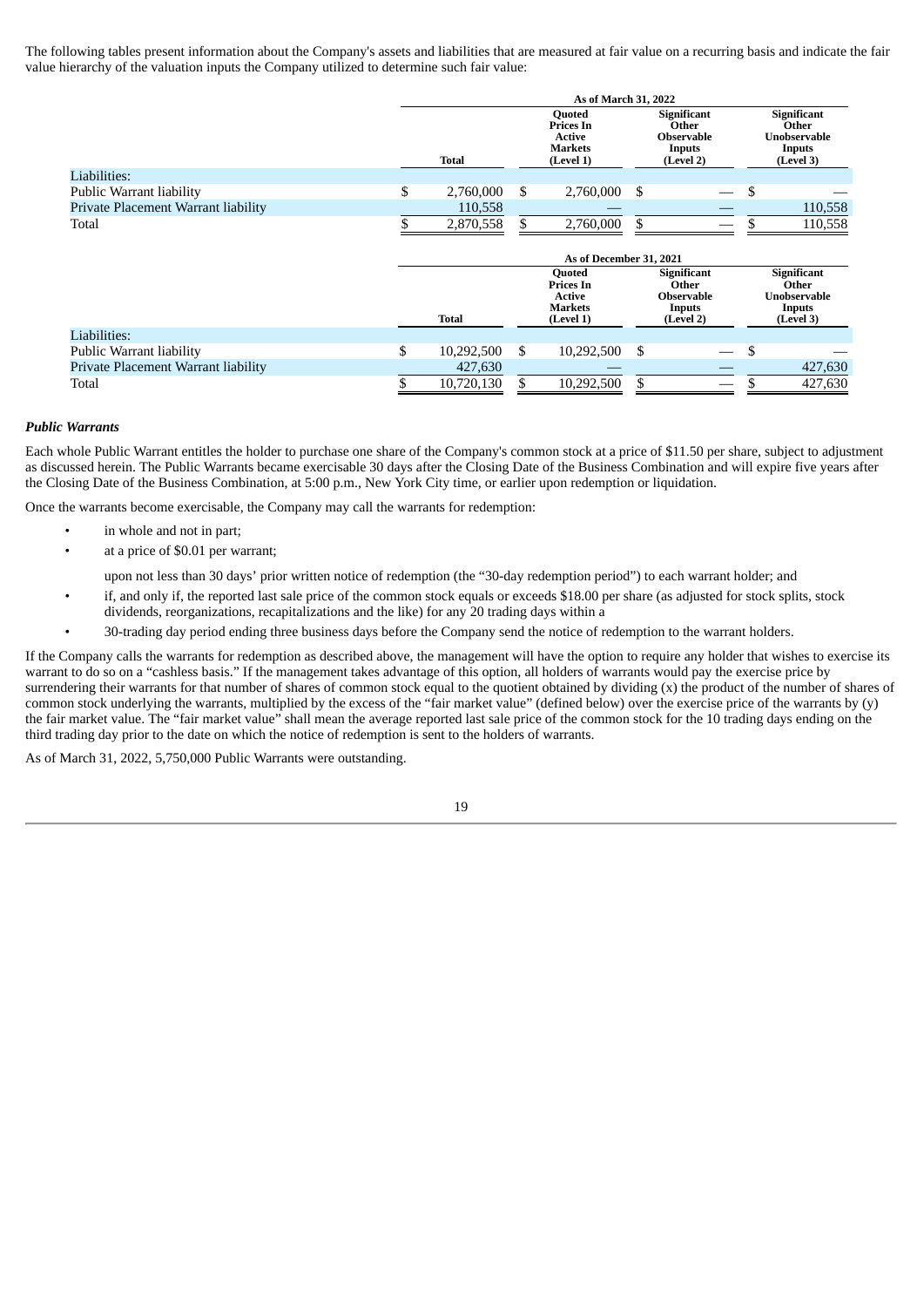The following tables present information about the Company's assets and liabilities that are measured at fair value on a recurring basis and indicate the fair value hierarchy of the valuation inputs the Company utilized to determine such fair value:

| | As of March 31, 2022 | | | |
|---|---|---|---|---|
| | Total | Quoted Prices In Active Markets (Level 1) | Significant Other Observable Inputs (Level 2) | Significant Other Unobservable Inputs (Level 3) |
| Liabilities: | | | | |
| Public Warrant liability | $ 2,760,000 | $ 2,760,000 | $ — | $ — |
| Private Placement Warrant liability | 110,558 | — | — | 110,558 |
| Total | $ 2,870,558 | $ 2,760,000 | $ — | $ 110,558 |

| | As of December 31, 2021 | | | |
|---|---|---|---|---|
| | Total | Quoted Prices In Active Markets (Level 1) | Significant Other Observable Inputs (Level 2) | Significant Other Unobservable Inputs (Level 3) |
| Liabilities: | | | | |
| Public Warrant liability | $ 10,292,500 | $ 10,292,500 | $ — | $ — |
| Private Placement Warrant liability | 427,630 | — | — | 427,630 |
| Total | $ 10,720,130 | $ 10,292,500 | $ — | $ 427,630 |

***Public Warrants***

Each whole Public Warrant entitles the holder to purchase one share of the Company's common stock at a price of $11.50 per share, subject to adjustment as discussed herein. The Public Warrants became exercisable 30 days after the Closing Date of the Business Combination and will expire five years after the Closing Date of the Business Combination, at 5:00 p.m., New York City time, or earlier upon redemption or liquidation.

Once the warrants become exercisable, the Company may call the warrants for redemption:

- in whole and not in part;
- at a price of $0.01 per warrant;

  upon not less than 30 days' prior written notice of redemption (the "30-day redemption period") to each warrant holder; and
- if, and only if, the reported last sale price of the common stock equals or exceeds $18.00 per share (as adjusted for stock splits, stock dividends, reorganizations, recapitalizations and the like) for any 20 trading days within a
- 30-trading day period ending three business days before the Company send the notice of redemption to the warrant holders.

If the Company calls the warrants for redemption as described above, the management will have the option to require any holder that wishes to exercise its warrant to do so on a "cashless basis." If the management takes advantage of this option, all holders of warrants would pay the exercise price by surrendering their warrants for that number of shares of common stock equal to the quotient obtained by dividing (x) the product of the number of shares of common stock underlying the warrants, multiplied by the excess of the "fair market value" (defined below) over the exercise price of the warrants by (y) the fair market value. The "fair market value" shall mean the average reported last sale price of the common stock for the 10 trading days ending on the third trading day prior to the date on which the notice of redemption is sent to the holders of warrants.

As of March 31, 2022, 5,750,000 Public Warrants were outstanding.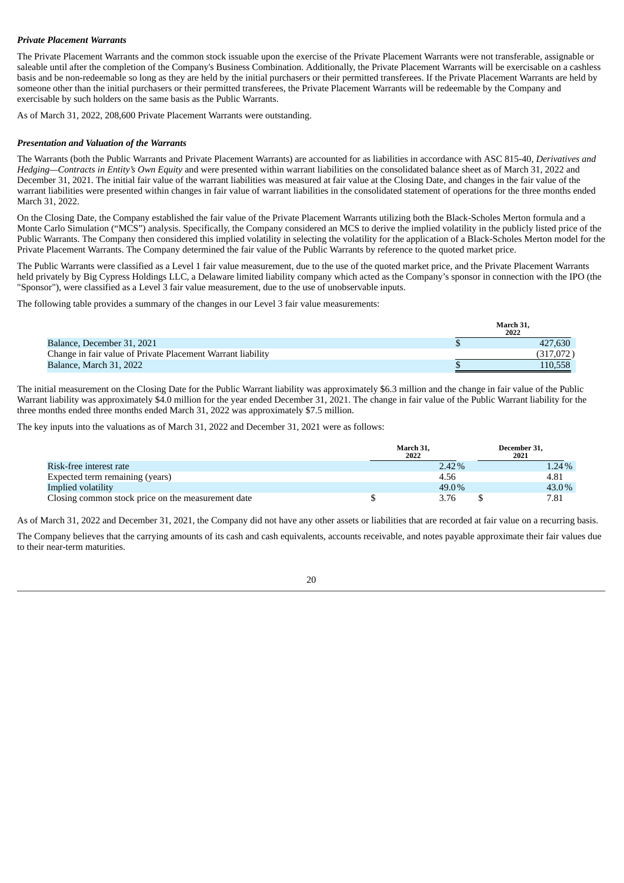***Private Placement Warrants***

The Private Placement Warrants and the common stock issuable upon the exercise of the Private Placement Warrants were not transferable, assignable or saleable until after the completion of the Company's Business Combination. Additionally, the Private Placement Warrants will be exercisable on a cashless basis and be non-redeemable so long as they are held by the initial purchasers or their permitted transferees. If the Private Placement Warrants are held by someone other than the initial purchasers or their permitted transferees, the Private Placement Warrants will be redeemable by the Company and exercisable by such holders on the same basis as the Public Warrants.

As of March 31, 2022, 208,600 Private Placement Warrants were outstanding.

***Presentation and Valuation of the Warrants***

The Warrants (both the Public Warrants and Private Placement Warrants) are accounted for as liabilities in accordance with ASC 815-40, *Derivatives and Hedging—Contracts in Entity's Own Equity* and were presented within warrant liabilities on the consolidated balance sheet as of March 31, 2022 and December 31, 2021. The initial fair value of the warrant liabilities was measured at fair value at the Closing Date, and changes in the fair value of the warrant liabilities were presented within changes in fair value of warrant liabilities in the consolidated statement of operations for the three months ended March 31, 2022.

On the Closing Date, the Company established the fair value of the Private Placement Warrants utilizing both the Black-Scholes Merton formula and a Monte Carlo Simulation ("MCS") analysis. Specifically, the Company considered an MCS to derive the implied volatility in the publicly listed price of the Public Warrants. The Company then considered this implied volatility in selecting the volatility for the application of a Black-Scholes Merton model for the Private Placement Warrants. The Company determined the fair value of the Public Warrants by reference to the quoted market price.

The Public Warrants were classified as a Level 1 fair value measurement, due to the use of the quoted market price, and the Private Placement Warrants held privately by Big Cypress Holdings LLC, a Delaware limited liability company which acted as the Company's sponsor in connection with the IPO (the "Sponsor"), were classified as a Level 3 fair value measurement, due to the use of unobservable inputs.

The following table provides a summary of the changes in our Level 3 fair value measurements:

| | March 31, 2022 |
|---|---|
| Balance, December 31, 2021 | $ 427,630 |
| Change in fair value of Private Placement Warrant liability | (317,072) |
| Balance, March 31, 2022 | $ 110,558 |

The initial measurement on the Closing Date for the Public Warrant liability was approximately $6.3 million and the change in fair value of the Public Warrant liability was approximately $4.0 million for the year ended December 31, 2021. The change in fair value of the Public Warrant liability for the three months ended three months ended March 31, 2022 was approximately $7.5 million.

The key inputs into the valuations as of March 31, 2022 and December 31, 2021 were as follows:

| | March 31, 2022 | December 31, 2021 |
|---|---|---|
| Risk-free interest rate | 2.42% | 1.24% |
| Expected term remaining (years) | 4.56 | 4.81 |
| Implied volatility | 49.0% | 43.0% |
| Closing common stock price on the measurement date | $ 3.76 | $ 7.81 |

As of March 31, 2022 and December 31, 2021, the Company did not have any other assets or liabilities that are recorded at fair value on a recurring basis.

The Company believes that the carrying amounts of its cash and cash equivalents, accounts receivable, and notes payable approximate their fair values due to their near-term maturities.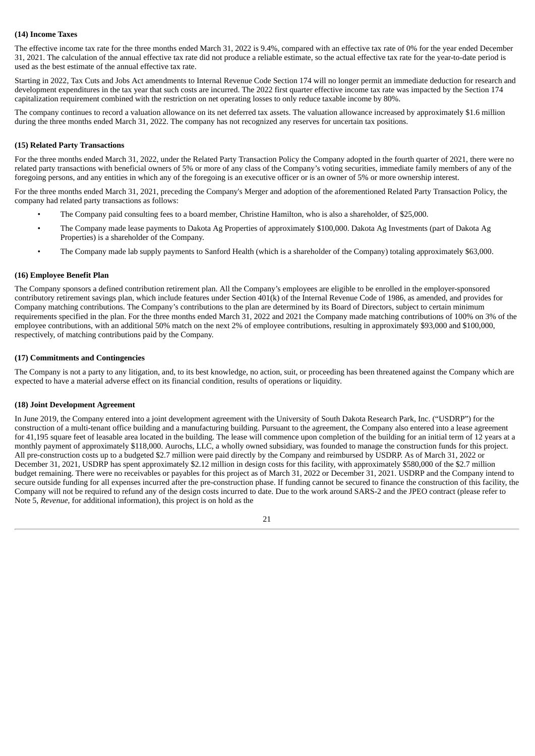**(14) Income Taxes**

The effective income tax rate for the three months ended March 31, 2022 is 9.4%, compared with an effective tax rate of 0% for the year ended December 31, 2021. The calculation of the annual effective tax rate did not produce a reliable estimate, so the actual effective tax rate for the year-to-date period is used as the best estimate of the annual effective tax rate.

Starting in 2022, Tax Cuts and Jobs Act amendments to Internal Revenue Code Section 174 will no longer permit an immediate deduction for research and development expenditures in the tax year that such costs are incurred. The 2022 first quarter effective income tax rate was impacted by the Section 174 capitalization requirement combined with the restriction on net operating losses to only reduce taxable income by 80%.

The company continues to record a valuation allowance on its net deferred tax assets. The valuation allowance increased by approximately $1.6 million during the three months ended March 31, 2022. The company has not recognized any reserves for uncertain tax positions.

**(15) Related Party Transactions**

For the three months ended March 31, 2022, under the Related Party Transaction Policy the Company adopted in the fourth quarter of 2021, there were no related party transactions with beneficial owners of 5% or more of any class of the Company's voting securities, immediate family members of any of the foregoing persons, and any entities in which any of the foregoing is an executive officer or is an owner of 5% or more ownership interest.

For the three months ended March 31, 2021, preceding the Company's Merger and adoption of the aforementioned Related Party Transaction Policy, the company had related party transactions as follows:

- The Company paid consulting fees to a board member, Christine Hamilton, who is also a shareholder, of $25,000.
- The Company made lease payments to Dakota Ag Properties of approximately $100,000. Dakota Ag Investments (part of Dakota Ag Properties) is a shareholder of the Company.
- The Company made lab supply payments to Sanford Health (which is a shareholder of the Company) totaling approximately $63,000.

**(16) Employee Benefit Plan**

The Company sponsors a defined contribution retirement plan. All the Company's employees are eligible to be enrolled in the employer-sponsored contributory retirement savings plan, which include features under Section 401(k) of the Internal Revenue Code of 1986, as amended, and provides for Company matching contributions. The Company's contributions to the plan are determined by its Board of Directors, subject to certain minimum requirements specified in the plan. For the three months ended March 31, 2022 and 2021 the Company made matching contributions of 100% on 3% of the employee contributions, with an additional 50% match on the next 2% of employee contributions, resulting in approximately $93,000 and $100,000, respectively, of matching contributions paid by the Company.

**(17) Commitments and Contingencies**

The Company is not a party to any litigation, and, to its best knowledge, no action, suit, or proceeding has been threatened against the Company which are expected to have a material adverse effect on its financial condition, results of operations or liquidity.

**(18) Joint Development Agreement**

In June 2019, the Company entered into a joint development agreement with the University of South Dakota Research Park, Inc. ("USDRP") for the construction of a multi-tenant office building and a manufacturing building. Pursuant to the agreement, the Company also entered into a lease agreement for 41,195 square feet of leasable area located in the building. The lease will commence upon completion of the building for an initial term of 12 years at a monthly payment of approximately $118,000. Aurochs, LLC, a wholly owned subsidiary, was founded to manage the construction funds for this project. All pre-construction costs up to a budgeted $2.7 million were paid directly by the Company and reimbursed by USDRP. As of March 31, 2022 or December 31, 2021, USDRP has spent approximately $2.12 million in design costs for this facility, with approximately $580,000 of the $2.7 million budget remaining. There were no receivables or payables for this project as of March 31, 2022 or December 31, 2021. USDRP and the Company intend to secure outside funding for all expenses incurred after the pre-construction phase. If funding cannot be secured to finance the construction of this facility, the Company will not be required to refund any of the design costs incurred to date. Due to the work around SARS-2 and the JPEO contract (please refer to Note 5, *Revenue*, for additional information), this project is on hold as the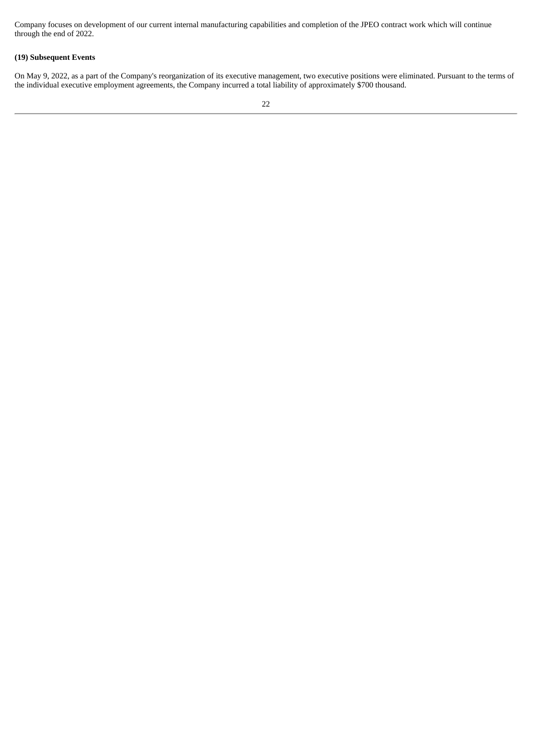Company focuses on development of our current internal manufacturing capabilities and completion of the JPEO contract work which will continue through the end of 2022.

**(19) Subsequent Events**

On May 9, 2022, as a part of the Company's reorganization of its executive management, two executive positions were eliminated. Pursuant to the terms of the individual executive employment agreements, the Company incurred a total liability of approximately $700 thousand.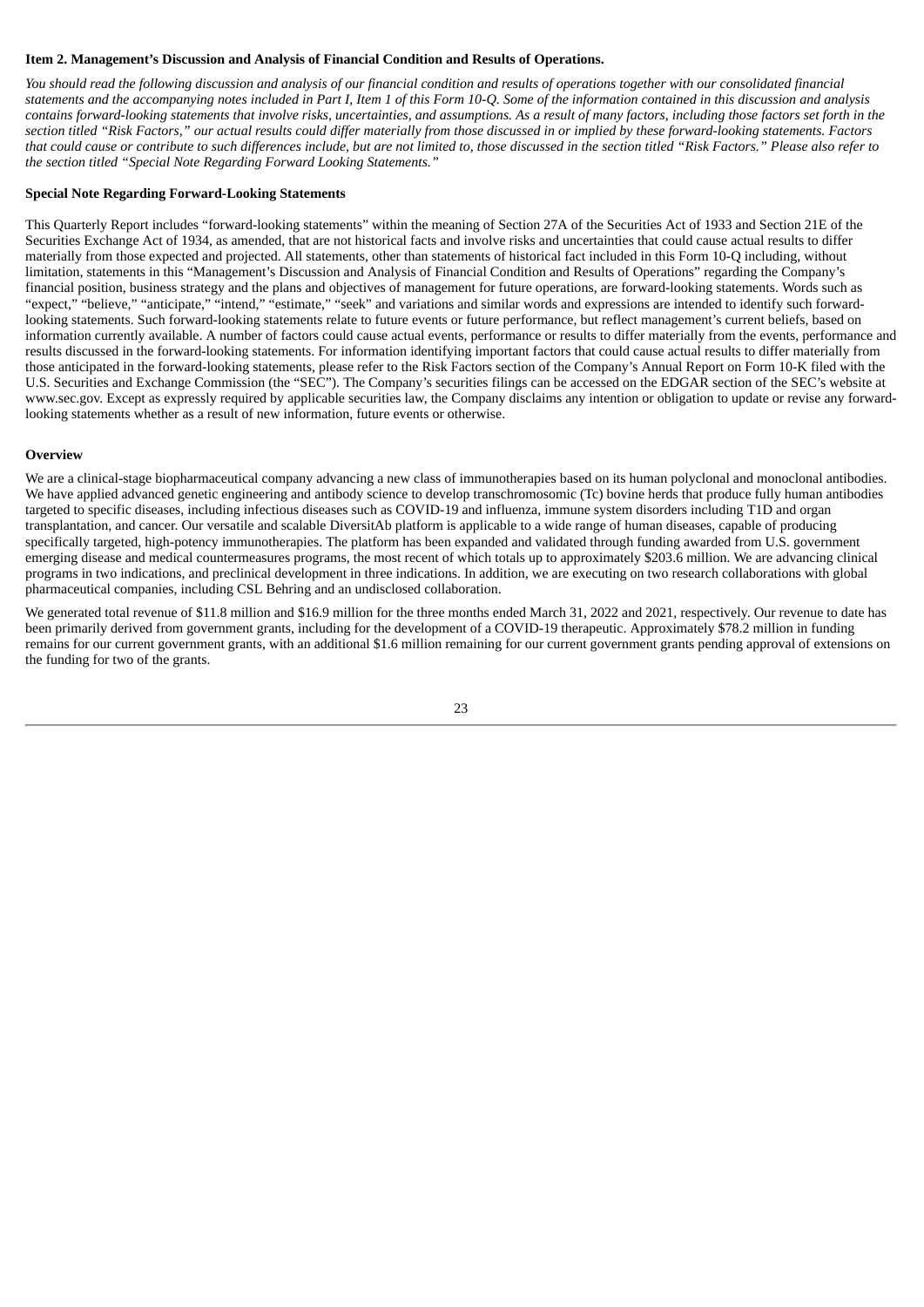**Item 2. Management's Discussion and Analysis of Financial Condition and Results of Operations.**

*You should read the following discussion and analysis of our financial condition and results of operations together with our consolidated financial statements and the accompanying notes included in Part I, Item 1 of this Form 10-Q. Some of the information contained in this discussion and analysis contains forward-looking statements that involve risks, uncertainties, and assumptions. As a result of many factors, including those factors set forth in the section titled "Risk Factors," our actual results could differ materially from those discussed in or implied by these forward-looking statements. Factors that could cause or contribute to such differences include, but are not limited to, those discussed in the section titled "Risk Factors." Please also refer to the section titled "Special Note Regarding Forward Looking Statements."*

**Special Note Regarding Forward-Looking Statements**

This Quarterly Report includes "forward-looking statements" within the meaning of Section 27A of the Securities Act of 1933 and Section 21E of the Securities Exchange Act of 1934, as amended, that are not historical facts and involve risks and uncertainties that could cause actual results to differ materially from those expected and projected. All statements, other than statements of historical fact included in this Form 10-Q including, without limitation, statements in this "Management's Discussion and Analysis of Financial Condition and Results of Operations" regarding the Company's financial position, business strategy and the plans and objectives of management for future operations, are forward-looking statements. Words such as "expect," "believe," "anticipate," "intend," "estimate," "seek" and variations and similar words and expressions are intended to identify such forward-looking statements. Such forward-looking statements relate to future events or future performance, but reflect management's current beliefs, based on information currently available. A number of factors could cause actual events, performance or results to differ materially from the events, performance and results discussed in the forward-looking statements. For information identifying important factors that could cause actual results to differ materially from those anticipated in the forward-looking statements, please refer to the Risk Factors section of the Company's Annual Report on Form 10-K filed with the U.S. Securities and Exchange Commission (the "SEC"). The Company's securities filings can be accessed on the EDGAR section of the SEC's website at www.sec.gov. Except as expressly required by applicable securities law, the Company disclaims any intention or obligation to update or revise any forward-looking statements whether as a result of new information, future events or otherwise.

**Overview**

We are a clinical-stage biopharmaceutical company advancing a new class of immunotherapies based on its human polyclonal and monoclonal antibodies. We have applied advanced genetic engineering and antibody science to develop transchromosomic (Tc) bovine herds that produce fully human antibodies targeted to specific diseases, including infectious diseases such as COVID-19 and influenza, immune system disorders including T1D and organ transplantation, and cancer. Our versatile and scalable DiversitAb platform is applicable to a wide range of human diseases, capable of producing specifically targeted, high-potency immunotherapies. The platform has been expanded and validated through funding awarded from U.S. government emerging disease and medical countermeasures programs, the most recent of which totals up to approximately $203.6 million. We are advancing clinical programs in two indications, and preclinical development in three indications. In addition, we are executing on two research collaborations with global pharmaceutical companies, including CSL Behring and an undisclosed collaboration.

We generated total revenue of $11.8 million and $16.9 million for the three months ended March 31, 2022 and 2021, respectively. Our revenue to date has been primarily derived from government grants, including for the development of a COVID-19 therapeutic. Approximately $78.2 million in funding remains for our current government grants, with an additional $1.6 million remaining for our current government grants pending approval of extensions on the funding for two of the grants.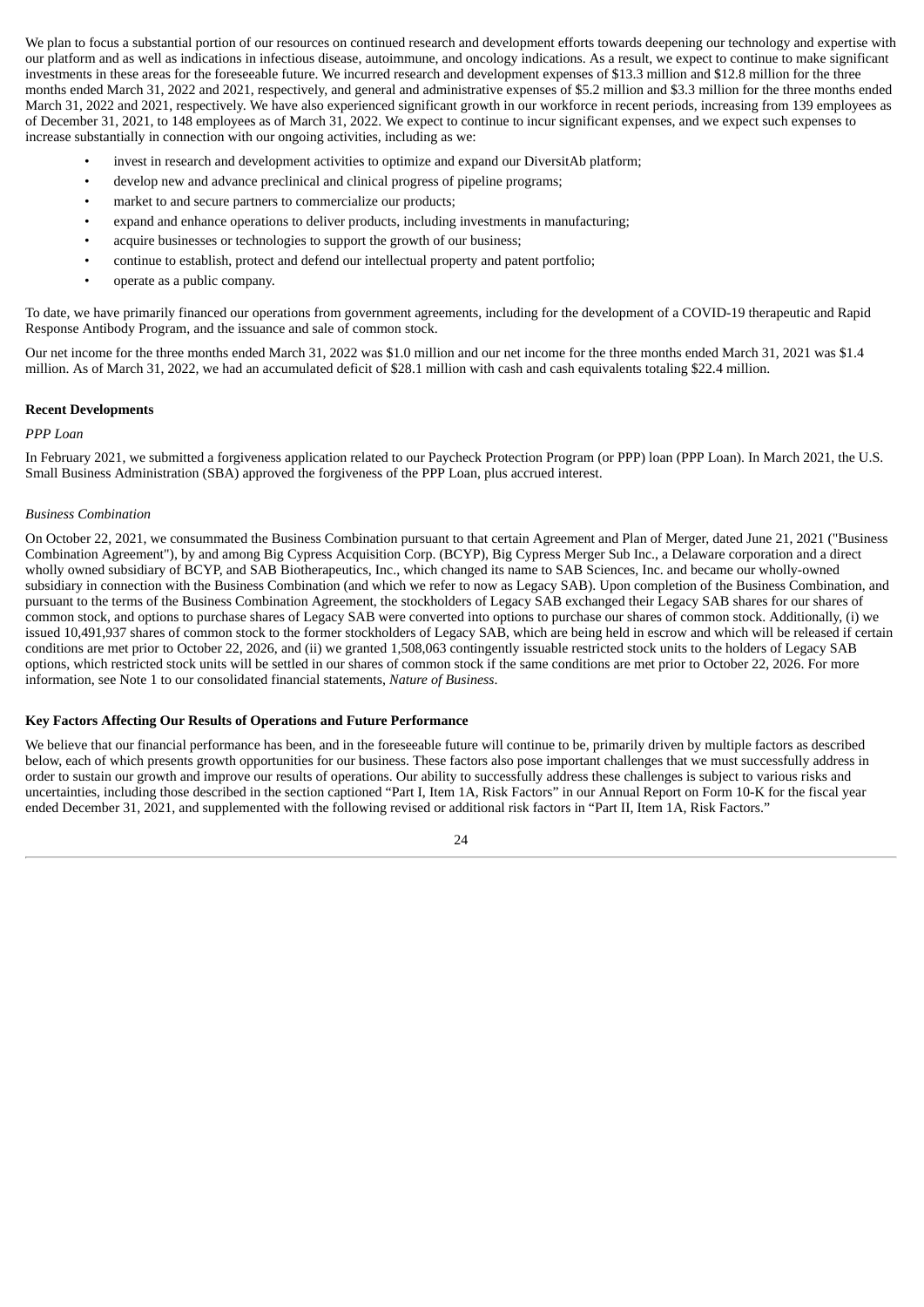We plan to focus a substantial portion of our resources on continued research and development efforts towards deepening our technology and expertise with our platform and as well as indications in infectious disease, autoimmune, and oncology indications. As a result, we expect to continue to make significant investments in these areas for the foreseeable future. We incurred research and development expenses of $13.3 million and $12.8 million for the three months ended March 31, 2022 and 2021, respectively, and general and administrative expenses of $5.2 million and $3.3 million for the three months ended March 31, 2022 and 2021, respectively. We have also experienced significant growth in our workforce in recent periods, increasing from 139 employees as of December 31, 2021, to 148 employees as of March 31, 2022. We expect to continue to incur significant expenses, and we expect such expenses to increase substantially in connection with our ongoing activities, including as we:

- invest in research and development activities to optimize and expand our DiversitAb platform;
- develop new and advance preclinical and clinical progress of pipeline programs;
- market to and secure partners to commercialize our products;
- expand and enhance operations to deliver products, including investments in manufacturing;
- acquire businesses or technologies to support the growth of our business;
- continue to establish, protect and defend our intellectual property and patent portfolio;
- operate as a public company.

To date, we have primarily financed our operations from government agreements, including for the development of a COVID-19 therapeutic and Rapid Response Antibody Program, and the issuance and sale of common stock.

Our net income for the three months ended March 31, 2022 was $1.0 million and our net income for the three months ended March 31, 2021 was $1.4 million. As of March 31, 2022, we had an accumulated deficit of $28.1 million with cash and cash equivalents totaling $22.4 million.

**Recent Developments**

*PPP Loan*

In February 2021, we submitted a forgiveness application related to our Paycheck Protection Program (or PPP) loan (PPP Loan). In March 2021, the U.S. Small Business Administration (SBA) approved the forgiveness of the PPP Loan, plus accrued interest.

*Business Combination*

On October 22, 2021, we consummated the Business Combination pursuant to that certain Agreement and Plan of Merger, dated June 21, 2021 ("Business Combination Agreement"), by and among Big Cypress Acquisition Corp. (BCYP), Big Cypress Merger Sub Inc., a Delaware corporation and a direct wholly owned subsidiary of BCYP, and SAB Biotherapeutics, Inc., which changed its name to SAB Sciences, Inc. and became our wholly-owned subsidiary in connection with the Business Combination (and which we refer to now as Legacy SAB). Upon completion of the Business Combination, and pursuant to the terms of the Business Combination Agreement, the stockholders of Legacy SAB exchanged their Legacy SAB shares for our shares of common stock, and options to purchase shares of Legacy SAB were converted into options to purchase our shares of common stock. Additionally, (i) we issued 10,491,937 shares of common stock to the former stockholders of Legacy SAB, which are being held in escrow and which will be released if certain conditions are met prior to October 22, 2026, and (ii) we granted 1,508,063 contingently issuable restricted stock units to the holders of Legacy SAB options, which restricted stock units will be settled in our shares of common stock if the same conditions are met prior to October 22, 2026. For more information, see Note 1 to our consolidated financial statements, *Nature of Business*.

**Key Factors Affecting Our Results of Operations and Future Performance**

We believe that our financial performance has been, and in the foreseeable future will continue to be, primarily driven by multiple factors as described below, each of which presents growth opportunities for our business. These factors also pose important challenges that we must successfully address in order to sustain our growth and improve our results of operations. Our ability to successfully address these challenges is subject to various risks and uncertainties, including those described in the section captioned "Part I, Item 1A, Risk Factors" in our Annual Report on Form 10-K for the fiscal year ended December 31, 2021, and supplemented with the following revised or additional risk factors in "Part II, Item 1A, Risk Factors."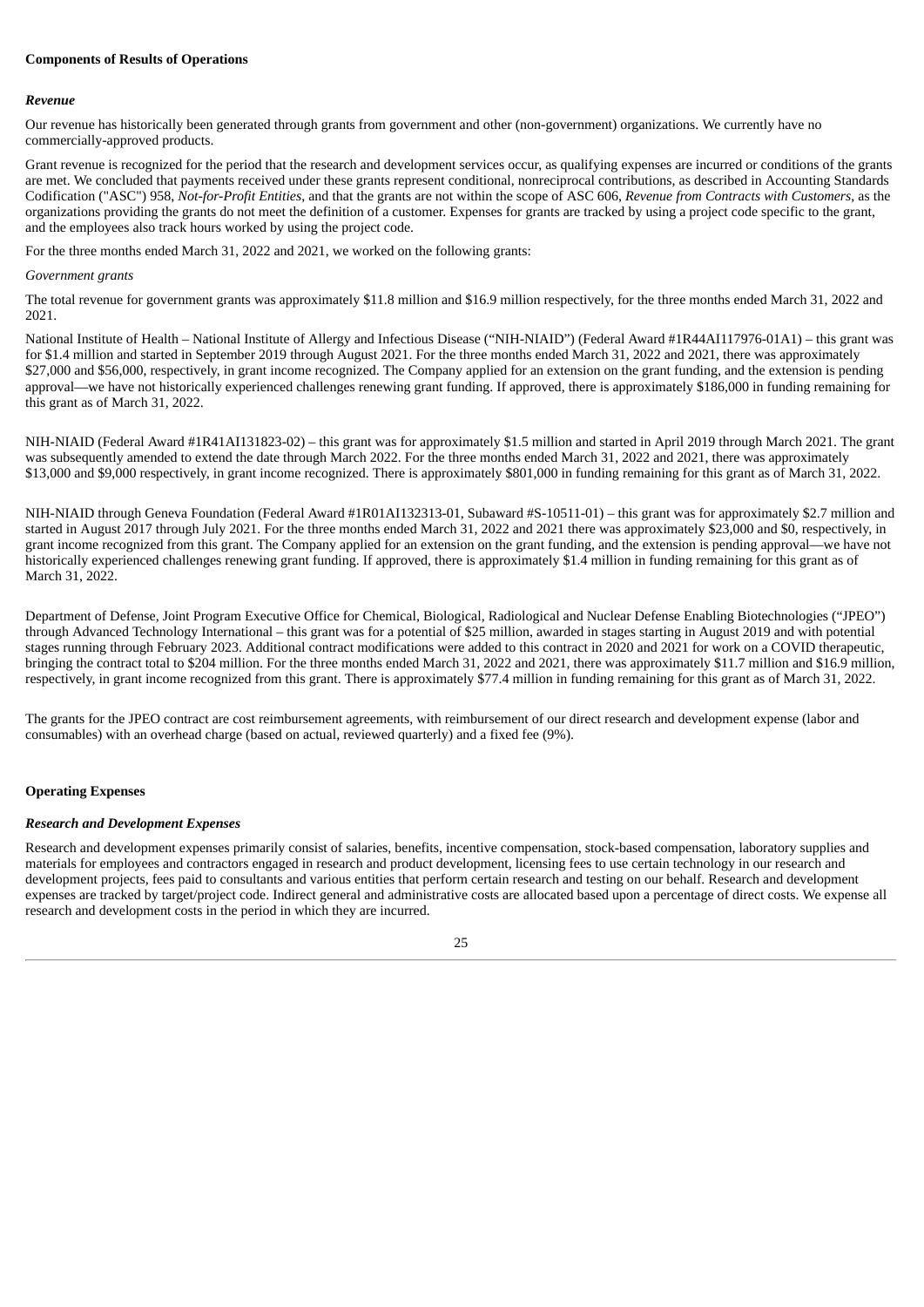**Components of Results of Operations**

***Revenue***

Our revenue has historically been generated through grants from government and other (non-government) organizations. We currently have no commercially-approved products.

Grant revenue is recognized for the period that the research and development services occur, as qualifying expenses are incurred or conditions of the grants are met. We concluded that payments received under these grants represent conditional, nonreciprocal contributions, as described in Accounting Standards Codification ("ASC") 958, *Not-for-Profit Entities*, and that the grants are not within the scope of ASC 606, *Revenue from Contracts with Customers*, as the organizations providing the grants do not meet the definition of a customer. Expenses for grants are tracked by using a project code specific to the grant, and the employees also track hours worked by using the project code.

For the three months ended March 31, 2022 and 2021, we worked on the following grants:

*Government grants*

The total revenue for government grants was approximately $11.8 million and $16.9 million respectively, for the three months ended March 31, 2022 and 2021.

National Institute of Health – National Institute of Allergy and Infectious Disease ("NIH-NIAID") (Federal Award #1R44AI117976-01A1) – this grant was for $1.4 million and started in September 2019 through August 2021. For the three months ended March 31, 2022 and 2021, there was approximately $27,000 and $56,000, respectively, in grant income recognized. The Company applied for an extension on the grant funding, and the extension is pending approval—we have not historically experienced challenges renewing grant funding. If approved, there is approximately $186,000 in funding remaining for this grant as of March 31, 2022.

NIH-NIAID (Federal Award #1R41AI131823-02) – this grant was for approximately $1.5 million and started in April 2019 through March 2021. The grant was subsequently amended to extend the date through March 2022. For the three months ended March 31, 2022 and 2021, there was approximately $13,000 and $9,000 respectively, in grant income recognized. There is approximately $801,000 in funding remaining for this grant as of March 31, 2022.

NIH-NIAID through Geneva Foundation (Federal Award #1R01AI132313-01, Subaward #S-10511-01) – this grant was for approximately $2.7 million and started in August 2017 through July 2021. For the three months ended March 31, 2022 and 2021 there was approximately $23,000 and $0, respectively, in grant income recognized from this grant. The Company applied for an extension on the grant funding, and the extension is pending approval—we have not historically experienced challenges renewing grant funding. If approved, there is approximately $1.4 million in funding remaining for this grant as of March 31, 2022.

Department of Defense, Joint Program Executive Office for Chemical, Biological, Radiological and Nuclear Defense Enabling Biotechnologies ("JPEO") through Advanced Technology International – this grant was for a potential of $25 million, awarded in stages starting in August 2019 and with potential stages running through February 2023. Additional contract modifications were added to this contract in 2020 and 2021 for work on a COVID therapeutic, bringing the contract total to $204 million. For the three months ended March 31, 2022 and 2021, there was approximately $11.7 million and $16.9 million, respectively, in grant income recognized from this grant. There is approximately $77.4 million in funding remaining for this grant as of March 31, 2022.

The grants for the JPEO contract are cost reimbursement agreements, with reimbursement of our direct research and development expense (labor and consumables) with an overhead charge (based on actual, reviewed quarterly) and a fixed fee (9%).

**Operating Expenses**

***Research and Development Expenses***

Research and development expenses primarily consist of salaries, benefits, incentive compensation, stock-based compensation, laboratory supplies and materials for employees and contractors engaged in research and product development, licensing fees to use certain technology in our research and development projects, fees paid to consultants and various entities that perform certain research and testing on our behalf. Research and development expenses are tracked by target/project code. Indirect general and administrative costs are allocated based upon a percentage of direct costs. We expense all research and development costs in the period in which they are incurred.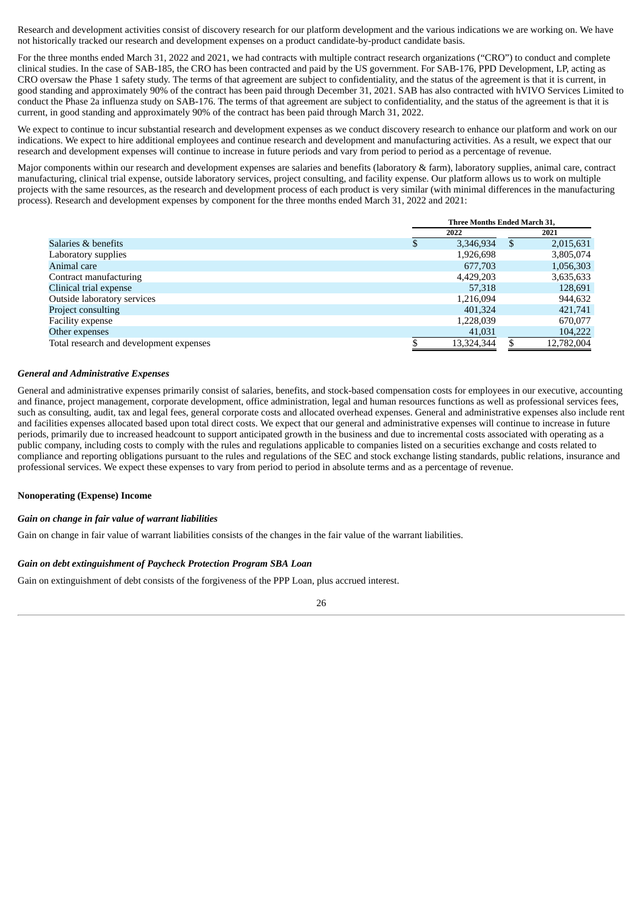Research and development activities consist of discovery research for our platform development and the various indications we are working on. We have not historically tracked our research and development expenses on a product candidate-by-product candidate basis.

For the three months ended March 31, 2022 and 2021, we had contracts with multiple contract research organizations ("CRO") to conduct and complete clinical studies. In the case of SAB-185, the CRO has been contracted and paid by the US government. For SAB-176, PPD Development, LP, acting as CRO oversaw the Phase 1 safety study. The terms of that agreement are subject to confidentiality, and the status of the agreement is that it is current, in good standing and approximately 90% of the contract has been paid through December 31, 2021. SAB has also contracted with hVIVO Services Limited to conduct the Phase 2a influenza study on SAB-176. The terms of that agreement are subject to confidentiality, and the status of the agreement is that it is current, in good standing and approximately 90% of the contract has been paid through March 31, 2022.

We expect to continue to incur substantial research and development expenses as we conduct discovery research to enhance our platform and work on our indications. We expect to hire additional employees and continue research and development and manufacturing activities. As a result, we expect that our research and development expenses will continue to increase in future periods and vary from period to period as a percentage of revenue.

Major components within our research and development expenses are salaries and benefits (laboratory & farm), laboratory supplies, animal care, contract manufacturing, clinical trial expense, outside laboratory services, project consulting, and facility expense. Our platform allows us to work on multiple projects with the same resources, as the research and development process of each product is very similar (with minimal differences in the manufacturing process). Research and development expenses by component for the three months ended March 31, 2022 and 2021:

| | Three Months Ended March 31, | |
|---|---|---|
| | 2022 | 2021 |
| Salaries & benefits | $ 3,346,934 | $ 2,015,631 |
| Laboratory supplies | 1,926,698 | 3,805,074 |
| Animal care | 677,703 | 1,056,303 |
| Contract manufacturing | 4,429,203 | 3,635,633 |
| Clinical trial expense | 57,318 | 128,691 |
| Outside laboratory services | 1,216,094 | 944,632 |
| Project consulting | 401,324 | 421,741 |
| Facility expense | 1,228,039 | 670,077 |
| Other expenses | 41,031 | 104,222 |
| Total research and development expenses | $ 13,324,344 | $ 12,782,004 |

### *General and Administrative Expenses*

General and administrative expenses primarily consist of salaries, benefits, and stock-based compensation costs for employees in our executive, accounting and finance, project management, corporate development, office administration, legal and human resources functions as well as professional services fees, such as consulting, audit, tax and legal fees, general corporate costs and allocated overhead expenses. General and administrative expenses also include rent and facilities expenses allocated based upon total direct costs. We expect that our general and administrative expenses will continue to increase in future periods, primarily due to increased headcount to support anticipated growth in the business and due to incremental costs associated with operating as a public company, including costs to comply with the rules and regulations applicable to companies listed on a securities exchange and costs related to compliance and reporting obligations pursuant to the rules and regulations of the SEC and stock exchange listing standards, public relations, insurance and professional services. We expect these expenses to vary from period to period in absolute terms and as a percentage of revenue.

### Nonoperating (Expense) Income

### *Gain on change in fair value of warrant liabilities*

Gain on change in fair value of warrant liabilities consists of the changes in the fair value of the warrant liabilities.

### *Gain on debt extinguishment of Paycheck Protection Program SBA Loan*

Gain on extinguishment of debt consists of the forgiveness of the PPP Loan, plus accrued interest.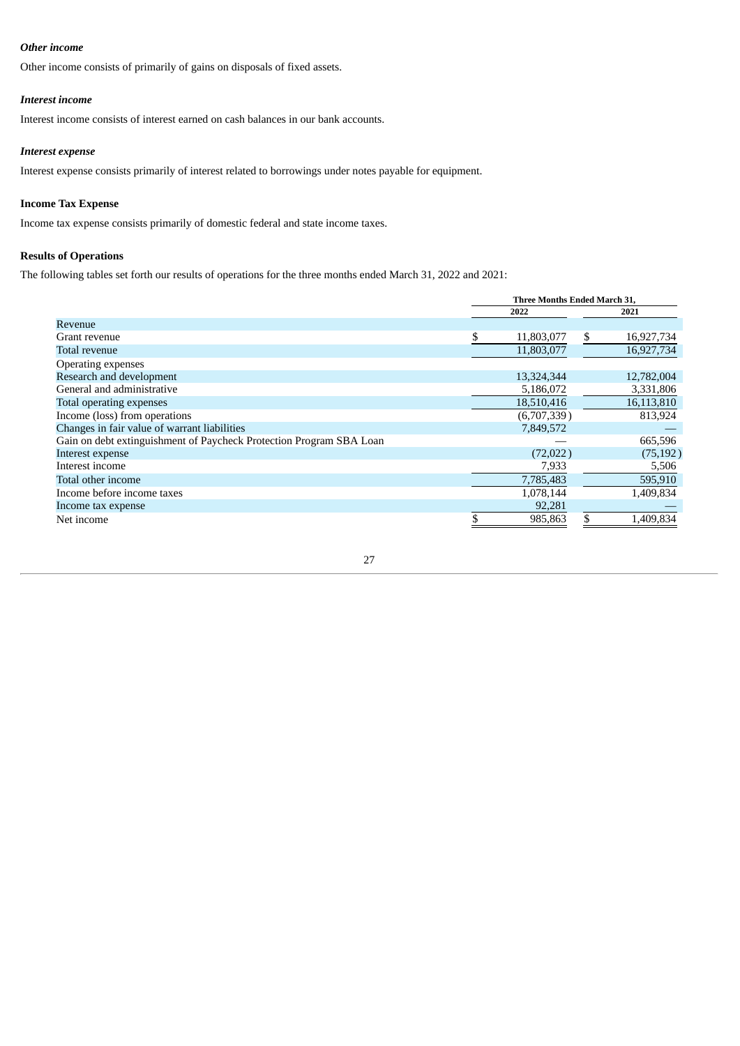***Other income***

Other income consists of primarily of gains on disposals of fixed assets.

***Interest income***

Interest income consists of interest earned on cash balances in our bank accounts.

***Interest expense***

Interest expense consists primarily of interest related to borrowings under notes payable for equipment.

**Income Tax Expense**

Income tax expense consists primarily of domestic federal and state income taxes.

**Results of Operations**

The following tables set forth our results of operations for the three months ended March 31, 2022 and 2021:

| | Three Months Ended March 31, | |
|---|---|---|
| | 2022 | 2021 |
| Revenue | | |
| Grant revenue | $ 11,803,077 | $ 16,927,734 |
| Total revenue | 11,803,077 | 16,927,734 |
| Operating expenses | | |
| Research and development | 13,324,344 | 12,782,004 |
| General and administrative | 5,186,072 | 3,331,806 |
| Total operating expenses | 18,510,416 | 16,113,810 |
| Income (loss) from operations | (6,707,339) | 813,924 |
| Changes in fair value of warrant liabilities | 7,849,572 | — |
| Gain on debt extinguishment of Paycheck Protection Program SBA Loan | — | 665,596 |
| Interest expense | (72,022) | (75,192) |
| Interest income | 7,933 | 5,506 |
| Total other income | 7,785,483 | 595,910 |
| Income before income taxes | 1,078,144 | 1,409,834 |
| Income tax expense | 92,281 | — |
| Net income | $ 985,863 | $ 1,409,834 |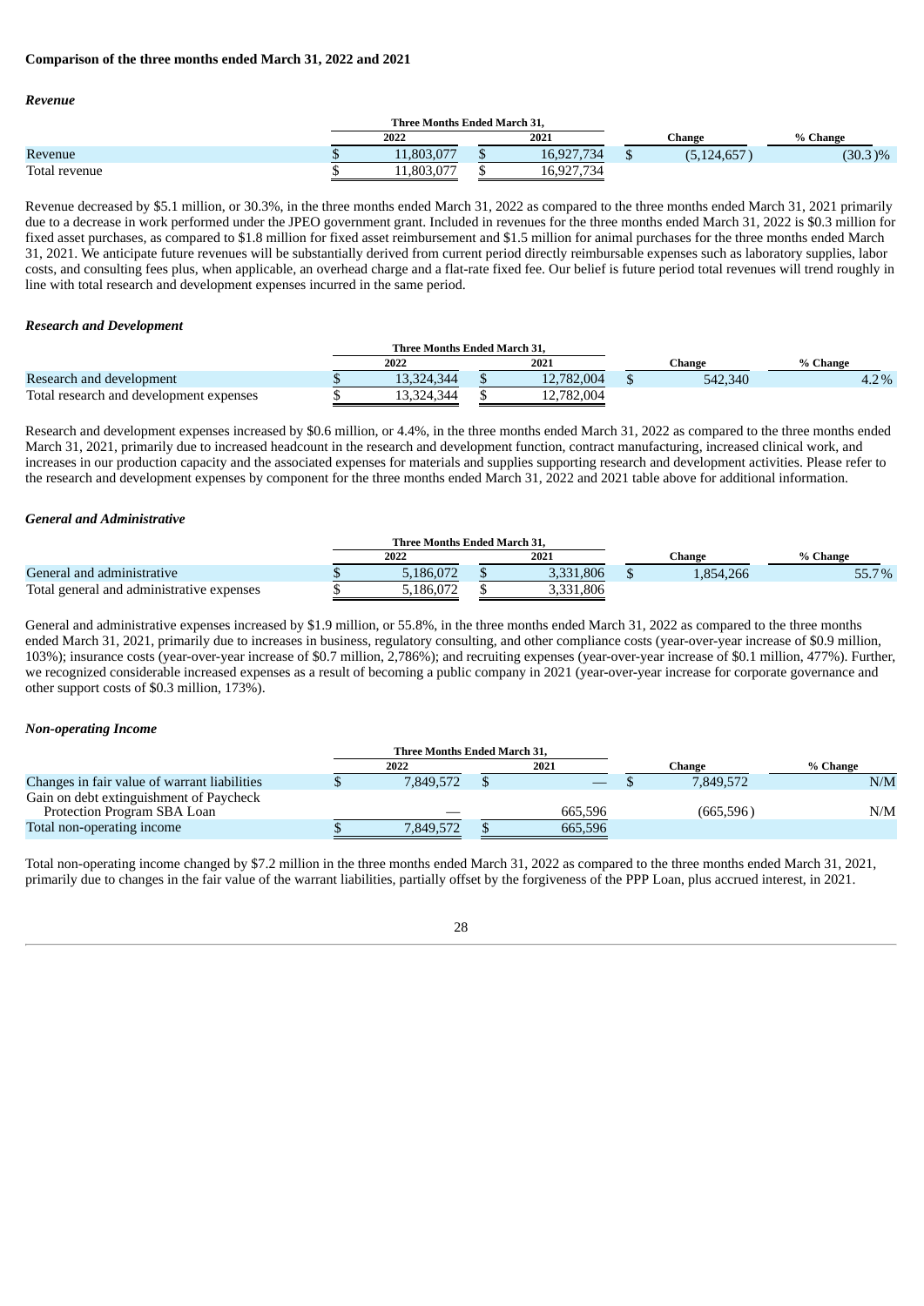**Comparison of the three months ended March 31, 2022 and 2021**

***Revenue***

| | Three Months Ended March 31, | | | |
|---|---|---|---|---|
| | 2022 | 2021 | Change | % Change |
| Revenue | $ 11,803,077 | $ 16,927,734 | $ (5,124,657) | (30.3)% |
| Total revenue | $ 11,803,077 | $ 16,927,734 | | |

Revenue decreased by $5.1 million, or 30.3%, in the three months ended March 31, 2022 as compared to the three months ended March 31, 2021 primarily due to a decrease in work performed under the JPEO government grant. Included in revenues for the three months ended March 31, 2022 is $0.3 million for fixed asset purchases, as compared to $1.8 million for fixed asset reimbursement and $1.5 million for animal purchases for the three months ended March 31, 2021. We anticipate future revenues will be substantially derived from current period directly reimbursable expenses such as laboratory supplies, labor costs, and consulting fees plus, when applicable, an overhead charge and a flat-rate fixed fee. Our belief is future period total revenues will trend roughly in line with total research and development expenses incurred in the same period.

***Research and Development***

| | Three Months Ended March 31, | | | |
|---|---|---|---|---|
| | 2022 | 2021 | Change | % Change |
| Research and development | $ 13,324,344 | $ 12,782,004 | $ 542,340 | 4.2% |
| Total research and development expenses | $ 13,324,344 | $ 12,782,004 | | |

Research and development expenses increased by $0.6 million, or 4.4%, in the three months ended March 31, 2022 as compared to the three months ended March 31, 2021, primarily due to increased headcount in the research and development function, contract manufacturing, increased clinical work, and increases in our production capacity and the associated expenses for materials and supplies supporting research and development activities. Please refer to the research and development expenses by component for the three months ended March 31, 2022 and 2021 table above for additional information.

***General and Administrative***

| | Three Months Ended March 31, | | | |
|---|---|---|---|---|
| | 2022 | 2021 | Change | % Change |
| General and administrative | $ 5,186,072 | $ 3,331,806 | $ 1,854,266 | 55.7% |
| Total general and administrative expenses | $ 5,186,072 | $ 3,331,806 | | |

General and administrative expenses increased by $1.9 million, or 55.8%, in the three months ended March 31, 2022 as compared to the three months ended March 31, 2021, primarily due to increases in business, regulatory consulting, and other compliance costs (year-over-year increase of $0.9 million, 103%); insurance costs (year-over-year increase of $0.7 million, 2,786%); and recruiting expenses (year-over-year increase of $0.1 million, 477%). Further, we recognized considerable increased expenses as a result of becoming a public company in 2021 (year-over-year increase for corporate governance and other support costs of $0.3 million, 173%).

***Non-operating Income***

| | Three Months Ended March 31, | | | |
|---|---|---|---|---|
| | 2022 | 2021 | Change | % Change |
| Changes in fair value of warrant liabilities | $ 7,849,572 | $ — | $ 7,849,572 | N/M |
| Gain on debt extinguishment of Paycheck Protection Program SBA Loan | — | 665,596 | (665,596) | N/M |
| Total non-operating income | $ 7,849,572 | $ 665,596 | | |

Total non-operating income changed by $7.2 million in the three months ended March 31, 2022 as compared to the three months ended March 31, 2021, primarily due to changes in the fair value of the warrant liabilities, partially offset by the forgiveness of the PPP Loan, plus accrued interest, in 2021.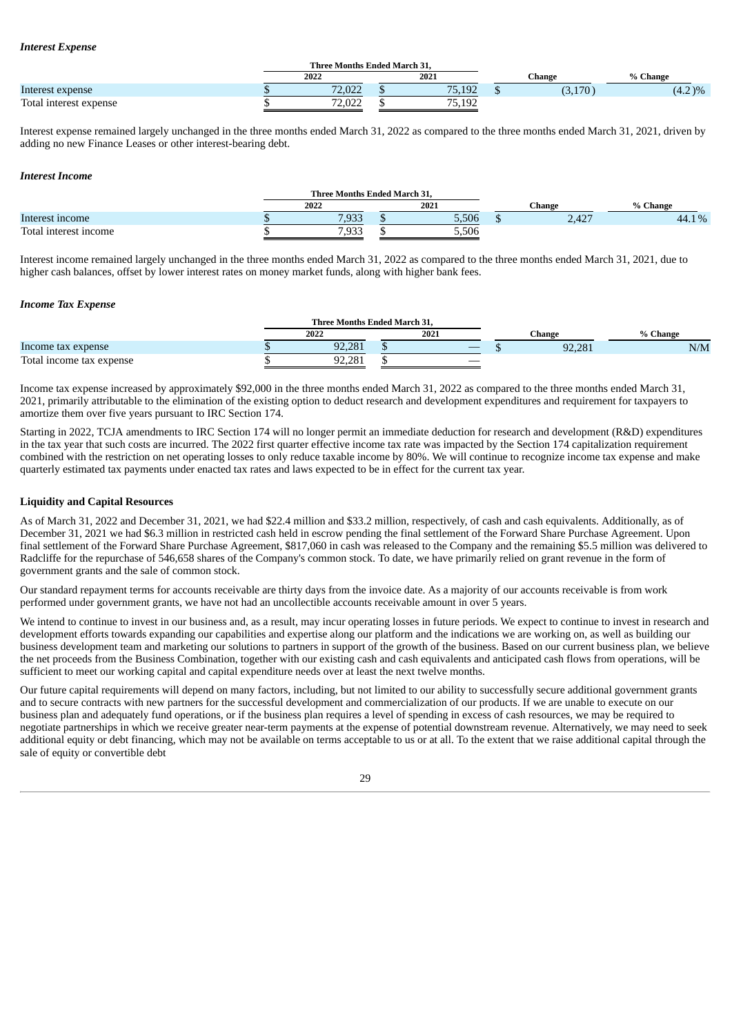***Interest Expense***

| | Three Months Ended March 31, | | | |
|---|---|---|---|---|
| | 2022 | 2021 | Change | % Change |
| Interest expense | $ 72,022 | $ 75,192 | $ (3,170) | (4.2)% |
| Total interest expense | $ 72,022 | $ 75,192 | | |

Interest expense remained largely unchanged in the three months ended March 31, 2022 as compared to the three months ended March 31, 2021, driven by adding no new Finance Leases or other interest-bearing debt.

***Interest Income***

| | Three Months Ended March 31, | | | |
|---|---|---|---|---|
| | 2022 | 2021 | Change | % Change |
| Interest income | $ 7,933 | $ 5,506 | $ 2,427 | 44.1% |
| Total interest income | $ 7,933 | $ 5,506 | | |

Interest income remained largely unchanged in the three months ended March 31, 2022 as compared to the three months ended March 31, 2021, due to higher cash balances, offset by lower interest rates on money market funds, along with higher bank fees.

***Income Tax Expense***

| | Three Months Ended March 31, | | | |
|---|---|---|---|---|
| | 2022 | 2021 | Change | % Change |
| Income tax expense | $ 92,281 | $ — | $ 92,281 | N/M |
| Total income tax expense | $ 92,281 | $ — | | |

Income tax expense increased by approximately $92,000 in the three months ended March 31, 2022 as compared to the three months ended March 31, 2021, primarily attributable to the elimination of the existing option to deduct research and development expenditures and requirement for taxpayers to amortize them over five years pursuant to IRC Section 174.

Starting in 2022, TCJA amendments to IRC Section 174 will no longer permit an immediate deduction for research and development (R&D) expenditures in the tax year that such costs are incurred. The 2022 first quarter effective income tax rate was impacted by the Section 174 capitalization requirement combined with the restriction on net operating losses to only reduce taxable income by 80%. We will continue to recognize income tax expense and make quarterly estimated tax payments under enacted tax rates and laws expected to be in effect for the current tax year.

**Liquidity and Capital Resources**

As of March 31, 2022 and December 31, 2021, we had $22.4 million and $33.2 million, respectively, of cash and cash equivalents. Additionally, as of December 31, 2021 we had $6.3 million in restricted cash held in escrow pending the final settlement of the Forward Share Purchase Agreement. Upon final settlement of the Forward Share Purchase Agreement, $817,060 in cash was released to the Company and the remaining $5.5 million was delivered to Radcliffe for the repurchase of 546,658 shares of the Company's common stock. To date, we have primarily relied on grant revenue in the form of government grants and the sale of common stock.

Our standard repayment terms for accounts receivable are thirty days from the invoice date. As a majority of our accounts receivable is from work performed under government grants, we have not had an uncollectible accounts receivable amount in over 5 years.

We intend to continue to invest in our business and, as a result, may incur operating losses in future periods. We expect to continue to invest in research and development efforts towards expanding our capabilities and expertise along our platform and the indications we are working on, as well as building our business development team and marketing our solutions to partners in support of the growth of the business. Based on our current business plan, we believe the net proceeds from the Business Combination, together with our existing cash and cash equivalents and anticipated cash flows from operations, will be sufficient to meet our working capital and capital expenditure needs over at least the next twelve months.

Our future capital requirements will depend on many factors, including, but not limited to our ability to successfully secure additional government grants and to secure contracts with new partners for the successful development and commercialization of our products. If we are unable to execute on our business plan and adequately fund operations, or if the business plan requires a level of spending in excess of cash resources, we may be required to negotiate partnerships in which we receive greater near-term payments at the expense of potential downstream revenue. Alternatively, we may need to seek additional equity or debt financing, which may not be available on terms acceptable to us or at all. To the extent that we raise additional capital through the sale of equity or convertible debt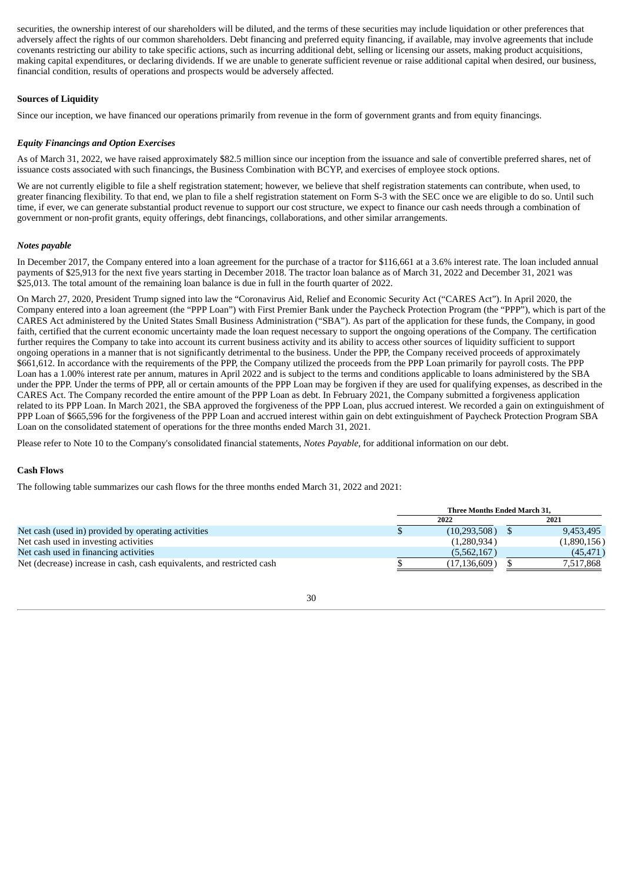securities, the ownership interest of our shareholders will be diluted, and the terms of these securities may include liquidation or other preferences that adversely affect the rights of our common shareholders. Debt financing and preferred equity financing, if available, may involve agreements that include covenants restricting our ability to take specific actions, such as incurring additional debt, selling or licensing our assets, making product acquisitions, making capital expenditures, or declaring dividends. If we are unable to generate sufficient revenue or raise additional capital when desired, our business, financial condition, results of operations and prospects would be adversely affected.

**Sources of Liquidity**

Since our inception, we have financed our operations primarily from revenue in the form of government grants and from equity financings.

***Equity Financings and Option Exercises***

As of March 31, 2022, we have raised approximately $82.5 million since our inception from the issuance and sale of convertible preferred shares, net of issuance costs associated with such financings, the Business Combination with BCYP, and exercises of employee stock options.

We are not currently eligible to file a shelf registration statement; however, we believe that shelf registration statements can contribute, when used, to greater financing flexibility. To that end, we plan to file a shelf registration statement on Form S-3 with the SEC once we are eligible to do so. Until such time, if ever, we can generate substantial product revenue to support our cost structure, we expect to finance our cash needs through a combination of government or non-profit grants, equity offerings, debt financings, collaborations, and other similar arrangements.

***Notes payable***

In December 2017, the Company entered into a loan agreement for the purchase of a tractor for $116,661 at a 3.6% interest rate. The loan included annual payments of $25,913 for the next five years starting in December 2018. The tractor loan balance as of March 31, 2022 and December 31, 2021 was $25,013. The total amount of the remaining loan balance is due in full in the fourth quarter of 2022.

On March 27, 2020, President Trump signed into law the "Coronavirus Aid, Relief and Economic Security Act ("CARES Act"). In April 2020, the Company entered into a loan agreement (the "PPP Loan") with First Premier Bank under the Paycheck Protection Program (the "PPP"), which is part of the CARES Act administered by the United States Small Business Administration ("SBA"). As part of the application for these funds, the Company, in good faith, certified that the current economic uncertainty made the loan request necessary to support the ongoing operations of the Company. The certification further requires the Company to take into account its current business activity and its ability to access other sources of liquidity sufficient to support ongoing operations in a manner that is not significantly detrimental to the business. Under the PPP, the Company received proceeds of approximately $661,612. In accordance with the requirements of the PPP, the Company utilized the proceeds from the PPP Loan primarily for payroll costs. The PPP Loan has a 1.00% interest rate per annum, matures in April 2022 and is subject to the terms and conditions applicable to loans administered by the SBA under the PPP. Under the terms of PPP, all or certain amounts of the PPP Loan may be forgiven if they are used for qualifying expenses, as described in the CARES Act. The Company recorded the entire amount of the PPP Loan as debt. In February 2021, the Company submitted a forgiveness application related to its PPP Loan. In March 2021, the SBA approved the forgiveness of the PPP Loan, plus accrued interest. We recorded a gain on extinguishment of PPP Loan of $665,596 for the forgiveness of the PPP Loan and accrued interest within gain on debt extinguishment of Paycheck Protection Program SBA Loan on the consolidated statement of operations for the three months ended March 31, 2021.

Please refer to Note 10 to the Company's consolidated financial statements, *Notes Payable*, for additional information on our debt.

**Cash Flows**

The following table summarizes our cash flows for the three months ended March 31, 2022 and 2021:

| | Three Months Ended March 31, | |
|---|---|---|
| | 2022 | 2021 |
| Net cash (used in) provided by operating activities | $ (10,293,508) | $ 9,453,495 |
| Net cash used in investing activities | (1,280,934) | (1,890,156) |
| Net cash used in financing activities | (5,562,167) | (45,471) |
| Net (decrease) increase in cash, cash equivalents, and restricted cash | $ (17,136,609) | $ 7,517,868 |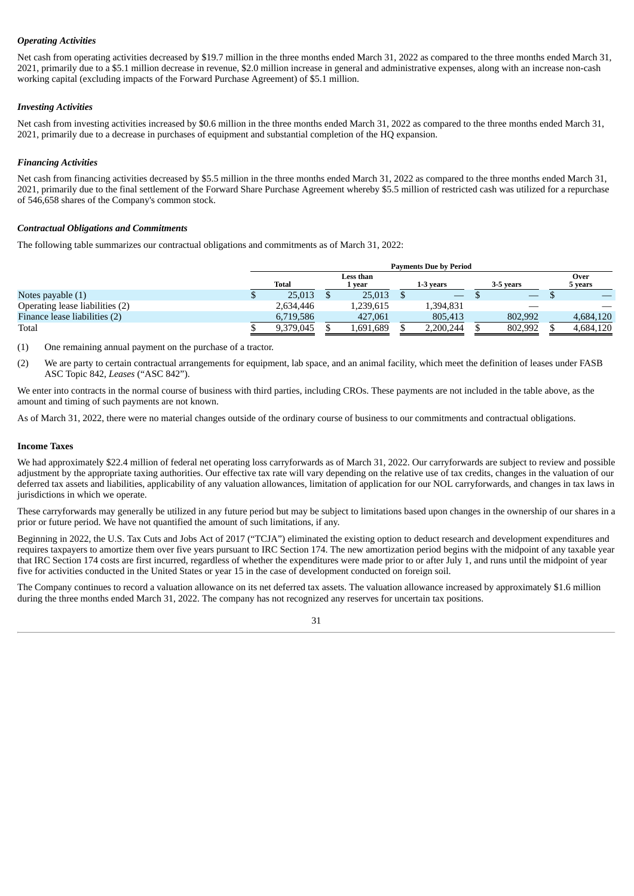***Operating Activities***

Net cash from operating activities decreased by $19.7 million in the three months ended March 31, 2022 as compared to the three months ended March 31, 2021, primarily due to a $5.1 million decrease in revenue, $2.0 million increase in general and administrative expenses, along with an increase non-cash working capital (excluding impacts of the Forward Purchase Agreement) of $5.1 million.

***Investing Activities***

Net cash from investing activities increased by $0.6 million in the three months ended March 31, 2022 as compared to the three months ended March 31, 2021, primarily due to a decrease in purchases of equipment and substantial completion of the HQ expansion.

***Financing Activities***

Net cash from financing activities decreased by $5.5 million in the three months ended March 31, 2022 as compared to the three months ended March 31, 2021, primarily due to the final settlement of the Forward Share Purchase Agreement whereby $5.5 million of restricted cash was utilized for a repurchase of 546,658 shares of the Company's common stock.

***Contractual Obligations and Commitments***

The following table summarizes our contractual obligations and commitments as of March 31, 2022:

| | Payments Due by Period | | | | |
|---|---|---|---|---|---|
| | Total | Less than 1 year | 1-3 years | 3-5 years | Over 5 years |
| Notes payable (1) | $ 25,013 | $ 25,013 | $ — | $ — | $ — |
| Operating lease liabilities (2) | 2,634,446 | 1,239,615 | 1,394,831 | — | — |
| Finance lease liabilities (2) | 6,719,586 | 427,061 | 805,413 | 802,992 | 4,684,120 |
| Total | $ 9,379,045 | $ 1,691,689 | $ 2,200,244 | $ 802,992 | $ 4,684,120 |

(1) One remaining annual payment on the purchase of a tractor.

(2) We are party to certain contractual arrangements for equipment, lab space, and an animal facility, which meet the definition of leases under FASB ASC Topic 842, *Leases* ("ASC 842").

We enter into contracts in the normal course of business with third parties, including CROs. These payments are not included in the table above, as the amount and timing of such payments are not known.

As of March 31, 2022, there were no material changes outside of the ordinary course of business to our commitments and contractual obligations.

**Income Taxes**

We had approximately $22.4 million of federal net operating loss carryforwards as of March 31, 2022. Our carryforwards are subject to review and possible adjustment by the appropriate taxing authorities. Our effective tax rate will vary depending on the relative use of tax credits, changes in the valuation of our deferred tax assets and liabilities, applicability of any valuation allowances, limitation of application for our NOL carryforwards, and changes in tax laws in jurisdictions in which we operate.

These carryforwards may generally be utilized in any future period but may be subject to limitations based upon changes in the ownership of our shares in a prior or future period. We have not quantified the amount of such limitations, if any.

Beginning in 2022, the U.S. Tax Cuts and Jobs Act of 2017 ("TCJA") eliminated the existing option to deduct research and development expenditures and requires taxpayers to amortize them over five years pursuant to IRC Section 174. The new amortization period begins with the midpoint of any taxable year that IRC Section 174 costs are first incurred, regardless of whether the expenditures were made prior to or after July 1, and runs until the midpoint of year five for activities conducted in the United States or year 15 in the case of development conducted on foreign soil.

The Company continues to record a valuation allowance on its net deferred tax assets. The valuation allowance increased by approximately $1.6 million during the three months ended March 31, 2022. The company has not recognized any reserves for uncertain tax positions.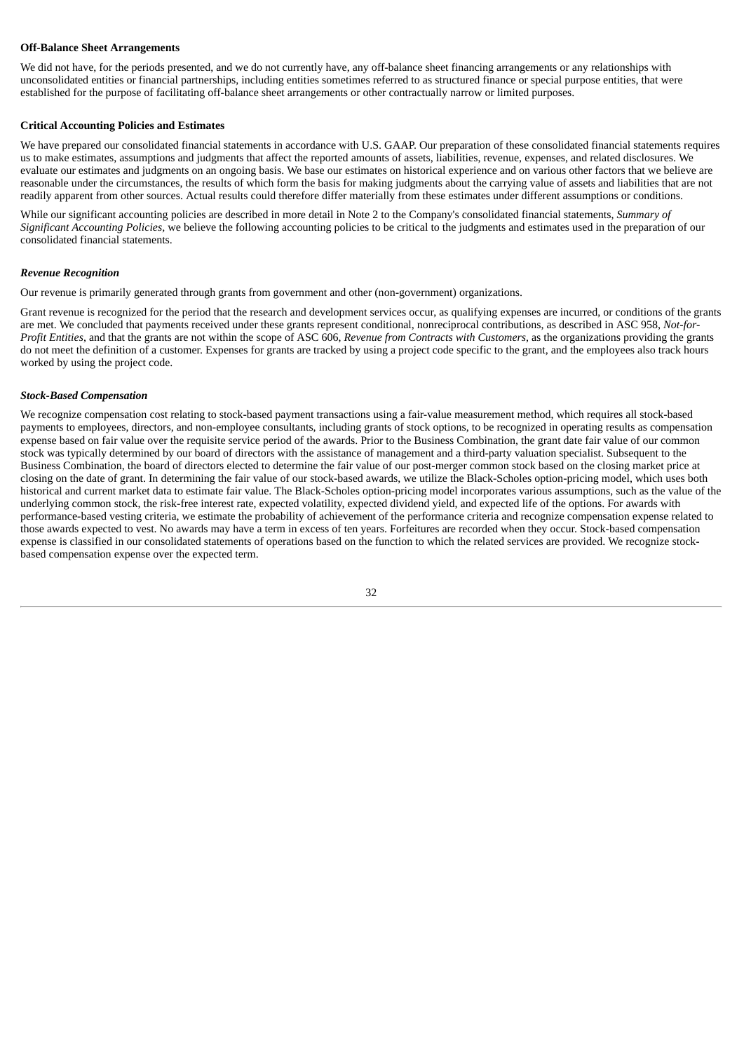**Off-Balance Sheet Arrangements**

We did not have, for the periods presented, and we do not currently have, any off-balance sheet financing arrangements or any relationships with unconsolidated entities or financial partnerships, including entities sometimes referred to as structured finance or special purpose entities, that were established for the purpose of facilitating off-balance sheet arrangements or other contractually narrow or limited purposes.

**Critical Accounting Policies and Estimates**

We have prepared our consolidated financial statements in accordance with U.S. GAAP. Our preparation of these consolidated financial statements requires us to make estimates, assumptions and judgments that affect the reported amounts of assets, liabilities, revenue, expenses, and related disclosures. We evaluate our estimates and judgments on an ongoing basis. We base our estimates on historical experience and on various other factors that we believe are reasonable under the circumstances, the results of which form the basis for making judgments about the carrying value of assets and liabilities that are not readily apparent from other sources. Actual results could therefore differ materially from these estimates under different assumptions or conditions.

While our significant accounting policies are described in more detail in Note 2 to the Company's consolidated financial statements, *Summary of Significant Accounting Policies*, we believe the following accounting policies to be critical to the judgments and estimates used in the preparation of our consolidated financial statements.

***Revenue Recognition***

Our revenue is primarily generated through grants from government and other (non-government) organizations.

Grant revenue is recognized for the period that the research and development services occur, as qualifying expenses are incurred, or conditions of the grants are met. We concluded that payments received under these grants represent conditional, nonreciprocal contributions, as described in ASC 958, *Not-for-Profit Entities*, and that the grants are not within the scope of ASC 606, *Revenue from Contracts with Customers*, as the organizations providing the grants do not meet the definition of a customer. Expenses for grants are tracked by using a project code specific to the grant, and the employees also track hours worked by using the project code.

***Stock-Based Compensation***

We recognize compensation cost relating to stock-based payment transactions using a fair-value measurement method, which requires all stock-based payments to employees, directors, and non-employee consultants, including grants of stock options, to be recognized in operating results as compensation expense based on fair value over the requisite service period of the awards. Prior to the Business Combination, the grant date fair value of our common stock was typically determined by our board of directors with the assistance of management and a third-party valuation specialist. Subsequent to the Business Combination, the board of directors elected to determine the fair value of our post-merger common stock based on the closing market price at closing on the date of grant. In determining the fair value of our stock-based awards, we utilize the Black-Scholes option-pricing model, which uses both historical and current market data to estimate fair value. The Black-Scholes option-pricing model incorporates various assumptions, such as the value of the underlying common stock, the risk-free interest rate, expected volatility, expected dividend yield, and expected life of the options. For awards with performance-based vesting criteria, we estimate the probability of achievement of the performance criteria and recognize compensation expense related to those awards expected to vest. No awards may have a term in excess of ten years. Forfeitures are recorded when they occur. Stock-based compensation expense is classified in our consolidated statements of operations based on the function to which the related services are provided. We recognize stock-based compensation expense over the expected term.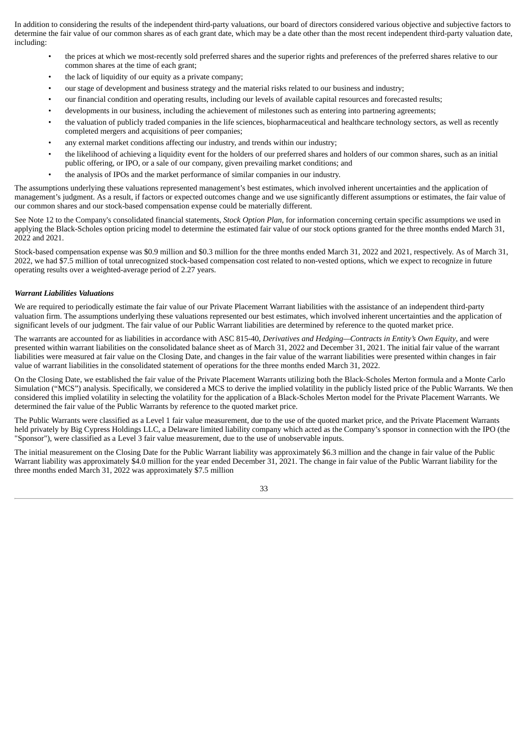In addition to considering the results of the independent third-party valuations, our board of directors considered various objective and subjective factors to determine the fair value of our common shares as of each grant date, which may be a date other than the most recent independent third-party valuation date, including:

- the prices at which we most-recently sold preferred shares and the superior rights and preferences of the preferred shares relative to our common shares at the time of each grant;
- the lack of liquidity of our equity as a private company;
- our stage of development and business strategy and the material risks related to our business and industry;
- our financial condition and operating results, including our levels of available capital resources and forecasted results;
- developments in our business, including the achievement of milestones such as entering into partnering agreements;
- the valuation of publicly traded companies in the life sciences, biopharmaceutical and healthcare technology sectors, as well as recently completed mergers and acquisitions of peer companies;
- any external market conditions affecting our industry, and trends within our industry;
- the likelihood of achieving a liquidity event for the holders of our preferred shares and holders of our common shares, such as an initial public offering, or IPO, or a sale of our company, given prevailing market conditions; and
- the analysis of IPOs and the market performance of similar companies in our industry.

The assumptions underlying these valuations represented management's best estimates, which involved inherent uncertainties and the application of management's judgment. As a result, if factors or expected outcomes change and we use significantly different assumptions or estimates, the fair value of our common shares and our stock-based compensation expense could be materially different.

See Note 12 to the Company's consolidated financial statements, *Stock Option Plan*, for information concerning certain specific assumptions we used in applying the Black-Scholes option pricing model to determine the estimated fair value of our stock options granted for the three months ended March 31, 2022 and 2021.

Stock-based compensation expense was $0.9 million and $0.3 million for the three months ended March 31, 2022 and 2021, respectively. As of March 31, 2022, we had $7.5 million of total unrecognized stock-based compensation cost related to non-vested options, which we expect to recognize in future operating results over a weighted-average period of 2.27 years.

***Warrant Liabilities Valuations***

We are required to periodically estimate the fair value of our Private Placement Warrant liabilities with the assistance of an independent third-party valuation firm. The assumptions underlying these valuations represented our best estimates, which involved inherent uncertainties and the application of significant levels of our judgment. The fair value of our Public Warrant liabilities are determined by reference to the quoted market price.

The warrants are accounted for as liabilities in accordance with ASC 815-40, *Derivatives and Hedging—Contracts in Entity's Own Equity*, and were presented within warrant liabilities on the consolidated balance sheet as of March 31, 2022 and December 31, 2021. The initial fair value of the warrant liabilities were measured at fair value on the Closing Date, and changes in the fair value of the warrant liabilities were presented within changes in fair value of warrant liabilities in the consolidated statement of operations for the three months ended March 31, 2022.

On the Closing Date, we established the fair value of the Private Placement Warrants utilizing both the Black-Scholes Merton formula and a Monte Carlo Simulation ("MCS") analysis. Specifically, we considered a MCS to derive the implied volatility in the publicly listed price of the Public Warrants. We then considered this implied volatility in selecting the volatility for the application of a Black-Scholes Merton model for the Private Placement Warrants. We determined the fair value of the Public Warrants by reference to the quoted market price.

The Public Warrants were classified as a Level 1 fair value measurement, due to the use of the quoted market price, and the Private Placement Warrants held privately by Big Cypress Holdings LLC, a Delaware limited liability company which acted as the Company's sponsor in connection with the IPO (the "Sponsor"), were classified as a Level 3 fair value measurement, due to the use of unobservable inputs.

The initial measurement on the Closing Date for the Public Warrant liability was approximately $6.3 million and the change in fair value of the Public Warrant liability was approximately $4.0 million for the year ended December 31, 2021. The change in fair value of the Public Warrant liability for the three months ended March 31, 2022 was approximately $7.5 million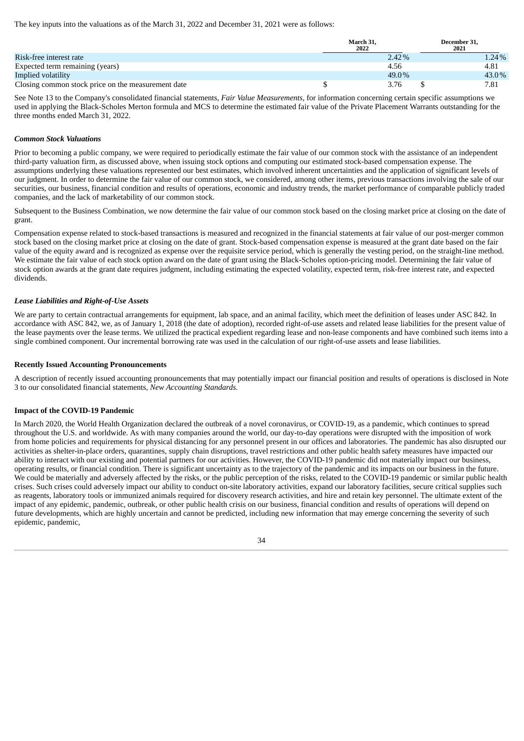The key inputs into the valuations as of the March 31, 2022 and December 31, 2021 were as follows:

| | March 31, 2022 | December 31, 2021 |
|---|---|---|
| Risk-free interest rate | 2.42 % | 1.24 % |
| Expected term remaining (years) | 4.56 | 4.81 |
| Implied volatility | 49.0 % | 43.0 % |
| Closing common stock price on the measurement date | $ 3.76 | $ 7.81 |

See Note 13 to the Company's consolidated financial statements, *Fair Value Measurements,* for information concerning certain specific assumptions we used in applying the Black-Scholes Merton formula and MCS to determine the estimated fair value of the Private Placement Warrants outstanding for the three months ended March 31, 2022.

### *Common Stock Valuations*

Prior to becoming a public company, we were required to periodically estimate the fair value of our common stock with the assistance of an independent third-party valuation firm, as discussed above, when issuing stock options and computing our estimated stock-based compensation expense. The assumptions underlying these valuations represented our best estimates, which involved inherent uncertainties and the application of significant levels of our judgment. In order to determine the fair value of our common stock, we considered, among other items, previous transactions involving the sale of our securities, our business, financial condition and results of operations, economic and industry trends, the market performance of comparable publicly traded companies, and the lack of marketability of our common stock.

Subsequent to the Business Combination, we now determine the fair value of our common stock based on the closing market price at closing on the date of grant.

Compensation expense related to stock-based transactions is measured and recognized in the financial statements at fair value of our post-merger common stock based on the closing market price at closing on the date of grant. Stock-based compensation expense is measured at the grant date based on the fair value of the equity award and is recognized as expense over the requisite service period, which is generally the vesting period, on the straight-line method. We estimate the fair value of each stock option award on the date of grant using the Black-Scholes option-pricing model. Determining the fair value of stock option awards at the grant date requires judgment, including estimating the expected volatility, expected term, risk-free interest rate, and expected dividends.

### *Lease Liabilities and Right-of-Use Assets*

We are party to certain contractual arrangements for equipment, lab space, and an animal facility, which meet the definition of leases under ASC 842. In accordance with ASC 842, we, as of January 1, 2018 (the date of adoption), recorded right-of-use assets and related lease liabilities for the present value of the lease payments over the lease terms. We utilized the practical expedient regarding lease and non-lease components and have combined such items into a single combined component. Our incremental borrowing rate was used in the calculation of our right-of-use assets and lease liabilities.

### Recently Issued Accounting Pronouncements

A description of recently issued accounting pronouncements that may potentially impact our financial position and results of operations is disclosed in Note 3 to our consolidated financial statements, *New Accounting Standards.*

### Impact of the COVID-19 Pandemic

In March 2020, the World Health Organization declared the outbreak of a novel coronavirus, or COVID-19, as a pandemic, which continues to spread throughout the U.S. and worldwide. As with many companies around the world, our day-to-day operations were disrupted with the imposition of work from home policies and requirements for physical distancing for any personnel present in our offices and laboratories. The pandemic has also disrupted our activities as shelter-in-place orders, quarantines, supply chain disruptions, travel restrictions and other public health safety measures have impacted our ability to interact with our existing and potential partners for our activities. However, the COVID-19 pandemic did not materially impact our business, operating results, or financial condition. There is significant uncertainty as to the trajectory of the pandemic and its impacts on our business in the future. We could be materially and adversely affected by the risks, or the public perception of the risks, related to the COVID-19 pandemic or similar public health crises. Such crises could adversely impact our ability to conduct on-site laboratory activities, expand our laboratory facilities, secure critical supplies such as reagents, laboratory tools or immunized animals required for discovery research activities, and hire and retain key personnel. The ultimate extent of the impact of any epidemic, pandemic, outbreak, or other public health crisis on our business, financial condition and results of operations will depend on future developments, which are highly uncertain and cannot be predicted, including new information that may emerge concerning the severity of such epidemic, pandemic,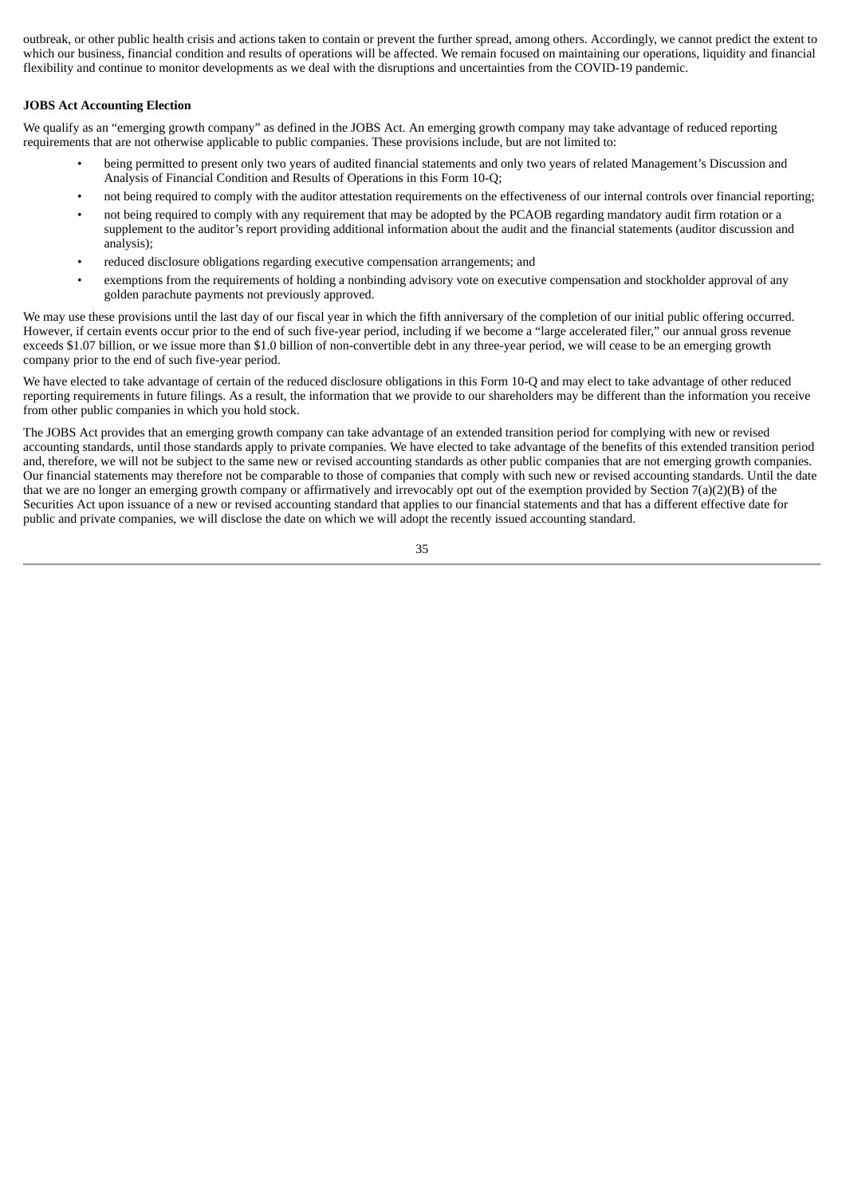outbreak, or other public health crisis and actions taken to contain or prevent the further spread, among others. Accordingly, we cannot predict the extent to which our business, financial condition and results of operations will be affected. We remain focused on maintaining our operations, liquidity and financial flexibility and continue to monitor developments as we deal with the disruptions and uncertainties from the COVID-19 pandemic.

**JOBS Act Accounting Election**

We qualify as an "emerging growth company" as defined in the JOBS Act. An emerging growth company may take advantage of reduced reporting requirements that are not otherwise applicable to public companies. These provisions include, but are not limited to:

- being permitted to present only two years of audited financial statements and only two years of related Management's Discussion and Analysis of Financial Condition and Results of Operations in this Form 10-Q;
- not being required to comply with the auditor attestation requirements on the effectiveness of our internal controls over financial reporting;
- not being required to comply with any requirement that may be adopted by the PCAOB regarding mandatory audit firm rotation or a supplement to the auditor's report providing additional information about the audit and the financial statements (auditor discussion and analysis);
- reduced disclosure obligations regarding executive compensation arrangements; and
- exemptions from the requirements of holding a nonbinding advisory vote on executive compensation and stockholder approval of any golden parachute payments not previously approved.

We may use these provisions until the last day of our fiscal year in which the fifth anniversary of the completion of our initial public offering occurred. However, if certain events occur prior to the end of such five-year period, including if we become a "large accelerated filer," our annual gross revenue exceeds $1.07 billion, or we issue more than $1.0 billion of non-convertible debt in any three-year period, we will cease to be an emerging growth company prior to the end of such five-year period.

We have elected to take advantage of certain of the reduced disclosure obligations in this Form 10-Q and may elect to take advantage of other reduced reporting requirements in future filings. As a result, the information that we provide to our shareholders may be different than the information you receive from other public companies in which you hold stock.

The JOBS Act provides that an emerging growth company can take advantage of an extended transition period for complying with new or revised accounting standards, until those standards apply to private companies. We have elected to take advantage of the benefits of this extended transition period and, therefore, we will not be subject to the same new or revised accounting standards as other public companies that are not emerging growth companies. Our financial statements may therefore not be comparable to those of companies that comply with such new or revised accounting standards. Until the date that we are no longer an emerging growth company or affirmatively and irrevocably opt out of the exemption provided by Section 7(a)(2)(B) of the Securities Act upon issuance of a new or revised accounting standard that applies to our financial statements and that has a different effective date for public and private companies, we will disclose the date on which we will adopt the recently issued accounting standard.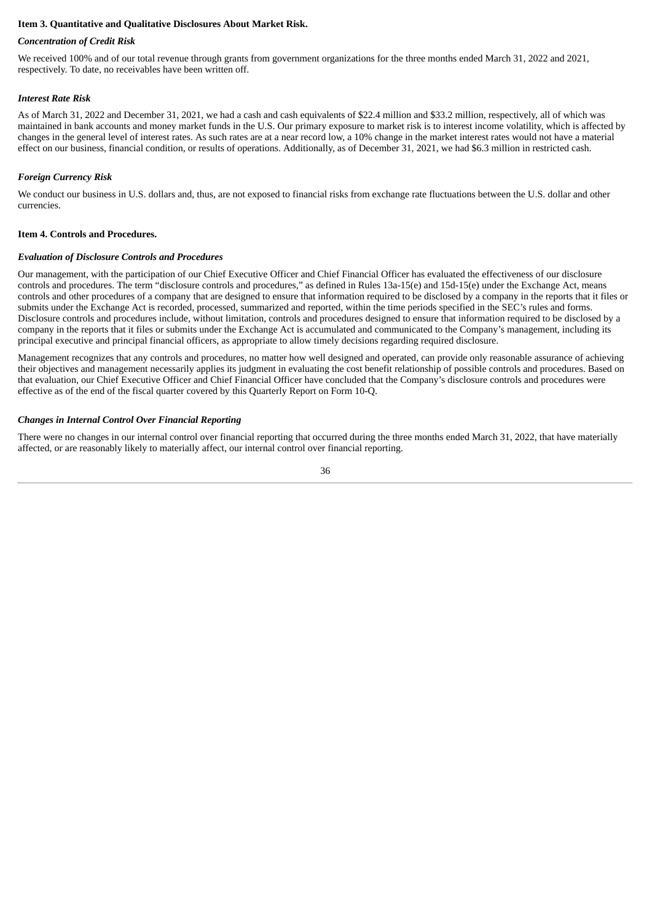### Item 3. Quantitative and Qualitative Disclosures About Market Risk.

***Concentration of Credit Risk***

We received 100% and of our total revenue through grants from government organizations for the three months ended March 31, 2022 and 2021, respectively. To date, no receivables have been written off.

***Interest Rate Risk***

As of March 31, 2022 and December 31, 2021, we had a cash and cash equivalents of $22.4 million and $33.2 million, respectively, all of which was maintained in bank accounts and money market funds in the U.S. Our primary exposure to market risk is to interest income volatility, which is affected by changes in the general level of interest rates. As such rates are at a near record low, a 10% change in the market interest rates would not have a material effect on our business, financial condition, or results of operations. Additionally, as of December 31, 2021, we had $6.3 million in restricted cash.

***Foreign Currency Risk***

We conduct our business in U.S. dollars and, thus, are not exposed to financial risks from exchange rate fluctuations between the U.S. dollar and other currencies.

### Item 4. Controls and Procedures.

***Evaluation of Disclosure Controls and Procedures***

Our management, with the participation of our Chief Executive Officer and Chief Financial Officer has evaluated the effectiveness of our disclosure controls and procedures. The term "disclosure controls and procedures," as defined in Rules 13a-15(e) and 15d-15(e) under the Exchange Act, means controls and other procedures of a company that are designed to ensure that information required to be disclosed by a company in the reports that it files or submits under the Exchange Act is recorded, processed, summarized and reported, within the time periods specified in the SEC's rules and forms. Disclosure controls and procedures include, without limitation, controls and procedures designed to ensure that information required to be disclosed by a company in the reports that it files or submits under the Exchange Act is accumulated and communicated to the Company's management, including its principal executive and principal financial officers, as appropriate to allow timely decisions regarding required disclosure.

Management recognizes that any controls and procedures, no matter how well designed and operated, can provide only reasonable assurance of achieving their objectives and management necessarily applies its judgment in evaluating the cost benefit relationship of possible controls and procedures. Based on that evaluation, our Chief Executive Officer and Chief Financial Officer have concluded that the Company's disclosure controls and procedures were effective as of the end of the fiscal quarter covered by this Quarterly Report on Form 10-Q.

***Changes in Internal Control Over Financial Reporting***

There were no changes in our internal control over financial reporting that occurred during the three months ended March 31, 2022, that have materially affected, or are reasonably likely to materially affect, our internal control over financial reporting.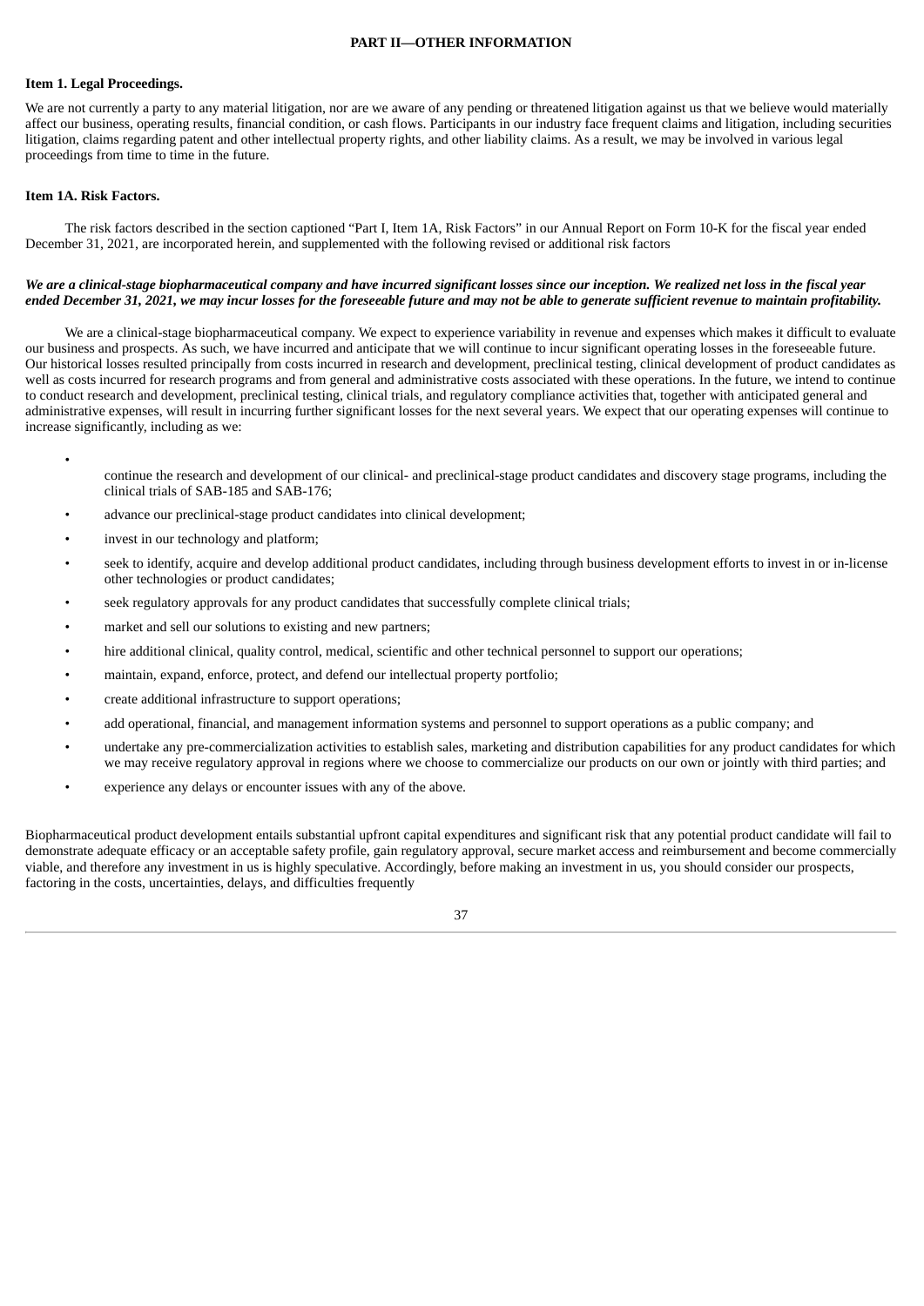## PART II—OTHER INFORMATION

### Item 1. Legal Proceedings.

We are not currently a party to any material litigation, nor are we aware of any pending or threatened litigation against us that we believe would materially affect our business, operating results, financial condition, or cash flows. Participants in our industry face frequent claims and litigation, including securities litigation, claims regarding patent and other intellectual property rights, and other liability claims. As a result, we may be involved in various legal proceedings from time to time in the future.

### Item 1A. Risk Factors.

The risk factors described in the section captioned "Part I, Item 1A, Risk Factors" in our Annual Report on Form 10-K for the fiscal year ended December 31, 2021, are incorporated herein, and supplemented with the following revised or additional risk factors

***We are a clinical-stage biopharmaceutical company and have incurred significant losses since our inception. We realized net loss in the fiscal year ended December 31, 2021, we may incur losses for the foreseeable future and may not be able to generate sufficient revenue to maintain profitability.***

We are a clinical-stage biopharmaceutical company. We expect to experience variability in revenue and expenses which makes it difficult to evaluate our business and prospects. As such, we have incurred and anticipate that we will continue to incur significant operating losses in the foreseeable future. Our historical losses resulted principally from costs incurred in research and development, preclinical testing, clinical development of product candidates as well as costs incurred for research programs and from general and administrative costs associated with these operations. In the future, we intend to continue to conduct research and development, preclinical testing, clinical trials, and regulatory compliance activities that, together with anticipated general and administrative expenses, will result in incurring further significant losses for the next several years. We expect that our operating expenses will continue to increase significantly, including as we:

- continue the research and development of our clinical- and preclinical-stage product candidates and discovery stage programs, including the clinical trials of SAB-185 and SAB-176;
- advance our preclinical-stage product candidates into clinical development;
- invest in our technology and platform;
- seek to identify, acquire and develop additional product candidates, including through business development efforts to invest in or in-license other technologies or product candidates;
- seek regulatory approvals for any product candidates that successfully complete clinical trials;
- market and sell our solutions to existing and new partners;
- hire additional clinical, quality control, medical, scientific and other technical personnel to support our operations;
- maintain, expand, enforce, protect, and defend our intellectual property portfolio;
- create additional infrastructure to support operations;
- add operational, financial, and management information systems and personnel to support operations as a public company; and
- undertake any pre-commercialization activities to establish sales, marketing and distribution capabilities for any product candidates for which we may receive regulatory approval in regions where we choose to commercialize our products on our own or jointly with third parties; and
- experience any delays or encounter issues with any of the above.

Biopharmaceutical product development entails substantial upfront capital expenditures and significant risk that any potential product candidate will fail to demonstrate adequate efficacy or an acceptable safety profile, gain regulatory approval, secure market access and reimbursement and become commercially viable, and therefore any investment in us is highly speculative. Accordingly, before making an investment in us, you should consider our prospects, factoring in the costs, uncertainties, delays, and difficulties frequently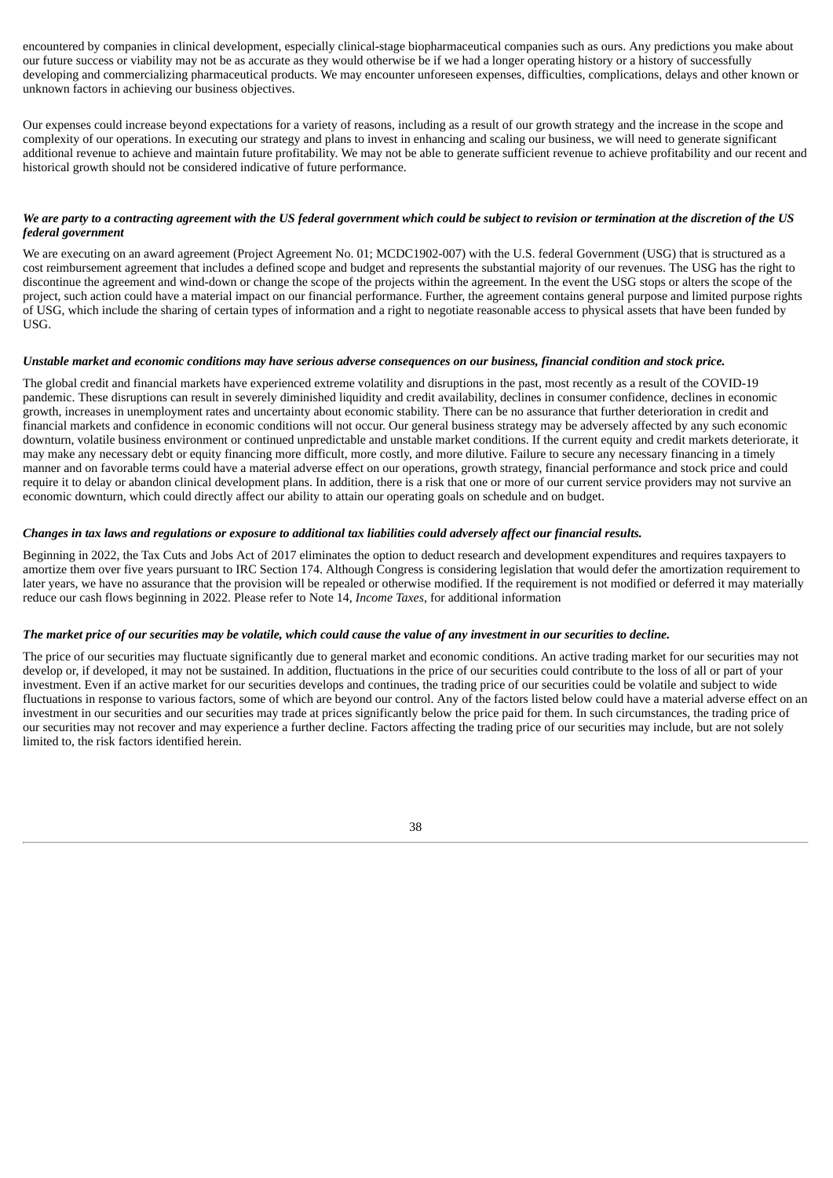encountered by companies in clinical development, especially clinical-stage biopharmaceutical companies such as ours. Any predictions you make about our future success or viability may not be as accurate as they would otherwise be if we had a longer operating history or a history of successfully developing and commercializing pharmaceutical products. We may encounter unforeseen expenses, difficulties, complications, delays and other known or unknown factors in achieving our business objectives.

Our expenses could increase beyond expectations for a variety of reasons, including as a result of our growth strategy and the increase in the scope and complexity of our operations. In executing our strategy and plans to invest in enhancing and scaling our business, we will need to generate significant additional revenue to achieve and maintain future profitability. We may not be able to generate sufficient revenue to achieve profitability and our recent and historical growth should not be considered indicative of future performance.

***We are party to a contracting agreement with the US federal government which could be subject to revision or termination at the discretion of the US federal government***

We are executing on an award agreement (Project Agreement No. 01; MCDC1902-007) with the U.S. federal Government (USG) that is structured as a cost reimbursement agreement that includes a defined scope and budget and represents the substantial majority of our revenues. The USG has the right to discontinue the agreement and wind-down or change the scope of the projects within the agreement. In the event the USG stops or alters the scope of the project, such action could have a material impact on our financial performance. Further, the agreement contains general purpose and limited purpose rights of USG, which include the sharing of certain types of information and a right to negotiate reasonable access to physical assets that have been funded by USG.

***Unstable market and economic conditions may have serious adverse consequences on our business, financial condition and stock price.***

The global credit and financial markets have experienced extreme volatility and disruptions in the past, most recently as a result of the COVID-19 pandemic. These disruptions can result in severely diminished liquidity and credit availability, declines in consumer confidence, declines in economic growth, increases in unemployment rates and uncertainty about economic stability. There can be no assurance that further deterioration in credit and financial markets and confidence in economic conditions will not occur. Our general business strategy may be adversely affected by any such economic downturn, volatile business environment or continued unpredictable and unstable market conditions. If the current equity and credit markets deteriorate, it may make any necessary debt or equity financing more difficult, more costly, and more dilutive. Failure to secure any necessary financing in a timely manner and on favorable terms could have a material adverse effect on our operations, growth strategy, financial performance and stock price and could require it to delay or abandon clinical development plans. In addition, there is a risk that one or more of our current service providers may not survive an economic downturn, which could directly affect our ability to attain our operating goals on schedule and on budget.

***Changes in tax laws and regulations or exposure to additional tax liabilities could adversely affect our financial results.***

Beginning in 2022, the Tax Cuts and Jobs Act of 2017 eliminates the option to deduct research and development expenditures and requires taxpayers to amortize them over five years pursuant to IRC Section 174. Although Congress is considering legislation that would defer the amortization requirement to later years, we have no assurance that the provision will be repealed or otherwise modified. If the requirement is not modified or deferred it may materially reduce our cash flows beginning in 2022. Please refer to Note 14, *Income Taxes*, for additional information

***The market price of our securities may be volatile, which could cause the value of any investment in our securities to decline.***

The price of our securities may fluctuate significantly due to general market and economic conditions. An active trading market for our securities may not develop or, if developed, it may not be sustained. In addition, fluctuations in the price of our securities could contribute to the loss of all or part of your investment. Even if an active market for our securities develops and continues, the trading price of our securities could be volatile and subject to wide fluctuations in response to various factors, some of which are beyond our control. Any of the factors listed below could have a material adverse effect on an investment in our securities and our securities may trade at prices significantly below the price paid for them. In such circumstances, the trading price of our securities may not recover and may experience a further decline. Factors affecting the trading price of our securities may include, but are not solely limited to, the risk factors identified herein.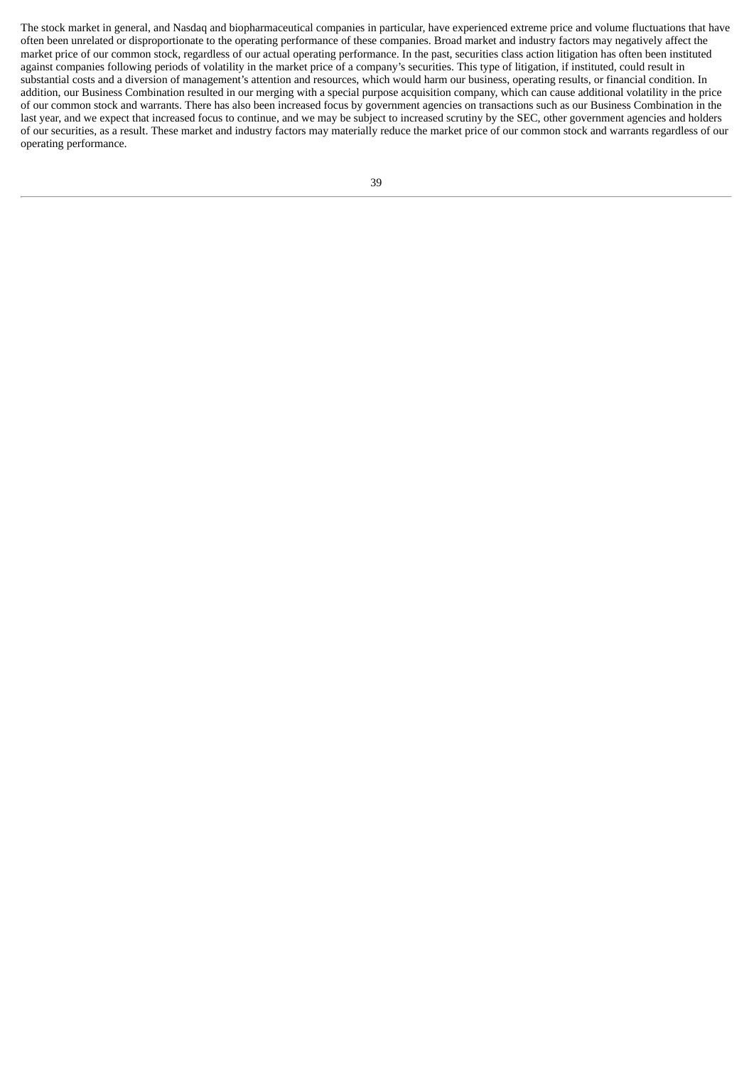The stock market in general, and Nasdaq and biopharmaceutical companies in particular, have experienced extreme price and volume fluctuations that have often been unrelated or disproportionate to the operating performance of these companies. Broad market and industry factors may negatively affect the market price of our common stock, regardless of our actual operating performance. In the past, securities class action litigation has often been instituted against companies following periods of volatility in the market price of a company's securities. This type of litigation, if instituted, could result in substantial costs and a diversion of management's attention and resources, which would harm our business, operating results, or financial condition. In addition, our Business Combination resulted in our merging with a special purpose acquisition company, which can cause additional volatility in the price of our common stock and warrants. There has also been increased focus by government agencies on transactions such as our Business Combination in the last year, and we expect that increased focus to continue, and we may be subject to increased scrutiny by the SEC, other government agencies and holders of our securities, as a result. These market and industry factors may materially reduce the market price of our common stock and warrants regardless of our operating performance.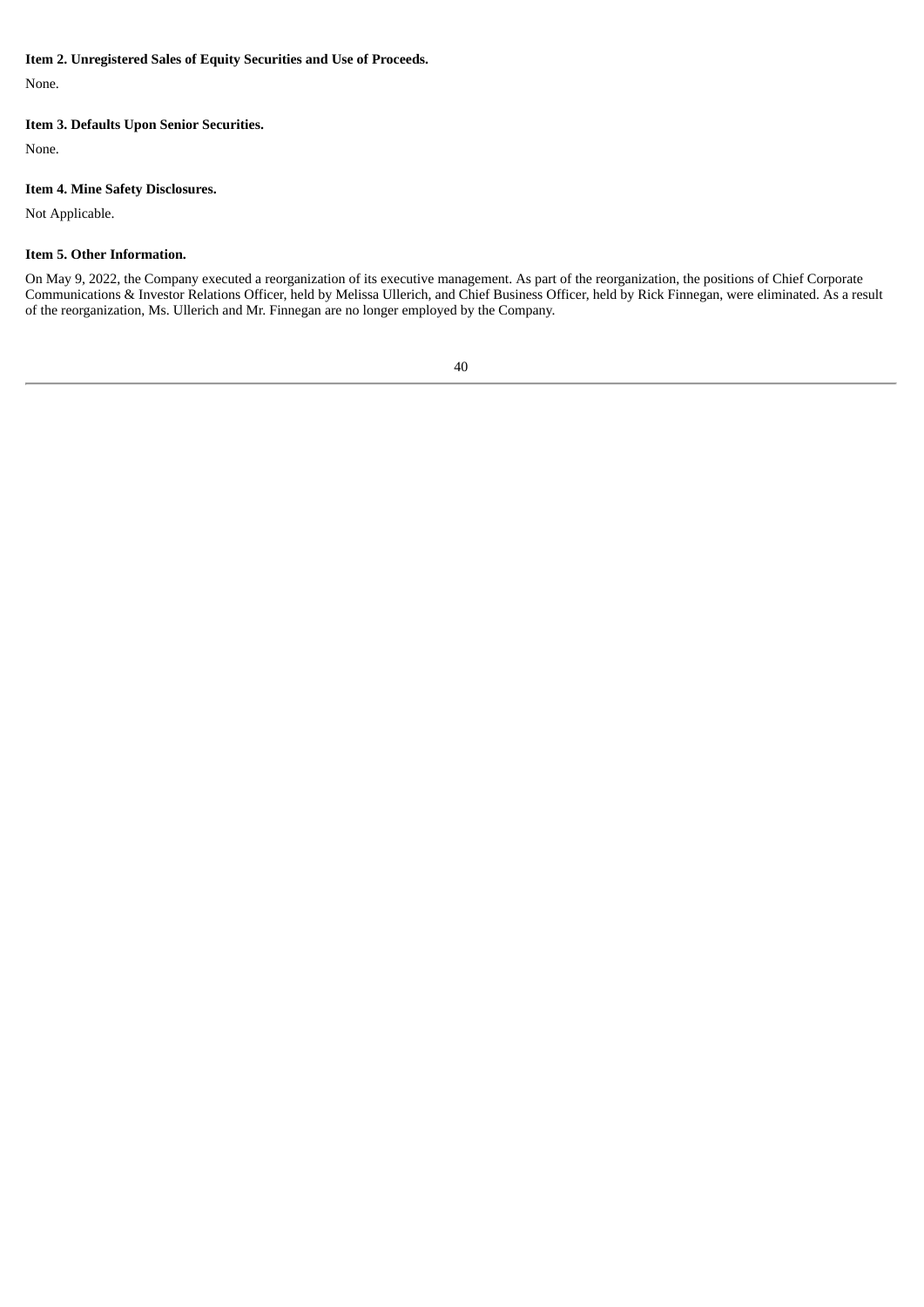**Item 2. Unregistered Sales of Equity Securities and Use of Proceeds.**

None.

**Item 3. Defaults Upon Senior Securities.**

None.

**Item 4. Mine Safety Disclosures.**

Not Applicable.

**Item 5. Other Information.**

On May 9, 2022, the Company executed a reorganization of its executive management. As part of the reorganization, the positions of Chief Corporate Communications & Investor Relations Officer, held by Melissa Ullerich, and Chief Business Officer, held by Rick Finnegan, were eliminated. As a result of the reorganization, Ms. Ullerich and Mr. Finnegan are no longer employed by the Company.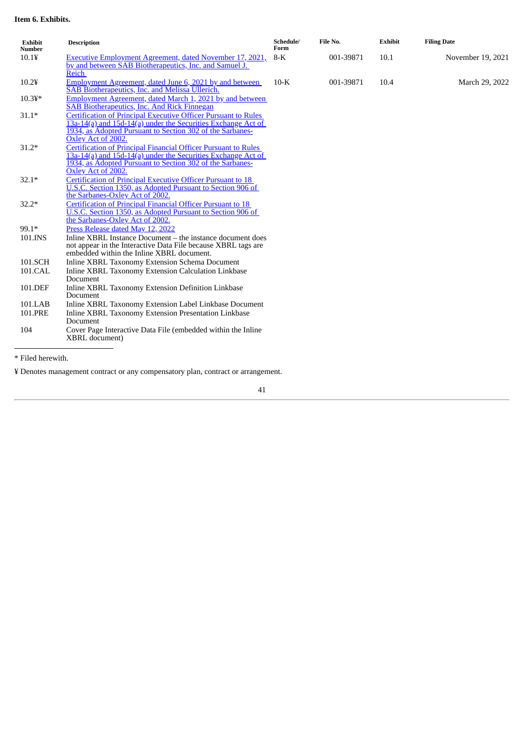**Item 6. Exhibits.**

| Exhibit Number | Description | Schedule/ Form | File No. | Exhibit | Filing Date |
|---|---|---|---|---|---|
| 10.1¥ | Executive Employment Agreement, dated November 17, 2021, by and between SAB Biotherapeutics, Inc. and Samuel J. Reich | 8-K | 001-39871 | 10.1 | November 19, 2021 |
| 10.2¥ | Employment Agreement, dated June 6, 2021 by and between SAB Biotherapeutics, Inc. and Melissa Ullerich. | 10-K | 001-39871 | 10.4 | March 29, 2022 |
| 10.3¥* | Employment Agreement, dated March 1, 2021 by and between SAB Biotherapeutics, Inc. And Rick Finnegan | | | | |
| 31.1* | Certification of Principal Executive Officer Pursuant to Rules 13a-14(a) and 15d-14(a) under the Securities Exchange Act of 1934, as Adopted Pursuant to Section 302 of the Sarbanes-Oxley Act of 2002. | | | | |
| 31.2* | Certification of Principal Financial Officer Pursuant to Rules 13a-14(a) and 15d-14(a) under the Securities Exchange Act of 1934, as Adopted Pursuant to Section 302 of the Sarbanes-Oxley Act of 2002. | | | | |
| 32.1* | Certification of Principal Executive Officer Pursuant to 18 U.S.C. Section 1350, as Adopted Pursuant to Section 906 of the Sarbanes-Oxley Act of 2002. | | | | |
| 32.2* | Certification of Principal Financial Officer Pursuant to 18 U.S.C. Section 1350, as Adopted Pursuant to Section 906 of the Sarbanes-Oxley Act of 2002. | | | | |
| 99.1* | Press Release dated May 12, 2022 | | | | |
| 101.INS | Inline XBRL Instance Document – the instance document does not appear in the Interactive Data File because XBRL tags are embedded within the Inline XBRL document. | | | | |
| 101.SCH | Inline XBRL Taxonomy Extension Schema Document | | | | |
| 101.CAL | Inline XBRL Taxonomy Extension Calculation Linkbase Document | | | | |
| 101.DEF | Inline XBRL Taxonomy Extension Definition Linkbase Document | | | | |
| 101.LAB | Inline XBRL Taxonomy Extension Label Linkbase Document | | | | |
| 101.PRE | Inline XBRL Taxonomy Extension Presentation Linkbase Document | | | | |
| 104 | Cover Page Interactive Data File (embedded within the Inline XBRL document) | | | | |

* Filed herewith.

¥ Denotes management contract or any compensatory plan, contract or arrangement.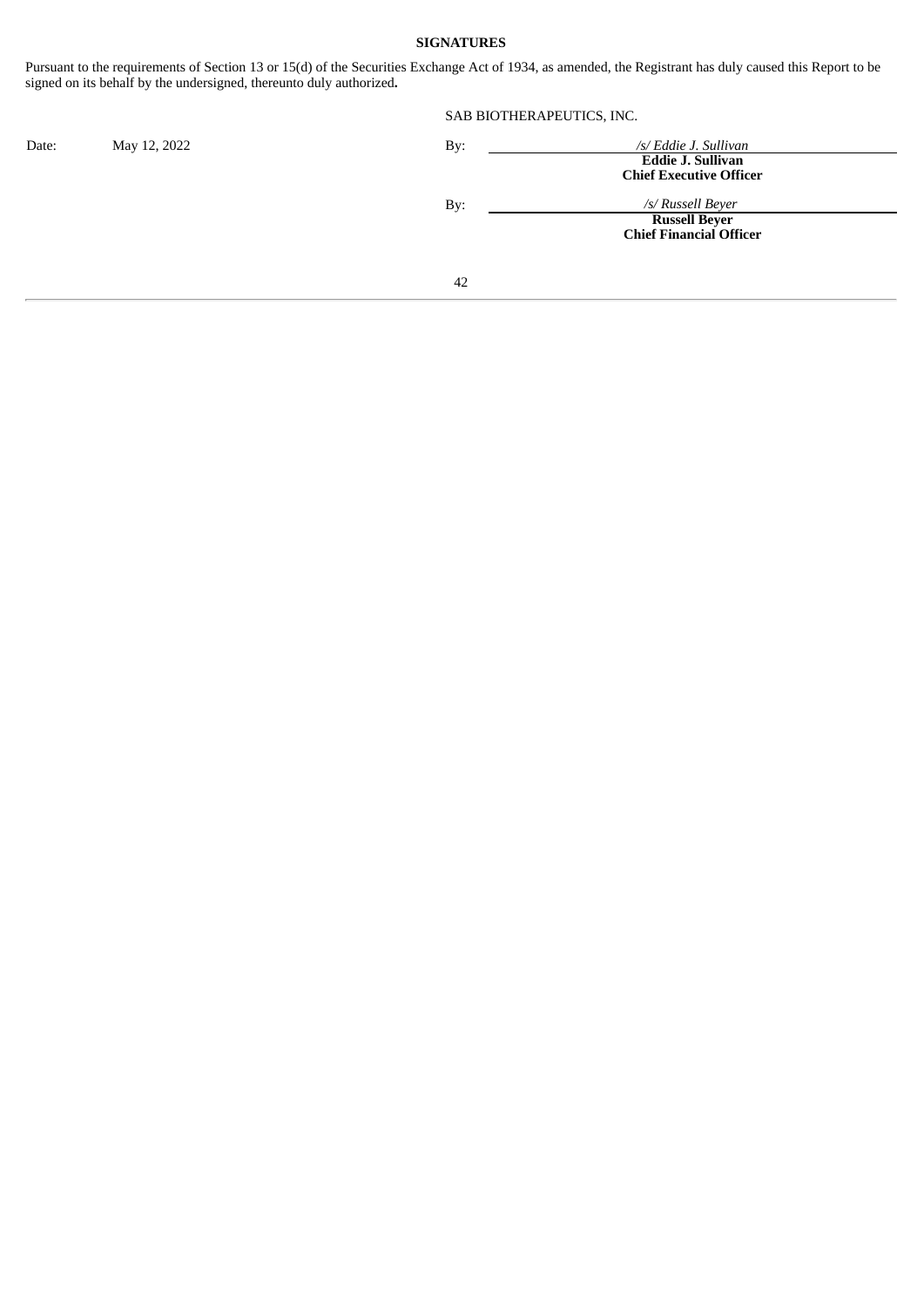## SIGNATURES

Pursuant to the requirements of Section 13 or 15(d) of the Securities Exchange Act of 1934, as amended, the Registrant has duly caused this Report to be signed on its behalf by the undersigned, thereunto duly authorized**.**

SAB BIOTHERAPEUTICS, INC.

| | | | |
|---|---|---|---|
| Date: | May 12, 2022 | By: | */s/ Eddie J. Sullivan*<br>**Eddie J. Sullivan**<br>**Chief Executive Officer** |
| | | By: | */s/ Russell Beyer*<br>**Russell Beyer**<br>**Chief Financial Officer** |